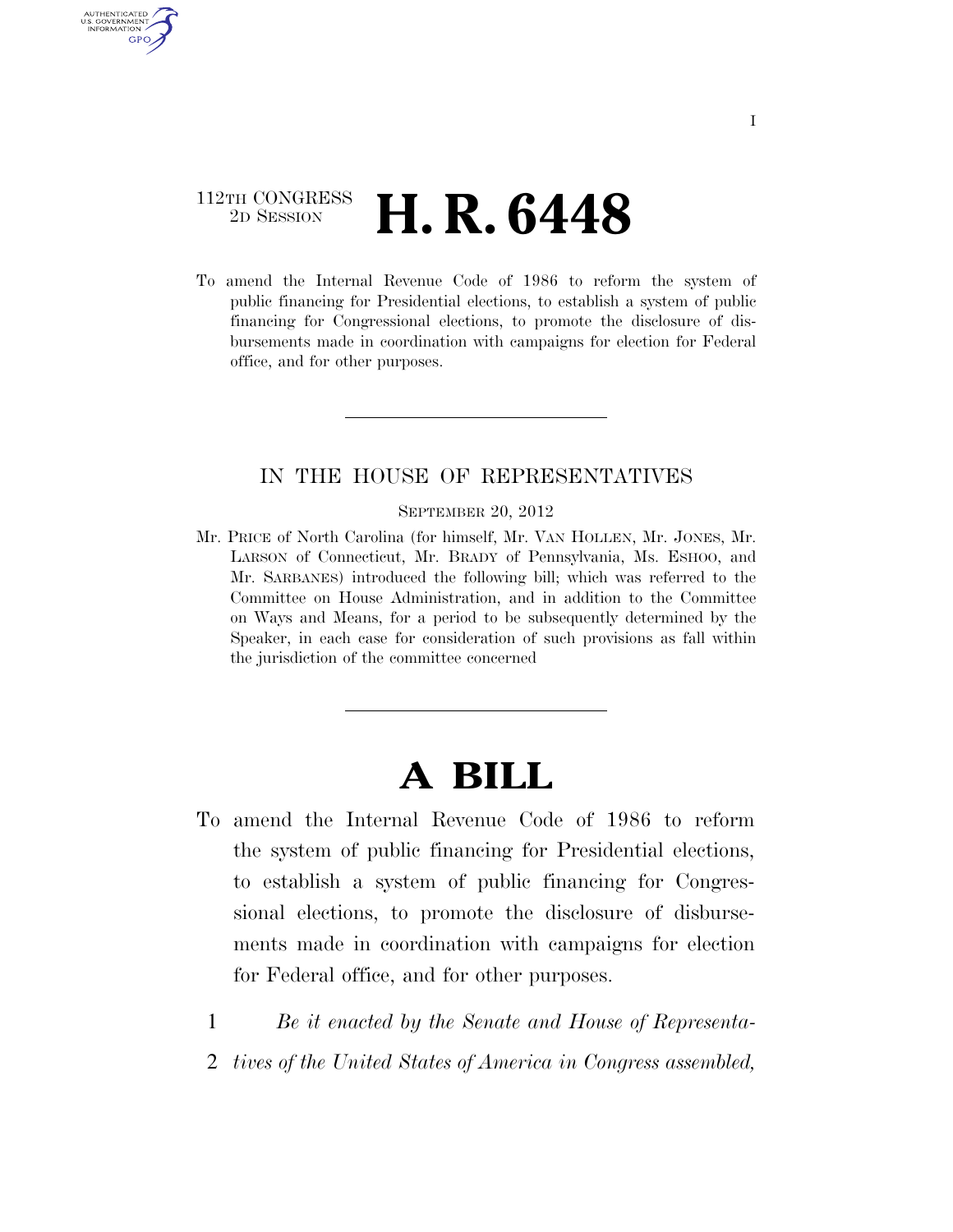112TH CONGRESS
2D SESSION

# H. R. 6448

To amend the Internal Revenue Code of 1986 to reform the system of public financing for Presidential elections, to establish a system of public financing for Congressional elections, to promote the disclosure of disbursements made in coordination with campaigns for election for Federal office, and for other purposes.

---

IN THE HOUSE OF REPRESENTATIVES

SEPTEMBER 20, 2012

Mr. PRICE of North Carolina (for himself, Mr. VAN HOLLEN, Mr. JONES, Mr. LARSON of Connecticut, Mr. BRADY of Pennsylvania, Ms. ESHOO, and Mr. SARBANES) introduced the following bill; which was referred to the Committee on House Administration, and in addition to the Committee on Ways and Means, for a period to be subsequently determined by the Speaker, in each case for consideration of such provisions as fall within the jurisdiction of the committee concerned

---

# A BILL

To amend the Internal Revenue Code of 1986 to reform the system of public financing for Presidential elections, to establish a system of public financing for Congressional elections, to promote the disclosure of disbursements made in coordination with campaigns for election for Federal office, and for other purposes.

1 *Be it enacted by the Senate and House of Representa-*
2 *tives of the United States of America in Congress assembled,*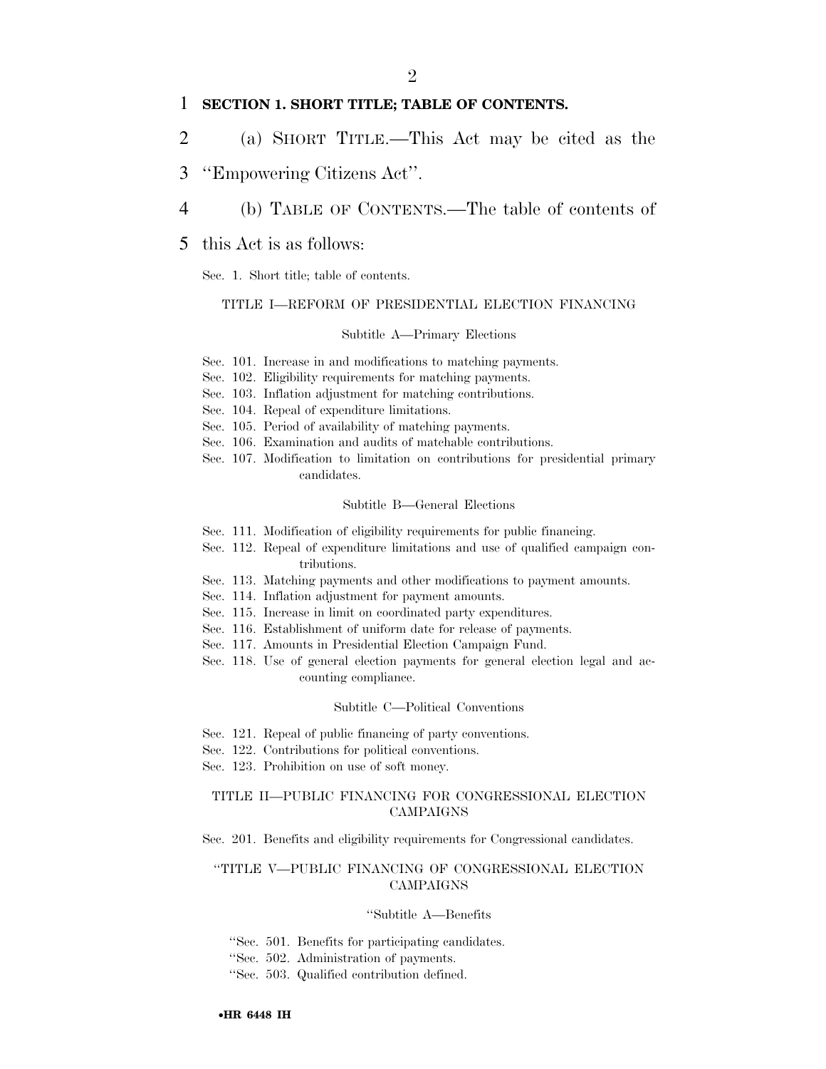**SECTION 1. SHORT TITLE; TABLE OF CONTENTS.**

(a) SHORT TITLE.—This Act may be cited as the "Empowering Citizens Act".

(b) TABLE OF CONTENTS.—The table of contents of this Act is as follows:

Sec. 1. Short title; table of contents.

TITLE I—REFORM OF PRESIDENTIAL ELECTION FINANCING

Subtitle A—Primary Elections

Sec. 101. Increase in and modifications to matching payments.
Sec. 102. Eligibility requirements for matching payments.
Sec. 103. Inflation adjustment for matching contributions.
Sec. 104. Repeal of expenditure limitations.
Sec. 105. Period of availability of matching payments.
Sec. 106. Examination and audits of matchable contributions.
Sec. 107. Modification to limitation on contributions for presidential primary candidates.

Subtitle B—General Elections

Sec. 111. Modification of eligibility requirements for public financing.
Sec. 112. Repeal of expenditure limitations and use of qualified campaign contributions.
Sec. 113. Matching payments and other modifications to payment amounts.
Sec. 114. Inflation adjustment for payment amounts.
Sec. 115. Increase in limit on coordinated party expenditures.
Sec. 116. Establishment of uniform date for release of payments.
Sec. 117. Amounts in Presidential Election Campaign Fund.
Sec. 118. Use of general election payments for general election legal and accounting compliance.

Subtitle C—Political Conventions

Sec. 121. Repeal of public financing of party conventions.
Sec. 122. Contributions for political conventions.
Sec. 123. Prohibition on use of soft money.

TITLE II—PUBLIC FINANCING FOR CONGRESSIONAL ELECTION CAMPAIGNS

Sec. 201. Benefits and eligibility requirements for Congressional candidates.

"TITLE V—PUBLIC FINANCING OF CONGRESSIONAL ELECTION CAMPAIGNS

"Subtitle A—Benefits

"Sec. 501. Benefits for participating candidates.
"Sec. 502. Administration of payments.
"Sec. 503. Qualified contribution defined.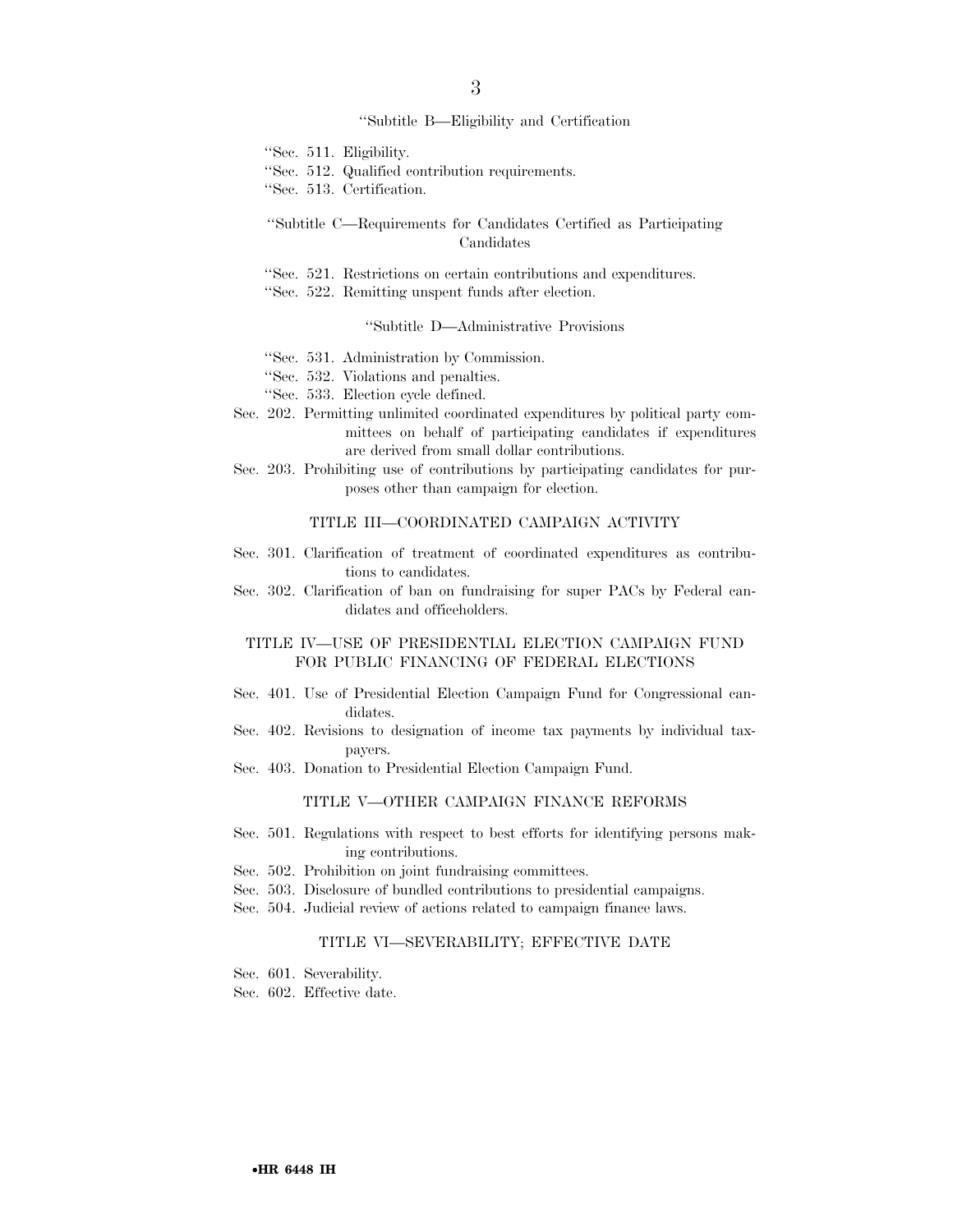"Subtitle B—Eligibility and Certification

"Sec. 511. Eligibility.
"Sec. 512. Qualified contribution requirements.
"Sec. 513. Certification.

"Subtitle C—Requirements for Candidates Certified as Participating Candidates

"Sec. 521. Restrictions on certain contributions and expenditures.
"Sec. 522. Remitting unspent funds after election.

"Subtitle D—Administrative Provisions

"Sec. 531. Administration by Commission.
"Sec. 532. Violations and penalties.
"Sec. 533. Election cycle defined.

Sec. 202. Permitting unlimited coordinated expenditures by political party committees on behalf of participating candidates if expenditures are derived from small dollar contributions.
Sec. 203. Prohibiting use of contributions by participating candidates for purposes other than campaign for election.

TITLE III—COORDINATED CAMPAIGN ACTIVITY

Sec. 301. Clarification of treatment of coordinated expenditures as contributions to candidates.
Sec. 302. Clarification of ban on fundraising for super PACs by Federal candidates and officeholders.

TITLE IV—USE OF PRESIDENTIAL ELECTION CAMPAIGN FUND FOR PUBLIC FINANCING OF FEDERAL ELECTIONS

Sec. 401. Use of Presidential Election Campaign Fund for Congressional candidates.
Sec. 402. Revisions to designation of income tax payments by individual taxpayers.
Sec. 403. Donation to Presidential Election Campaign Fund.

TITLE V—OTHER CAMPAIGN FINANCE REFORMS

Sec. 501. Regulations with respect to best efforts for identifying persons making contributions.
Sec. 502. Prohibition on joint fundraising committees.
Sec. 503. Disclosure of bundled contributions to presidential campaigns.
Sec. 504. Judicial review of actions related to campaign finance laws.

TITLE VI—SEVERABILITY; EFFECTIVE DATE

Sec. 601. Severability.
Sec. 602. Effective date.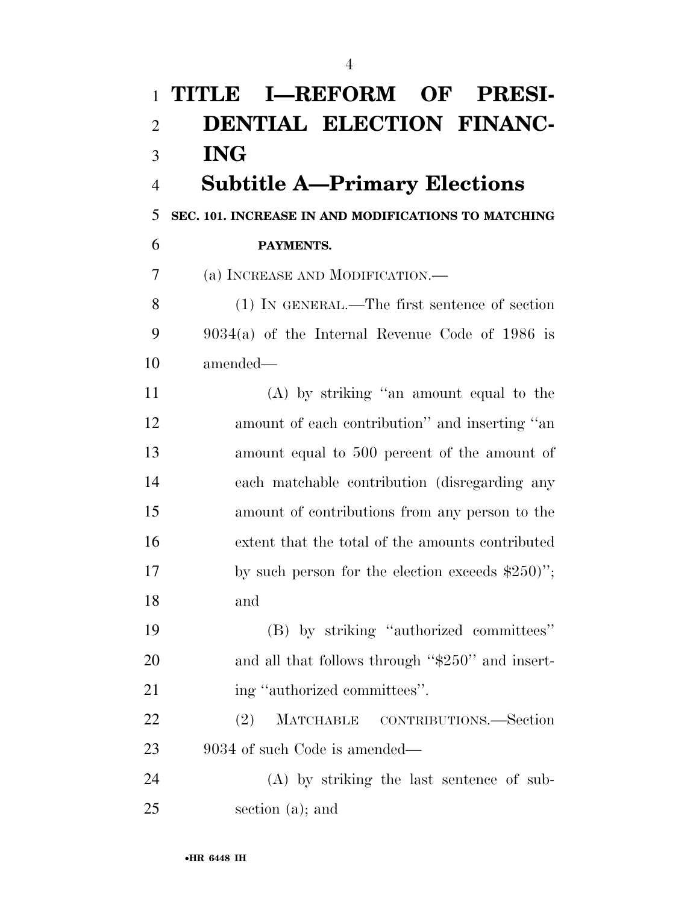# TITLE I—REFORM OF PRESIDENTIAL ELECTION FINANCING

## Subtitle A—Primary Elections

### SEC. 101. INCREASE IN AND MODIFICATIONS TO MATCHING PAYMENTS.

(a) INCREASE AND MODIFICATION.—

(1) IN GENERAL.—The first sentence of section 9034(a) of the Internal Revenue Code of 1986 is amended—

(A) by striking "an amount equal to the amount of each contribution" and inserting "an amount equal to 500 percent of the amount of each matchable contribution (disregarding any amount of contributions from any person to the extent that the total of the amounts contributed by such person for the election exceeds $250)"; and

(B) by striking "authorized committees" and all that follows through "$250" and inserting "authorized committees".

(2) MATCHABLE CONTRIBUTIONS.—Section 9034 of such Code is amended—

(A) by striking the last sentence of subsection (a); and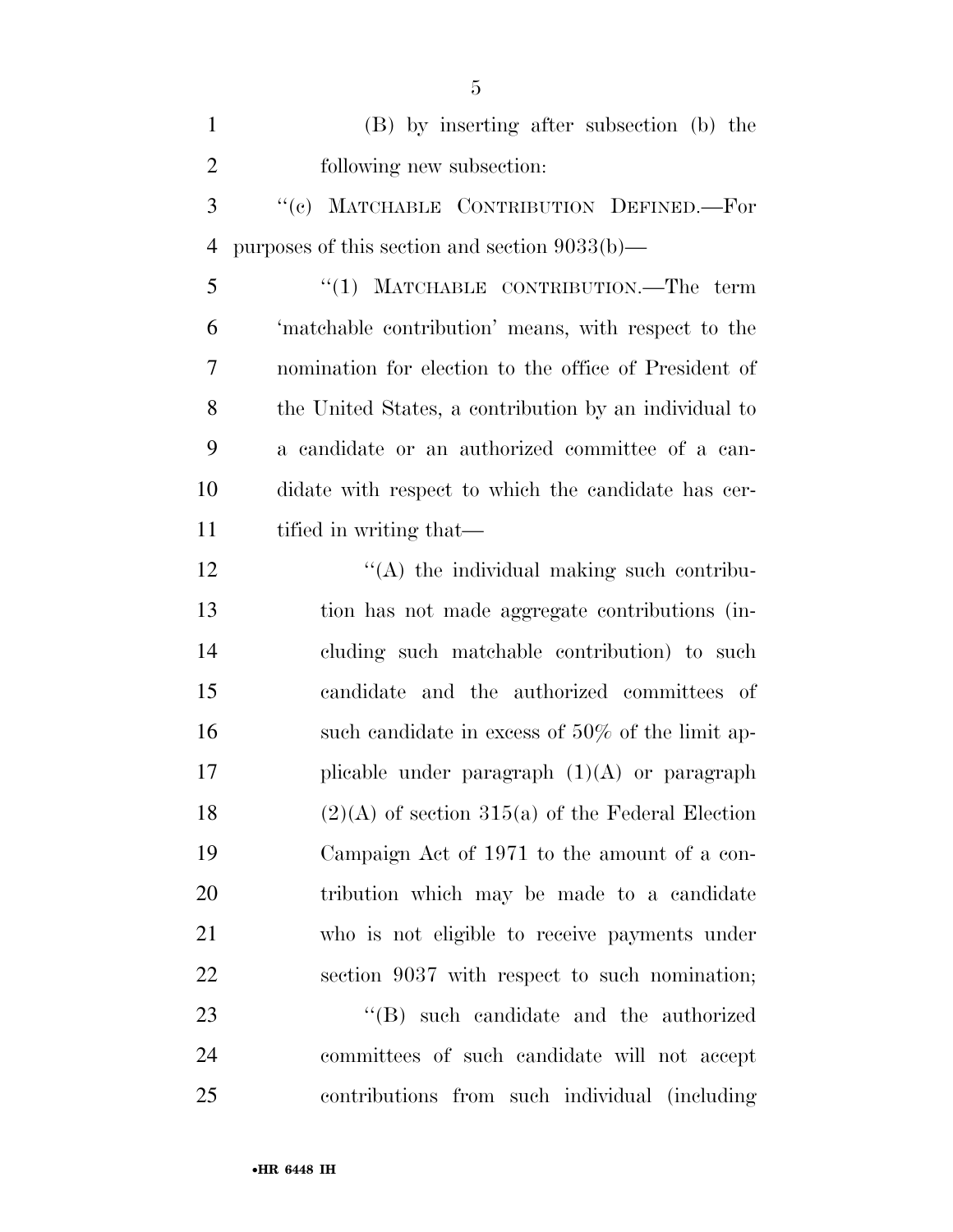(B) by inserting after subsection (b) the following new subsection:

"(c) MATCHABLE CONTRIBUTION DEFINED.—For purposes of this section and section 9033(b)—

"(1) MATCHABLE CONTRIBUTION.—The term 'matchable contribution' means, with respect to the nomination for election to the office of President of the United States, a contribution by an individual to a candidate or an authorized committee of a candidate with respect to which the candidate has certified in writing that—

"(A) the individual making such contribution has not made aggregate contributions (including such matchable contribution) to such candidate and the authorized committees of such candidate in excess of 50% of the limit applicable under paragraph (1)(A) or paragraph (2)(A) of section 315(a) of the Federal Election Campaign Act of 1971 to the amount of a contribution which may be made to a candidate who is not eligible to receive payments under section 9037 with respect to such nomination;

"(B) such candidate and the authorized committees of such candidate will not accept contributions from such individual (including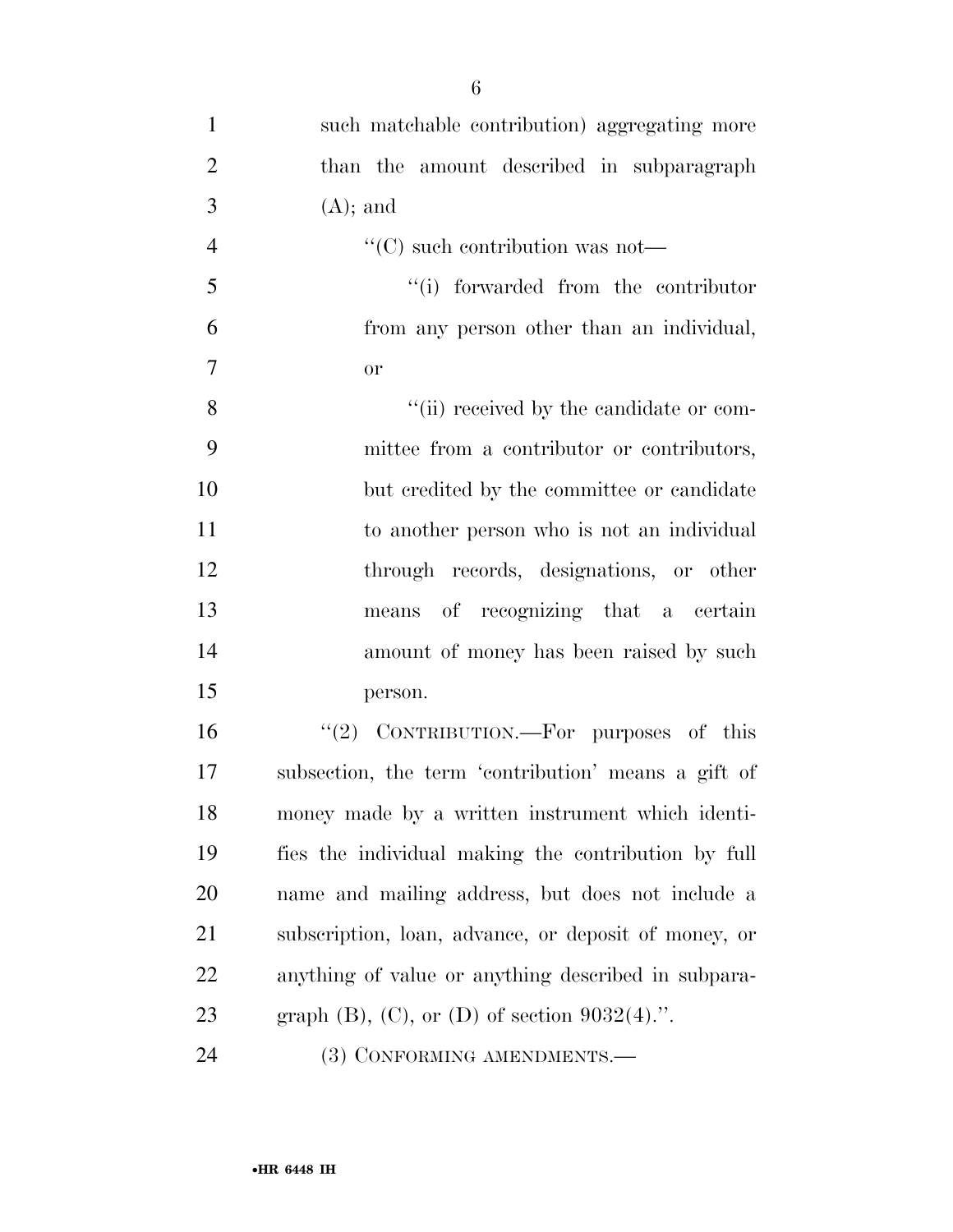such matchable contribution) aggregating more than the amount described in subparagraph (A); and

"(C) such contribution was not—

"(i) forwarded from the contributor from any person other than an individual, or

"(ii) received by the candidate or committee from a contributor or contributors, but credited by the committee or candidate to another person who is not an individual through records, designations, or other means of recognizing that a certain amount of money has been raised by such person.

"(2) CONTRIBUTION.—For purposes of this subsection, the term 'contribution' means a gift of money made by a written instrument which identifies the individual making the contribution by full name and mailing address, but does not include a subscription, loan, advance, or deposit of money, or anything of value or anything described in subparagraph (B), (C), or (D) of section 9032(4).".

(3) CONFORMING AMENDMENTS.—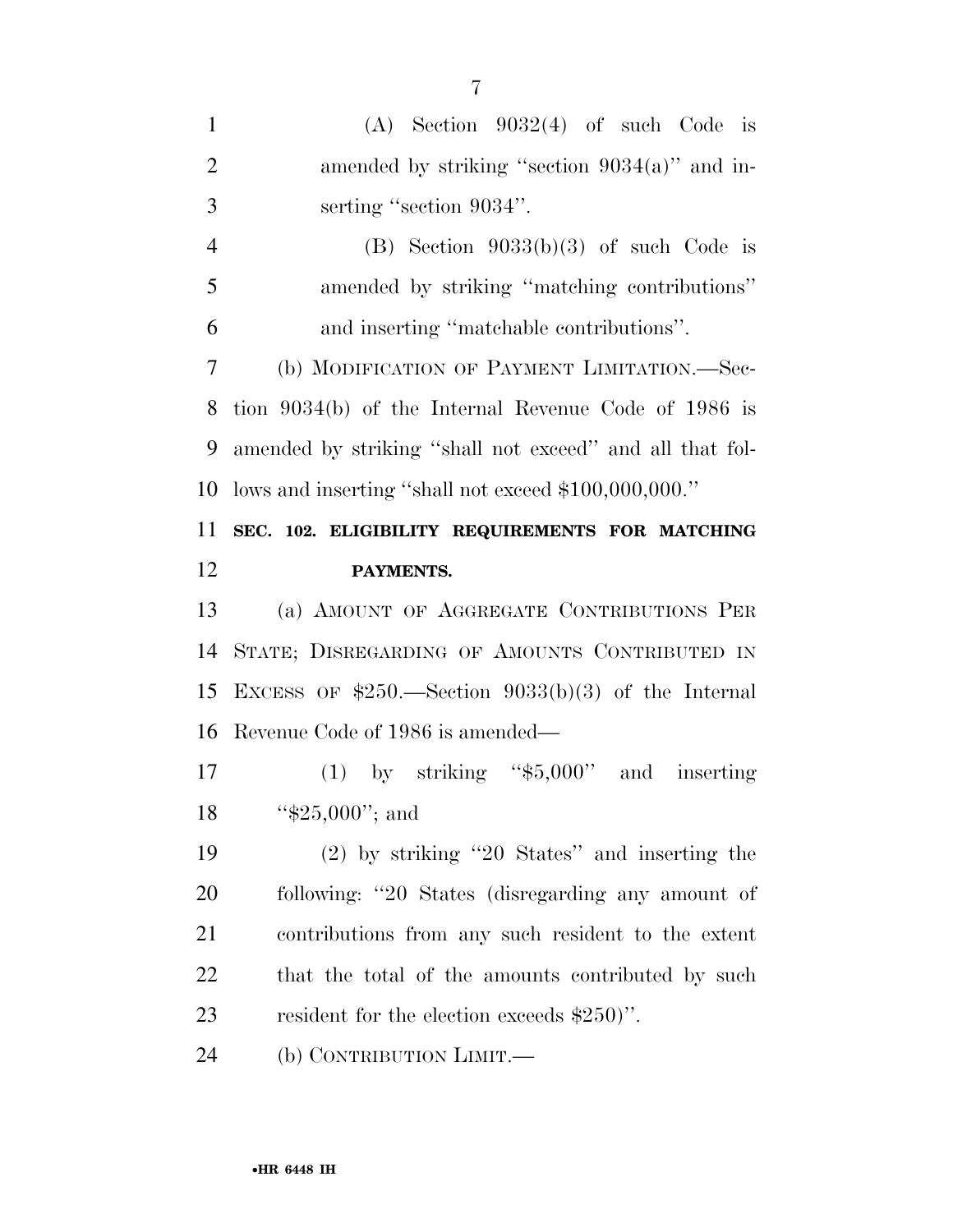(A) Section 9032(4) of such Code is amended by striking ''section 9034(a)'' and inserting ''section 9034''.

(B) Section 9033(b)(3) of such Code is amended by striking ''matching contributions'' and inserting ''matchable contributions''.

(b) MODIFICATION OF PAYMENT LIMITATION.—Section 9034(b) of the Internal Revenue Code of 1986 is amended by striking ''shall not exceed'' and all that follows and inserting ''shall not exceed $100,000,000.''

**SEC. 102. ELIGIBILITY REQUIREMENTS FOR MATCHING PAYMENTS.**

(a) AMOUNT OF AGGREGATE CONTRIBUTIONS PER STATE; DISREGARDING OF AMOUNTS CONTRIBUTED IN EXCESS OF $250.—Section 9033(b)(3) of the Internal Revenue Code of 1986 is amended—

(1) by striking ''$5,000'' and inserting ''$25,000''; and

(2) by striking ''20 States'' and inserting the following: ''20 States (disregarding any amount of contributions from any such resident to the extent that the total of the amounts contributed by such resident for the election exceeds $250)''.

(b) CONTRIBUTION LIMIT.—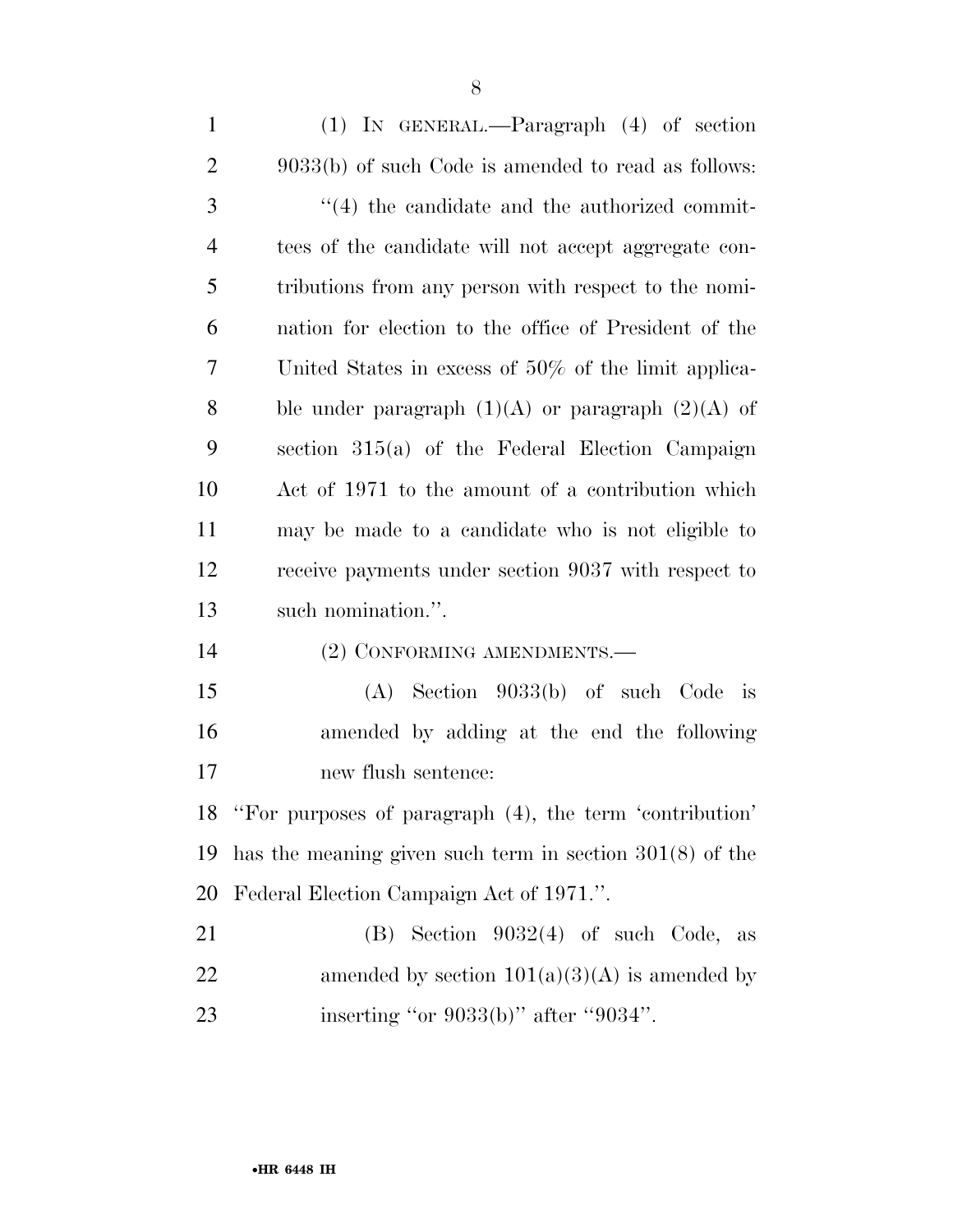(1) IN GENERAL.—Paragraph (4) of section 9033(b) of such Code is amended to read as follows:

"(4) the candidate and the authorized committees of the candidate will not accept aggregate contributions from any person with respect to the nomination for election to the office of President of the United States in excess of 50% of the limit applicable under paragraph (1)(A) or paragraph (2)(A) of section 315(a) of the Federal Election Campaign Act of 1971 to the amount of a contribution which may be made to a candidate who is not eligible to receive payments under section 9037 with respect to such nomination.".

(2) CONFORMING AMENDMENTS.—

(A) Section 9033(b) of such Code is amended by adding at the end the following new flush sentence:

"For purposes of paragraph (4), the term 'contribution' has the meaning given such term in section 301(8) of the Federal Election Campaign Act of 1971.".

(B) Section 9032(4) of such Code, as amended by section 101(a)(3)(A) is amended by inserting "or 9033(b)" after "9034".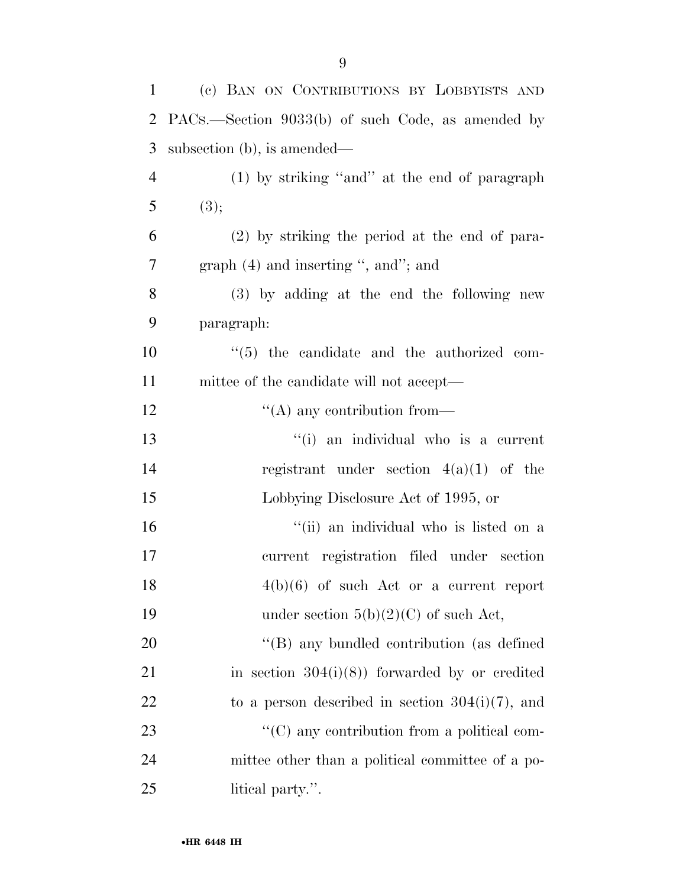(c) BAN ON CONTRIBUTIONS BY LOBBYISTS AND PACS.—Section 9033(b) of such Code, as amended by subsection (b), is amended—

(1) by striking ''and'' at the end of paragraph (3);

(2) by striking the period at the end of paragraph (4) and inserting '', and''; and

(3) by adding at the end the following new paragraph:

''(5) the candidate and the authorized committee of the candidate will not accept—

''(A) any contribution from—

''(i) an individual who is a current registrant under section 4(a)(1) of the Lobbying Disclosure Act of 1995, or

''(ii) an individual who is listed on a current registration filed under section 4(b)(6) of such Act or a current report under section 5(b)(2)(C) of such Act,

''(B) any bundled contribution (as defined in section 304(i)(8)) forwarded by or credited to a person described in section 304(i)(7), and

''(C) any contribution from a political committee other than a political committee of a political party.''.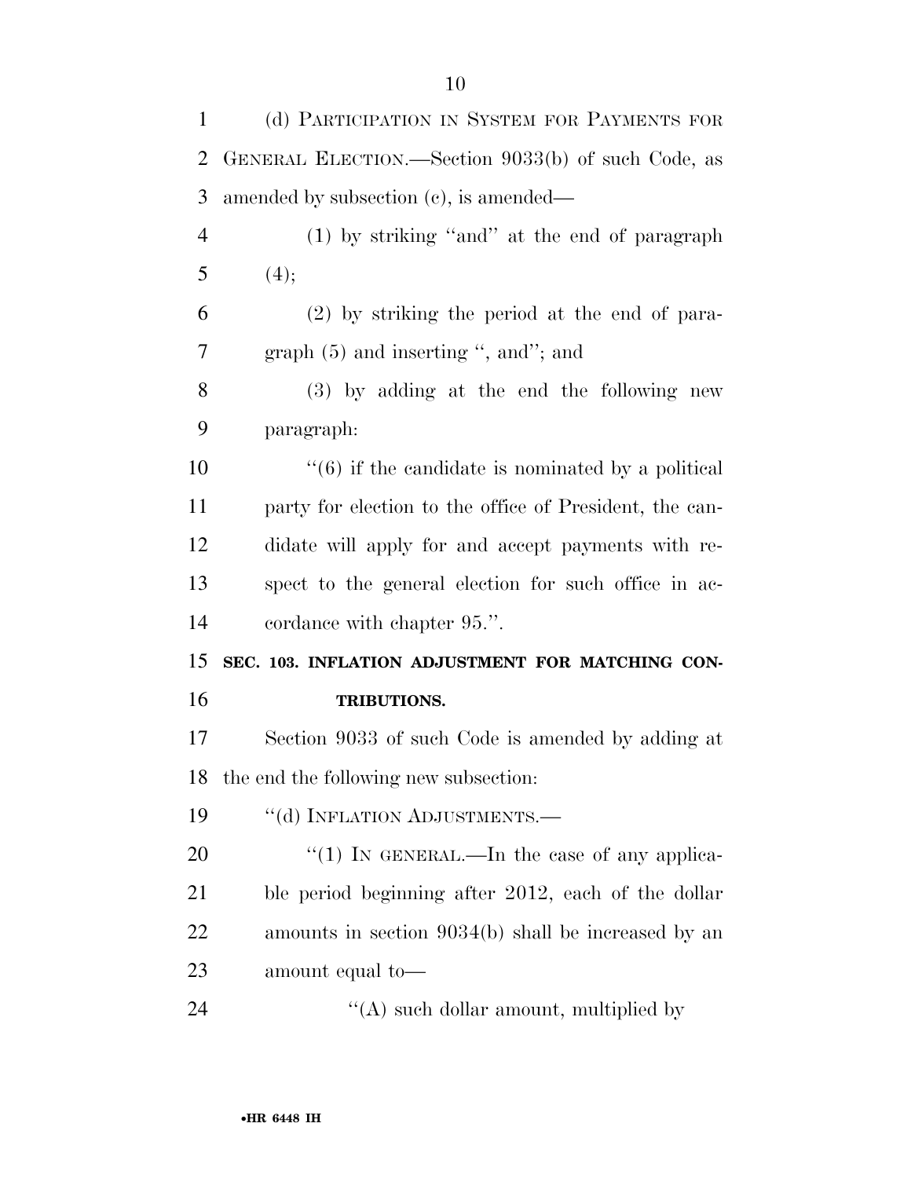(d) PARTICIPATION IN SYSTEM FOR PAYMENTS FOR GENERAL ELECTION.—Section 9033(b) of such Code, as amended by subsection (c), is amended—

(1) by striking ''and'' at the end of paragraph (4);

(2) by striking the period at the end of paragraph (5) and inserting '', and''; and

(3) by adding at the end the following new paragraph:

''(6) if the candidate is nominated by a political party for election to the office of President, the candidate will apply for and accept payments with respect to the general election for such office in accordance with chapter 95.''.

**SEC. 103. INFLATION ADJUSTMENT FOR MATCHING CONTRIBUTIONS.**

Section 9033 of such Code is amended by adding at the end the following new subsection:

''(d) INFLATION ADJUSTMENTS.—

''(1) IN GENERAL.—In the case of any applicable period beginning after 2012, each of the dollar amounts in section 9034(b) shall be increased by an amount equal to—

''(A) such dollar amount, multiplied by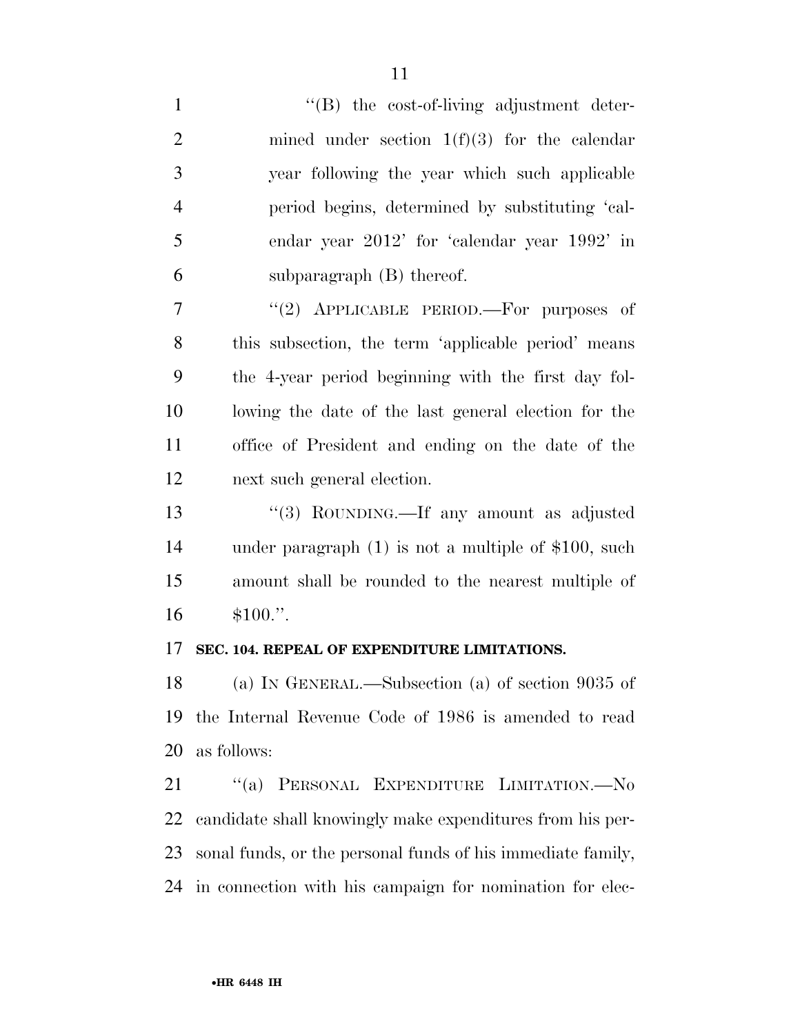''(B) the cost-of-living adjustment determined under section 1(f)(3) for the calendar year following the year which such applicable period begins, determined by substituting 'calendar year 2012' for 'calendar year 1992' in subparagraph (B) thereof.

''(2) APPLICABLE PERIOD.—For purposes of this subsection, the term 'applicable period' means the 4-year period beginning with the first day following the date of the last general election for the office of President and ending on the date of the next such general election.

''(3) ROUNDING.—If any amount as adjusted under paragraph (1) is not a multiple of $100, such amount shall be rounded to the nearest multiple of $100.''.

**SEC. 104. REPEAL OF EXPENDITURE LIMITATIONS.**

(a) IN GENERAL.—Subsection (a) of section 9035 of the Internal Revenue Code of 1986 is amended to read as follows:

''(a) PERSONAL EXPENDITURE LIMITATION.—No candidate shall knowingly make expenditures from his personal funds, or the personal funds of his immediate family, in connection with his campaign for nomination for elec-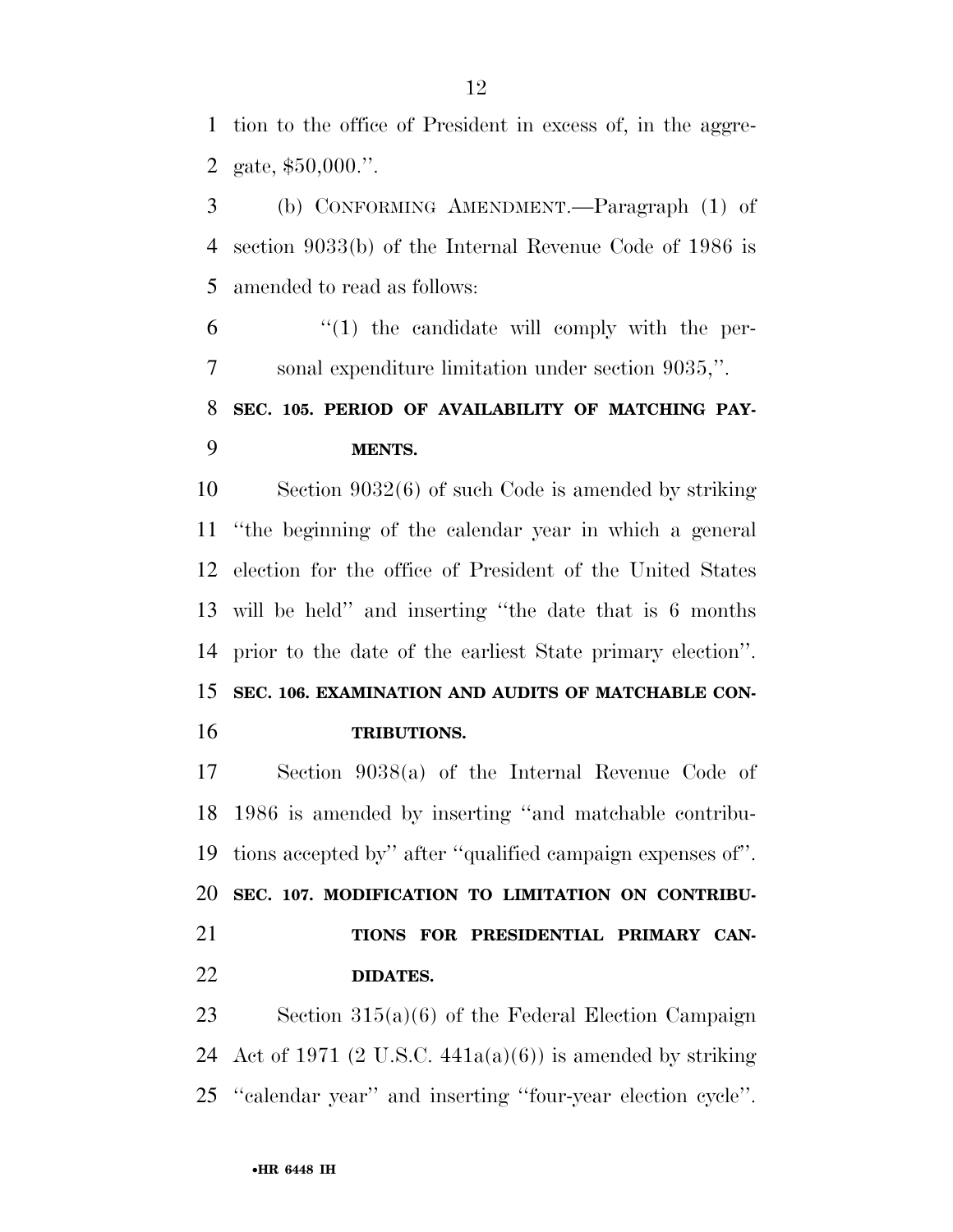tion to the office of President in excess of, in the aggregate, $50,000.''.

(b) CONFORMING AMENDMENT.—Paragraph (1) of section 9033(b) of the Internal Revenue Code of 1986 is amended to read as follows:

"(1) the candidate will comply with the personal expenditure limitation under section 9035,''.

**SEC. 105. PERIOD OF AVAILABILITY OF MATCHING PAYMENTS.**

Section 9032(6) of such Code is amended by striking "the beginning of the calendar year in which a general election for the office of President of the United States will be held'' and inserting "the date that is 6 months prior to the date of the earliest State primary election''.

**SEC. 106. EXAMINATION AND AUDITS OF MATCHABLE CONTRIBUTIONS.**

Section 9038(a) of the Internal Revenue Code of 1986 is amended by inserting "and matchable contributions accepted by'' after "qualified campaign expenses of''.

**SEC. 107. MODIFICATION TO LIMITATION ON CONTRIBUTIONS FOR PRESIDENTIAL PRIMARY CANDIDATES.**

Section 315(a)(6) of the Federal Election Campaign Act of 1971 (2 U.S.C. 441a(a)(6)) is amended by striking "calendar year'' and inserting "four-year election cycle''.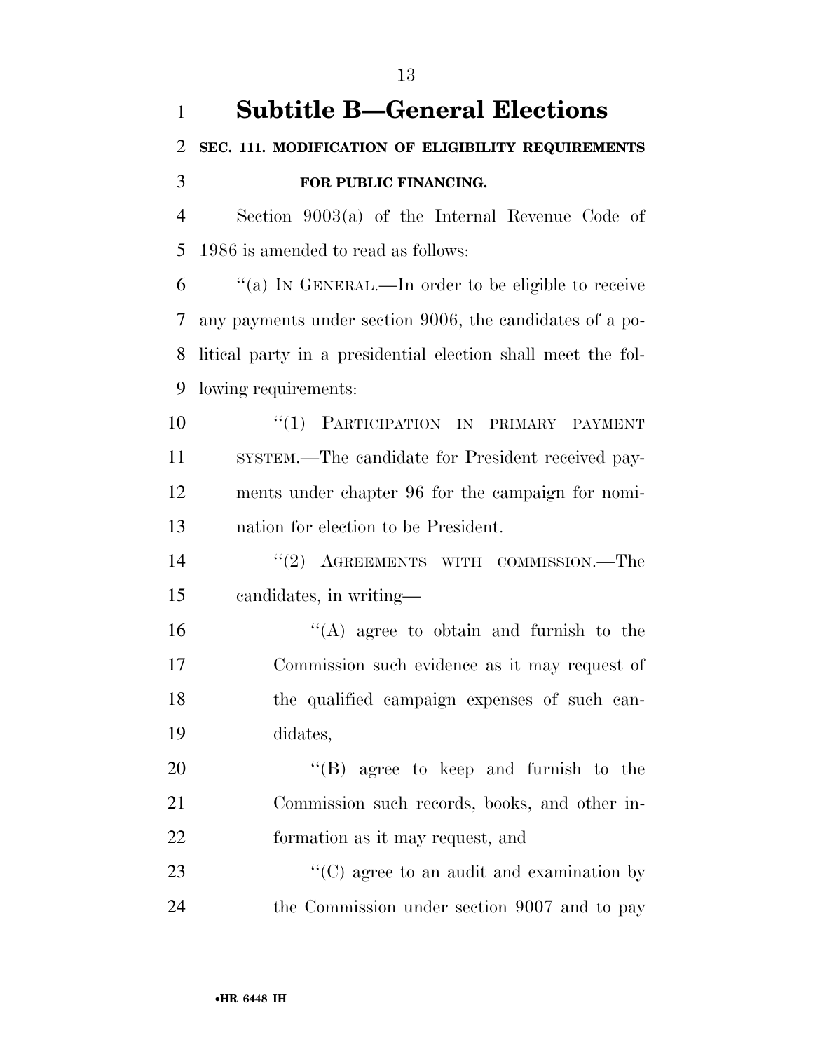## Subtitle B—General Elections

**SEC. 111. MODIFICATION OF ELIGIBILITY REQUIREMENTS FOR PUBLIC FINANCING.**

Section 9003(a) of the Internal Revenue Code of 1986 is amended to read as follows:

"(a) IN GENERAL.—In order to be eligible to receive any payments under section 9006, the candidates of a political party in a presidential election shall meet the following requirements:

"(1) PARTICIPATION IN PRIMARY PAYMENT SYSTEM.—The candidate for President received payments under chapter 96 for the campaign for nomination for election to be President.

"(2) AGREEMENTS WITH COMMISSION.—The candidates, in writing—

"(A) agree to obtain and furnish to the Commission such evidence as it may request of the qualified campaign expenses of such candidates,

"(B) agree to keep and furnish to the Commission such records, books, and other information as it may request, and

"(C) agree to an audit and examination by the Commission under section 9007 and to pay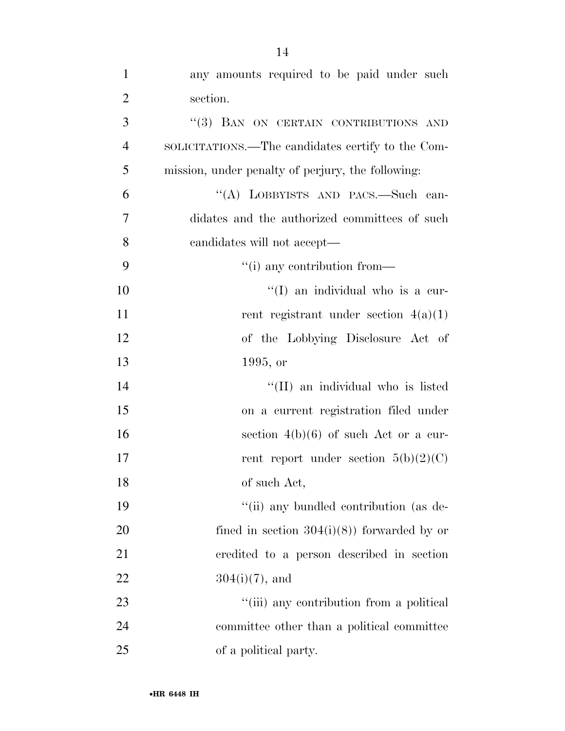any amounts required to be paid under such section.

''(3) BAN ON CERTAIN CONTRIBUTIONS AND SOLICITATIONS.—The candidates certify to the Commission, under penalty of perjury, the following:

''(A) LOBBYISTS AND PACS.—Such candidates and the authorized committees of such candidates will not accept—

''(i) any contribution from—

''(I) an individual who is a current registrant under section 4(a)(1) of the Lobbying Disclosure Act of 1995, or

''(II) an individual who is listed on a current registration filed under section 4(b)(6) of such Act or a current report under section 5(b)(2)(C) of such Act,

''(ii) any bundled contribution (as defined in section 304(i)(8)) forwarded by or credited to a person described in section 304(i)(7), and

''(iii) any contribution from a political committee other than a political committee of a political party.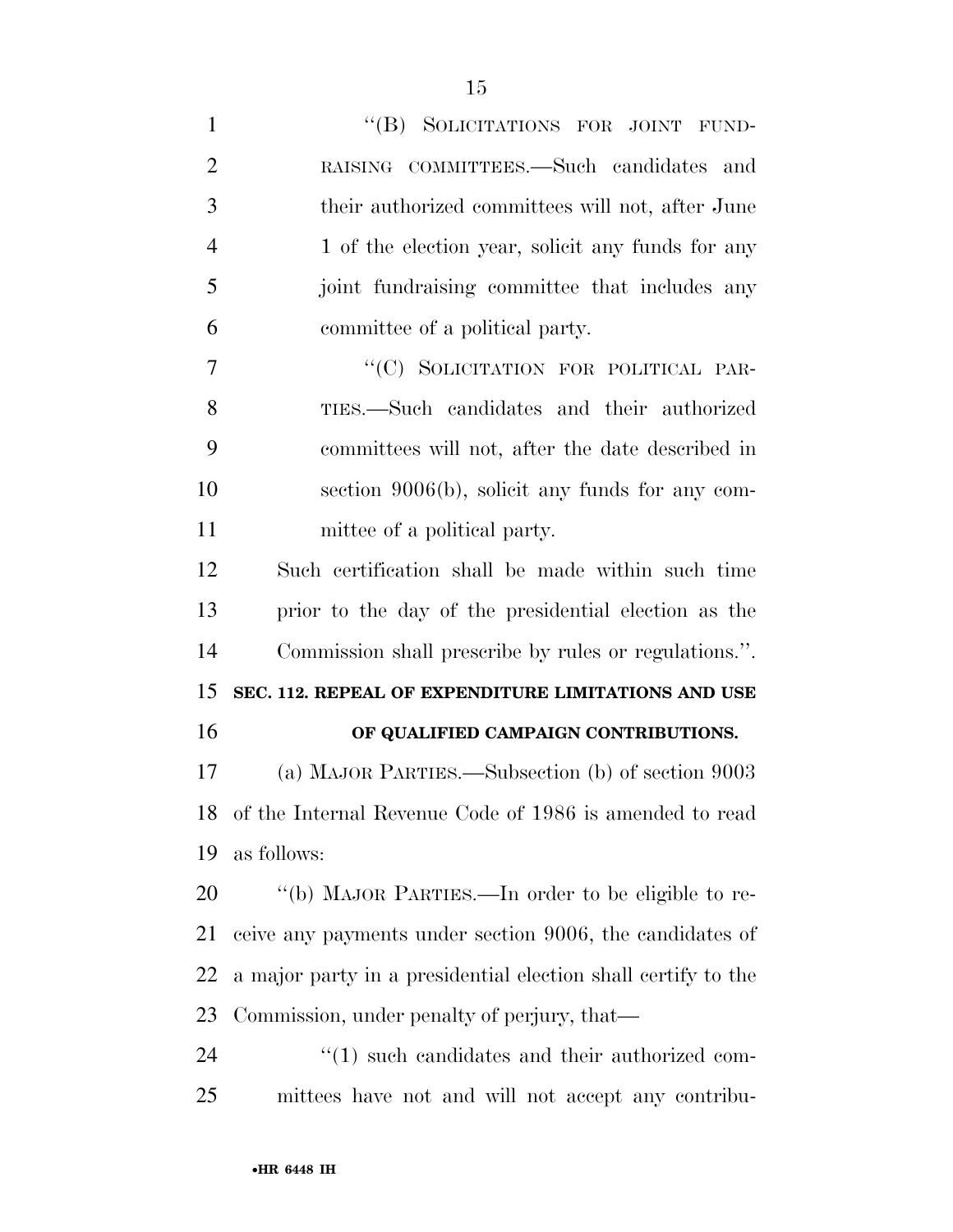"(B) SOLICITATIONS FOR JOINT FUNDRAISING COMMITTEES.—Such candidates and their authorized committees will not, after June 1 of the election year, solicit any funds for any joint fundraising committee that includes any committee of a political party.

"(C) SOLICITATION FOR POLITICAL PARTIES.—Such candidates and their authorized committees will not, after the date described in section 9006(b), solicit any funds for any committee of a political party.

Such certification shall be made within such time prior to the day of the presidential election as the Commission shall prescribe by rules or regulations.".

**SEC. 112. REPEAL OF EXPENDITURE LIMITATIONS AND USE OF QUALIFIED CAMPAIGN CONTRIBUTIONS.**

(a) MAJOR PARTIES.—Subsection (b) of section 9003 of the Internal Revenue Code of 1986 is amended to read as follows:

"(b) MAJOR PARTIES.—In order to be eligible to receive any payments under section 9006, the candidates of a major party in a presidential election shall certify to the Commission, under penalty of perjury, that—

"(1) such candidates and their authorized committees have not and will not accept any contribu-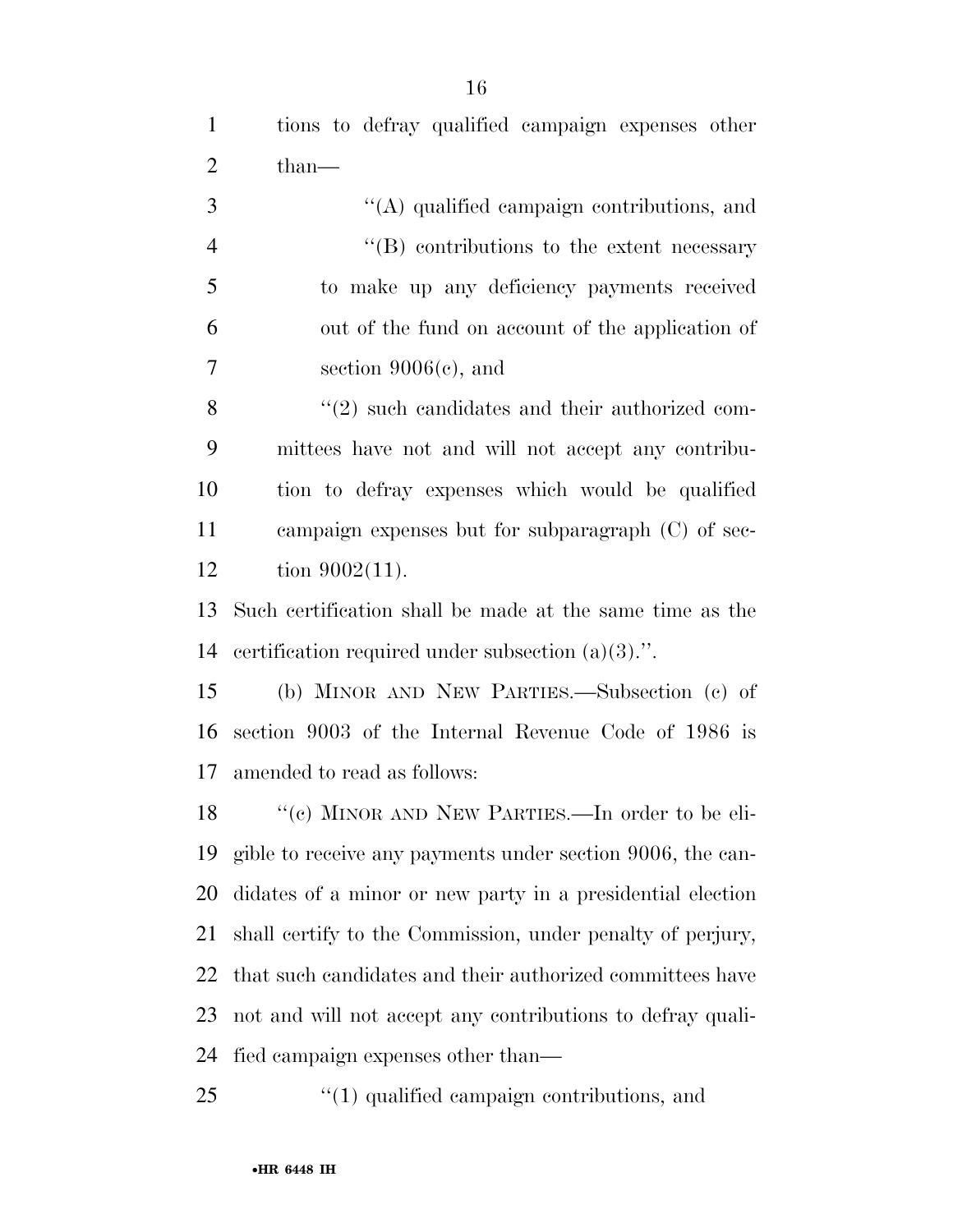tions to defray qualified campaign expenses other than—

"(A) qualified campaign contributions, and

"(B) contributions to the extent necessary to make up any deficiency payments received out of the fund on account of the application of section 9006(c), and

"(2) such candidates and their authorized committees have not and will not accept any contribution to defray expenses which would be qualified campaign expenses but for subparagraph (C) of section 9002(11).

Such certification shall be made at the same time as the certification required under subsection (a)(3).".

(b) MINOR AND NEW PARTIES.—Subsection (c) of section 9003 of the Internal Revenue Code of 1986 is amended to read as follows:

"(c) MINOR AND NEW PARTIES.—In order to be eligible to receive any payments under section 9006, the candidates of a minor or new party in a presidential election shall certify to the Commission, under penalty of perjury, that such candidates and their authorized committees have not and will not accept any contributions to defray qualified campaign expenses other than—

"(1) qualified campaign contributions, and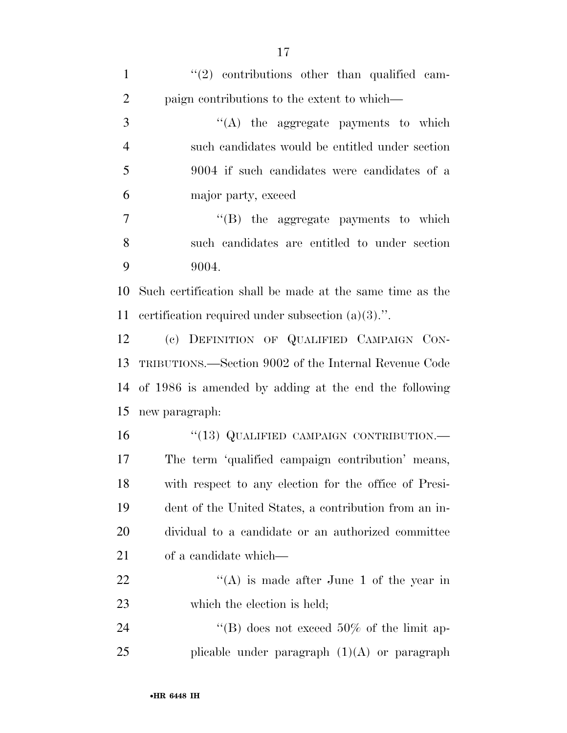"(2) contributions other than qualified campaign contributions to the extent to which—

"(A) the aggregate payments to which such candidates would be entitled under section 9004 if such candidates were candidates of a major party, exceed

"(B) the aggregate payments to which such candidates are entitled to under section 9004.

Such certification shall be made at the same time as the certification required under subsection (a)(3).".

(c) DEFINITION OF QUALIFIED CAMPAIGN CONTRIBUTIONS.—Section 9002 of the Internal Revenue Code of 1986 is amended by adding at the end the following new paragraph:

"(13) QUALIFIED CAMPAIGN CONTRIBUTION.—The term 'qualified campaign contribution' means, with respect to any election for the office of President of the United States, a contribution from an individual to a candidate or an authorized committee of a candidate which—

"(A) is made after June 1 of the year in which the election is held;

"(B) does not exceed 50% of the limit applicable under paragraph (1)(A) or paragraph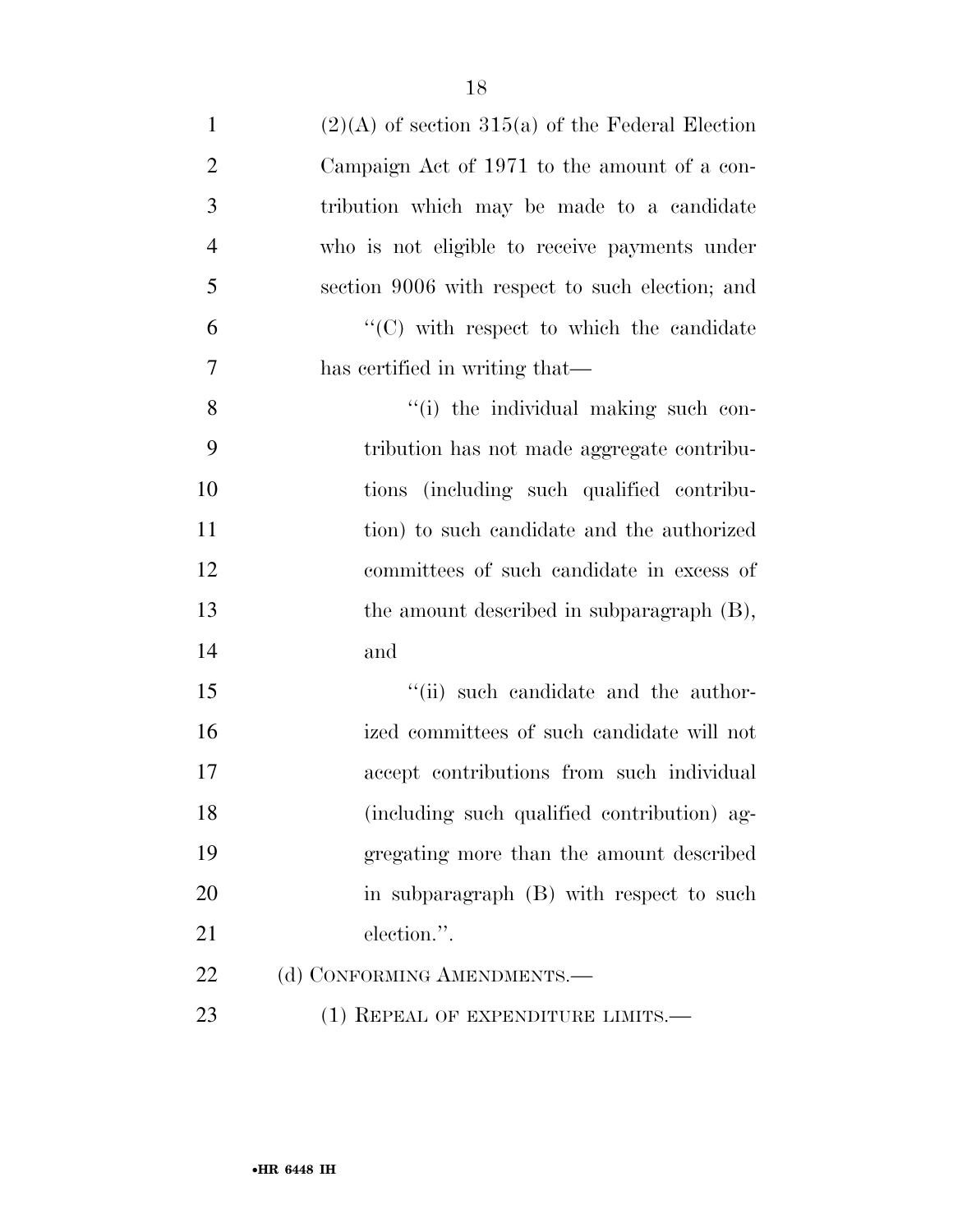(2)(A) of section 315(a) of the Federal Election Campaign Act of 1971 to the amount of a contribution which may be made to a candidate who is not eligible to receive payments under section 9006 with respect to such election; and

"(C) with respect to which the candidate has certified in writing that—

"(i) the individual making such contribution has not made aggregate contributions (including such qualified contribution) to such candidate and the authorized committees of such candidate in excess of the amount described in subparagraph (B), and

"(ii) such candidate and the authorized committees of such candidate will not accept contributions from such individual (including such qualified contribution) aggregating more than the amount described in subparagraph (B) with respect to such election.".

(d) CONFORMING AMENDMENTS.—

(1) REPEAL OF EXPENDITURE LIMITS.—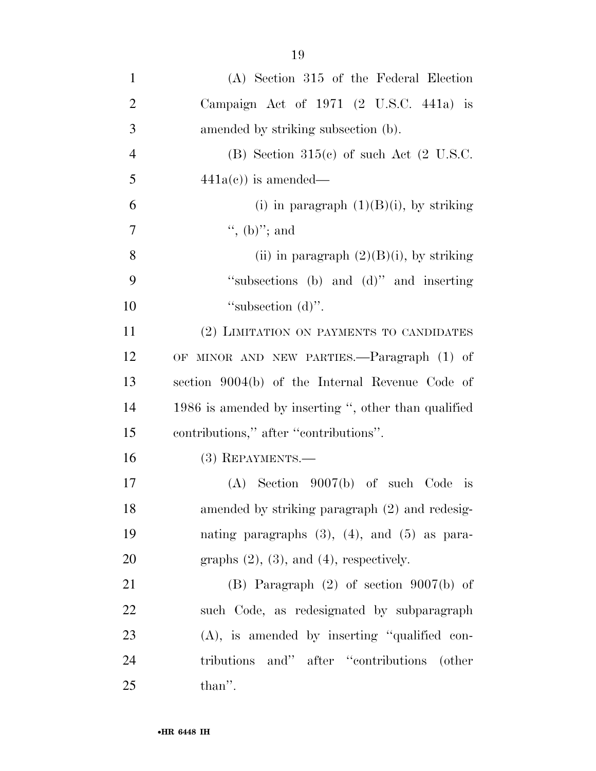(A) Section 315 of the Federal Election Campaign Act of 1971 (2 U.S.C. 441a) is amended by striking subsection (b).

(B) Section 315(c) of such Act (2 U.S.C. 441a(c)) is amended—

(i) in paragraph (1)(B)(i), by striking '', (b)''; and

(ii) in paragraph (2)(B)(i), by striking ''subsections (b) and (d)'' and inserting ''subsection (d)''.

(2) LIMITATION ON PAYMENTS TO CANDIDATES OF MINOR AND NEW PARTIES.—Paragraph (1) of section 9004(b) of the Internal Revenue Code of 1986 is amended by inserting '', other than qualified contributions,'' after ''contributions''.

(3) REPAYMENTS.—

(A) Section 9007(b) of such Code is amended by striking paragraph (2) and redesignating paragraphs (3), (4), and (5) as paragraphs (2), (3), and (4), respectively.

(B) Paragraph (2) of section 9007(b) of such Code, as redesignated by subparagraph (A), is amended by inserting ''qualified contributions and'' after ''contributions (other than''.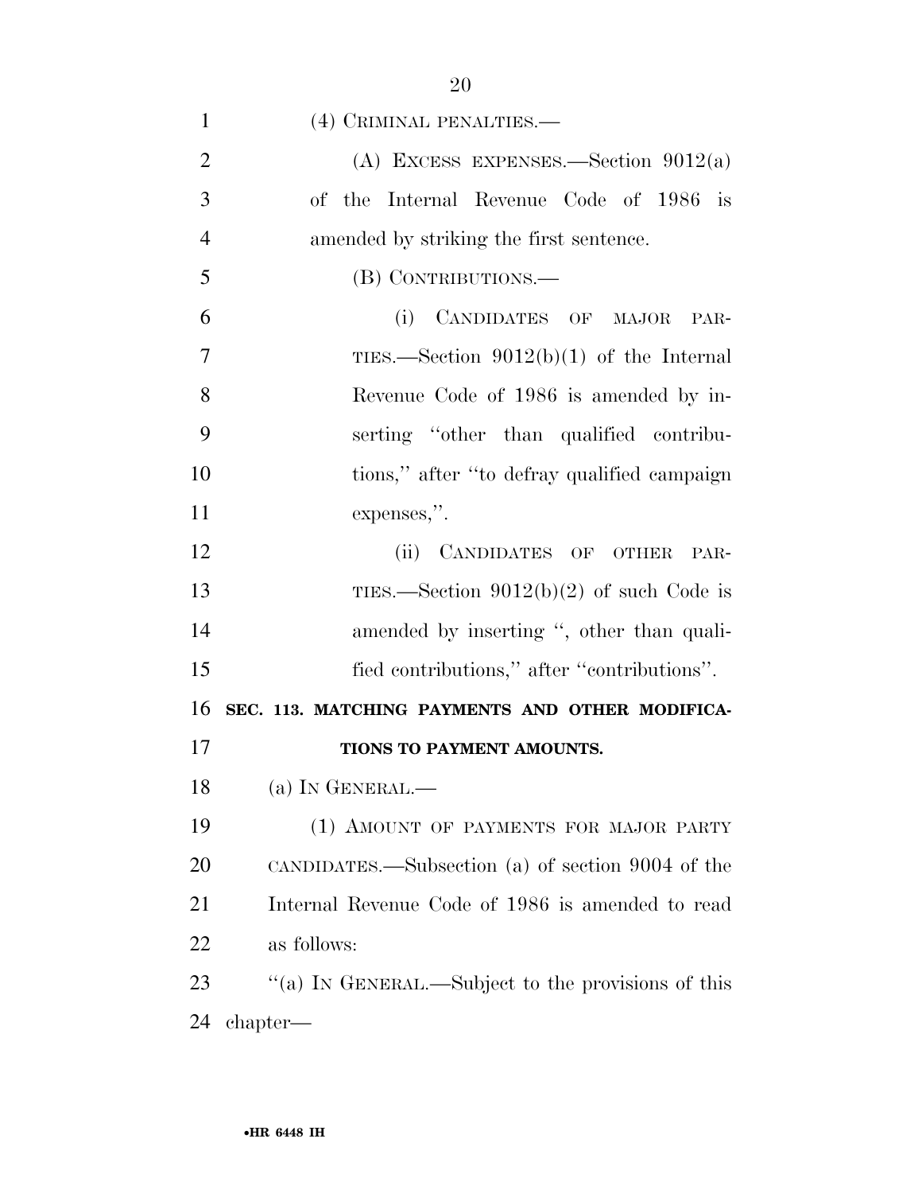(4) CRIMINAL PENALTIES.—

(A) EXCESS EXPENSES.—Section 9012(a) of the Internal Revenue Code of 1986 is amended by striking the first sentence.

(B) CONTRIBUTIONS.—

(i) CANDIDATES OF MAJOR PARTIES.—Section 9012(b)(1) of the Internal Revenue Code of 1986 is amended by inserting "other than qualified contributions," after "to defray qualified campaign expenses,".

(ii) CANDIDATES OF OTHER PARTIES.—Section 9012(b)(2) of such Code is amended by inserting ", other than qualified contributions," after "contributions".

**SEC. 113. MATCHING PAYMENTS AND OTHER MODIFICATIONS TO PAYMENT AMOUNTS.**

(a) IN GENERAL.—

(1) AMOUNT OF PAYMENTS FOR MAJOR PARTY CANDIDATES.—Subsection (a) of section 9004 of the Internal Revenue Code of 1986 is amended to read as follows:

"(a) IN GENERAL.—Subject to the provisions of this chapter—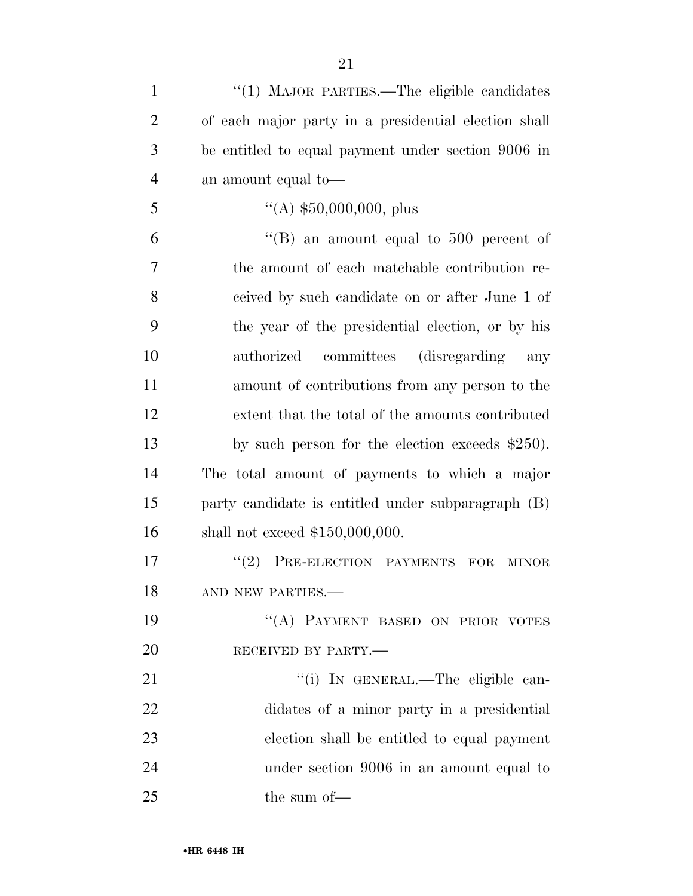"(1) MAJOR PARTIES.—The eligible candidates of each major party in a presidential election shall be entitled to equal payment under section 9006 in an amount equal to—

"(A) $50,000,000, plus

"(B) an amount equal to 500 percent of the amount of each matchable contribution received by such candidate on or after June 1 of the year of the presidential election, or by his authorized committees (disregarding any amount of contributions from any person to the extent that the total of the amounts contributed by such person for the election exceeds $250).

The total amount of payments to which a major party candidate is entitled under subparagraph (B) shall not exceed $150,000,000.

"(2) PRE-ELECTION PAYMENTS FOR MINOR AND NEW PARTIES.—

"(A) PAYMENT BASED ON PRIOR VOTES RECEIVED BY PARTY.—

"(i) IN GENERAL.—The eligible candidates of a minor party in a presidential election shall be entitled to equal payment under section 9006 in an amount equal to the sum of—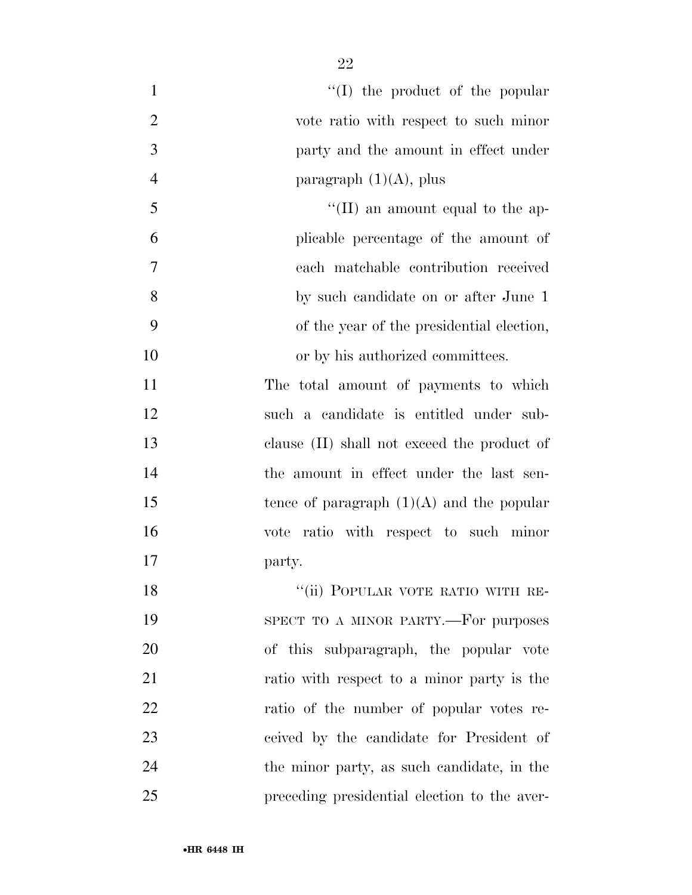"(I) the product of the popular vote ratio with respect to such minor party and the amount in effect under paragraph (1)(A), plus

"(II) an amount equal to the applicable percentage of the amount of each matchable contribution received by such candidate on or after June 1 of the year of the presidential election, or by his authorized committees.

The total amount of payments to which such a candidate is entitled under subclause (II) shall not exceed the product of the amount in effect under the last sentence of paragraph (1)(A) and the popular vote ratio with respect to such minor party.

"(ii) POPULAR VOTE RATIO WITH RESPECT TO A MINOR PARTY.—For purposes of this subparagraph, the popular vote ratio with respect to a minor party is the ratio of the number of popular votes received by the candidate for President of the minor party, as such candidate, in the preceding presidential election to the aver-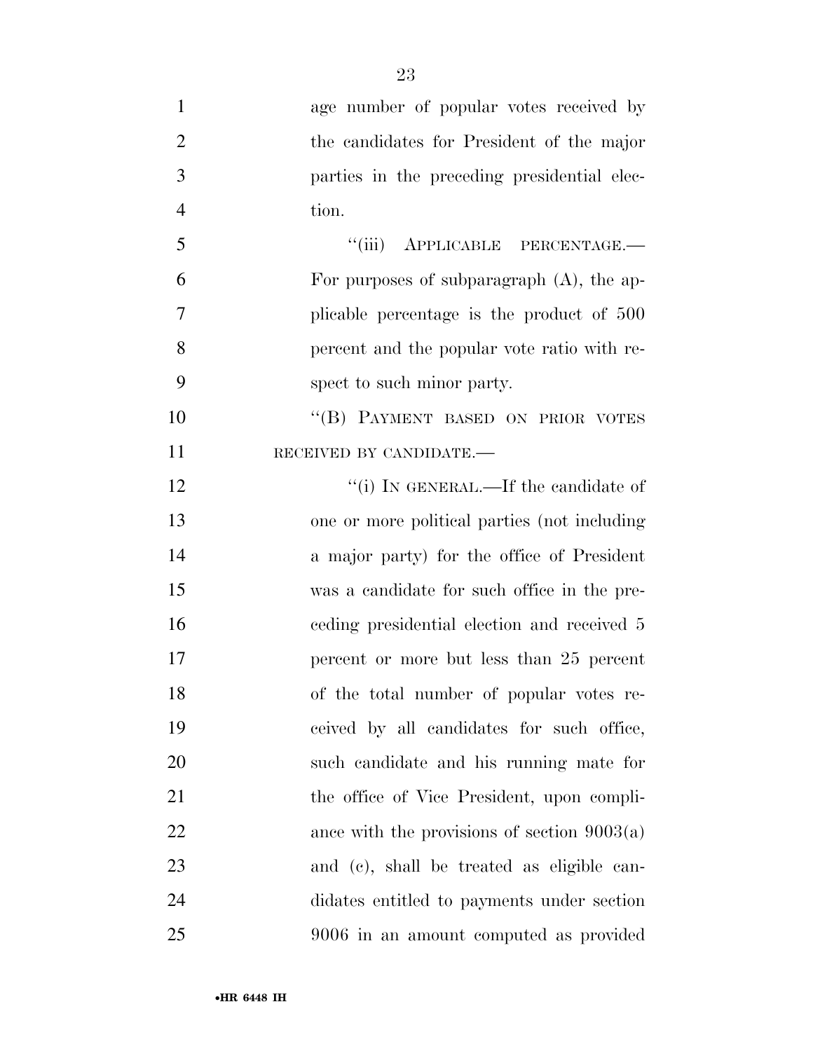age number of popular votes received by the candidates for President of the major parties in the preceding presidential election.

"(iii) APPLICABLE PERCENTAGE.— For purposes of subparagraph (A), the applicable percentage is the product of 500 percent and the popular vote ratio with respect to such minor party.

"(B) PAYMENT BASED ON PRIOR VOTES RECEIVED BY CANDIDATE.—

"(i) IN GENERAL.—If the candidate of one or more political parties (not including a major party) for the office of President was a candidate for such office in the preceding presidential election and received 5 percent or more but less than 25 percent of the total number of popular votes received by all candidates for such office, such candidate and his running mate for the office of Vice President, upon compliance with the provisions of section 9003(a) and (c), shall be treated as eligible candidates entitled to payments under section 9006 in an amount computed as provided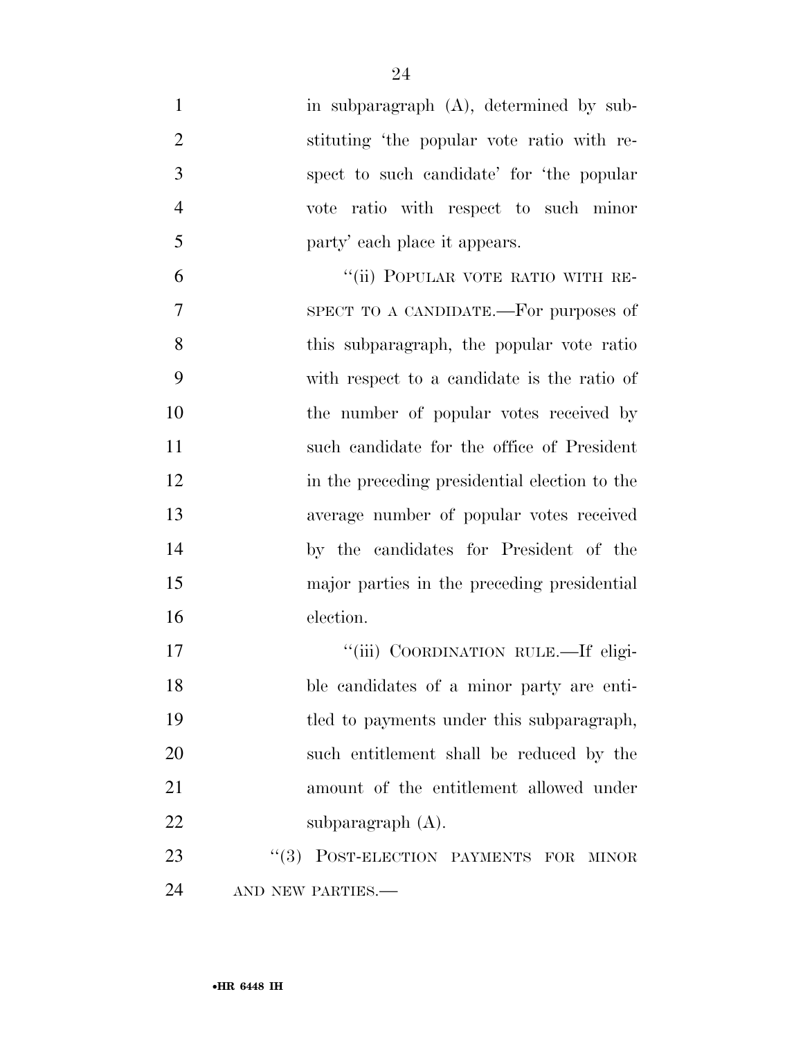in subparagraph (A), determined by substituting 'the popular vote ratio with respect to such candidate' for 'the popular vote ratio with respect to such minor party' each place it appears.

"(ii) POPULAR VOTE RATIO WITH RESPECT TO A CANDIDATE.—For purposes of this subparagraph, the popular vote ratio with respect to a candidate is the ratio of the number of popular votes received by such candidate for the office of President in the preceding presidential election to the average number of popular votes received by the candidates for President of the major parties in the preceding presidential election.

"(iii) COORDINATION RULE.—If eligible candidates of a minor party are entitled to payments under this subparagraph, such entitlement shall be reduced by the amount of the entitlement allowed under subparagraph (A).

"(3) POST-ELECTION PAYMENTS FOR MINOR AND NEW PARTIES.—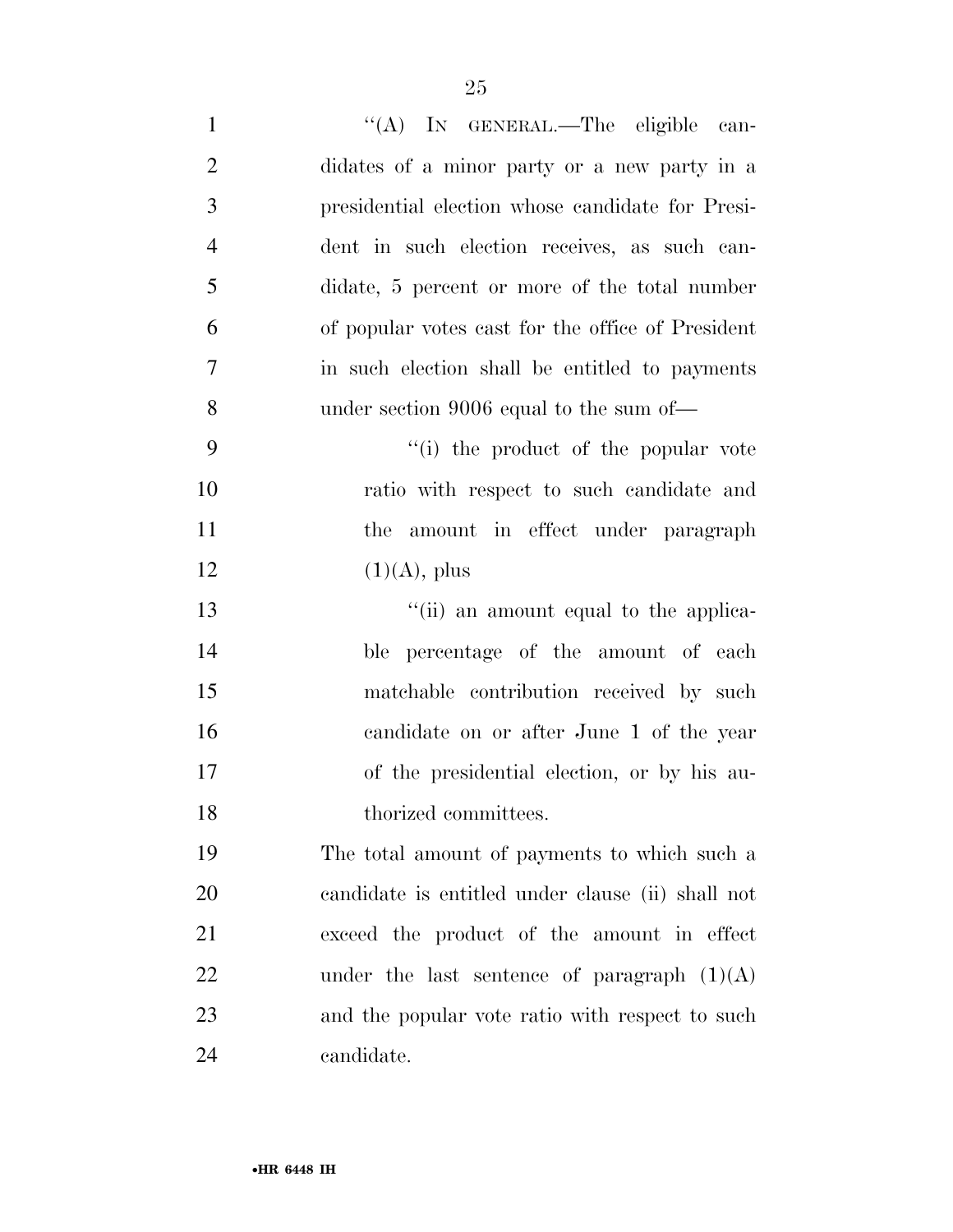"(A) IN GENERAL.—The eligible candidates of a minor party or a new party in a presidential election whose candidate for President in such election receives, as such candidate, 5 percent or more of the total number of popular votes cast for the office of President in such election shall be entitled to payments under section 9006 equal to the sum of—

"(i) the product of the popular vote ratio with respect to such candidate and the amount in effect under paragraph (1)(A), plus

"(ii) an amount equal to the applicable percentage of the amount of each matchable contribution received by such candidate on or after June 1 of the year of the presidential election, or by his authorized committees.

The total amount of payments to which such a candidate is entitled under clause (ii) shall not exceed the product of the amount in effect under the last sentence of paragraph (1)(A) and the popular vote ratio with respect to such candidate.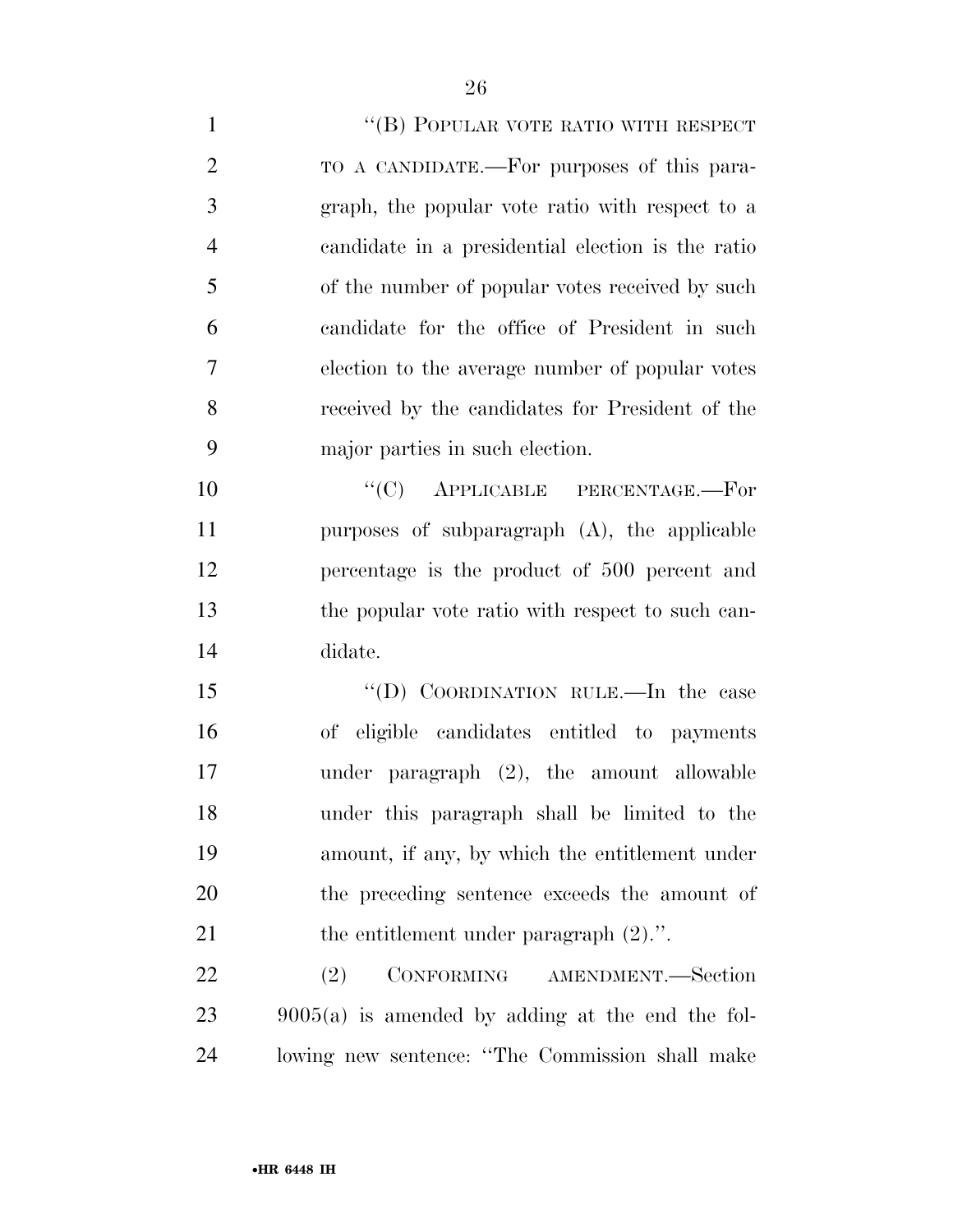"(B) POPULAR VOTE RATIO WITH RESPECT TO A CANDIDATE.—For purposes of this paragraph, the popular vote ratio with respect to a candidate in a presidential election is the ratio of the number of popular votes received by such candidate for the office of President in such election to the average number of popular votes received by the candidates for President of the major parties in such election.

"(C) APPLICABLE PERCENTAGE.—For purposes of subparagraph (A), the applicable percentage is the product of 500 percent and the popular vote ratio with respect to such candidate.

"(D) COORDINATION RULE.—In the case of eligible candidates entitled to payments under paragraph (2), the amount allowable under this paragraph shall be limited to the amount, if any, by which the entitlement under the preceding sentence exceeds the amount of the entitlement under paragraph (2).".

(2) CONFORMING AMENDMENT.—Section 9005(a) is amended by adding at the end the following new sentence: "The Commission shall make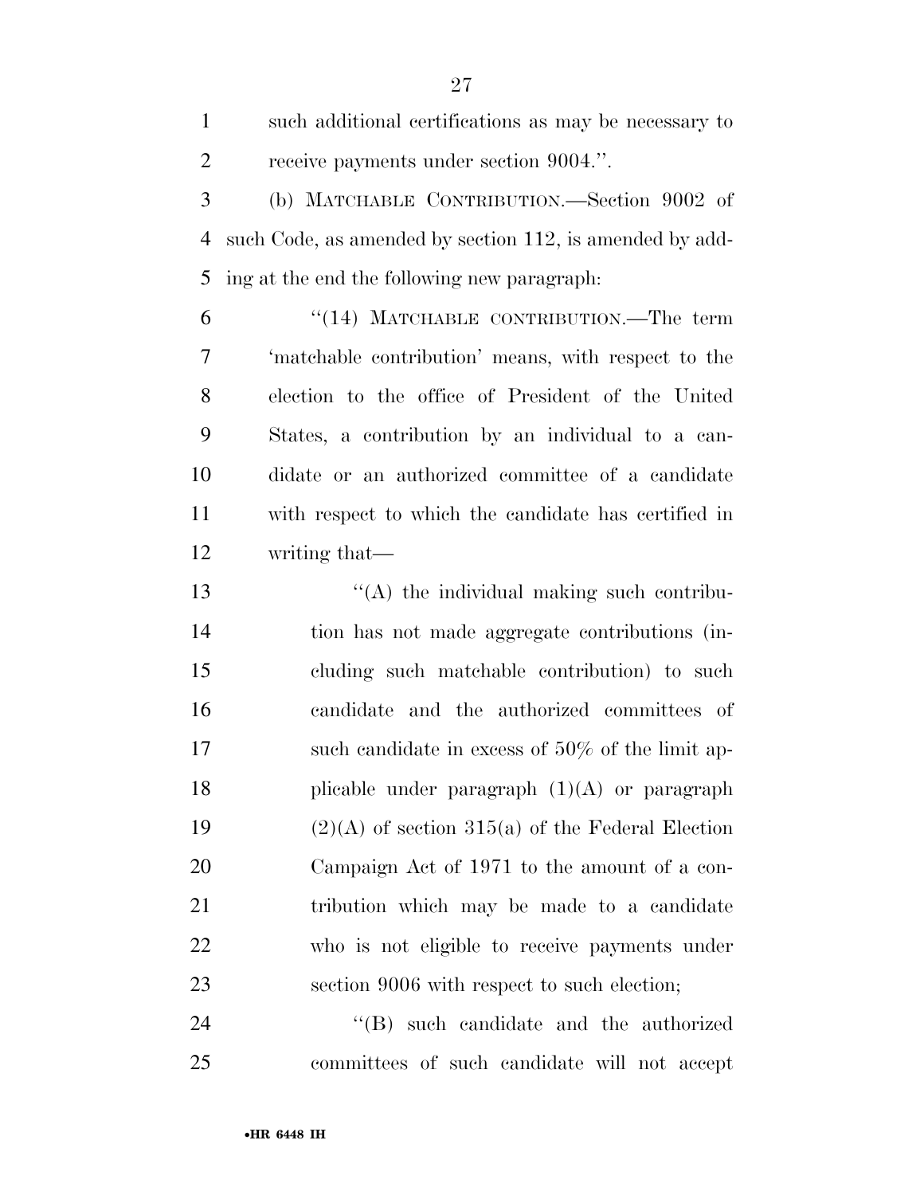such additional certifications as may be necessary to receive payments under section 9004.''.

(b) MATCHABLE CONTRIBUTION.—Section 9002 of such Code, as amended by section 112, is amended by adding at the end the following new paragraph:

''(14) MATCHABLE CONTRIBUTION.—The term 'matchable contribution' means, with respect to the election to the office of President of the United States, a contribution by an individual to a candidate or an authorized committee of a candidate with respect to which the candidate has certified in writing that—

''(A) the individual making such contribution has not made aggregate contributions (including such matchable contribution) to such candidate and the authorized committees of such candidate in excess of 50% of the limit applicable under paragraph (1)(A) or paragraph (2)(A) of section 315(a) of the Federal Election Campaign Act of 1971 to the amount of a contribution which may be made to a candidate who is not eligible to receive payments under section 9006 with respect to such election;

''(B) such candidate and the authorized committees of such candidate will not accept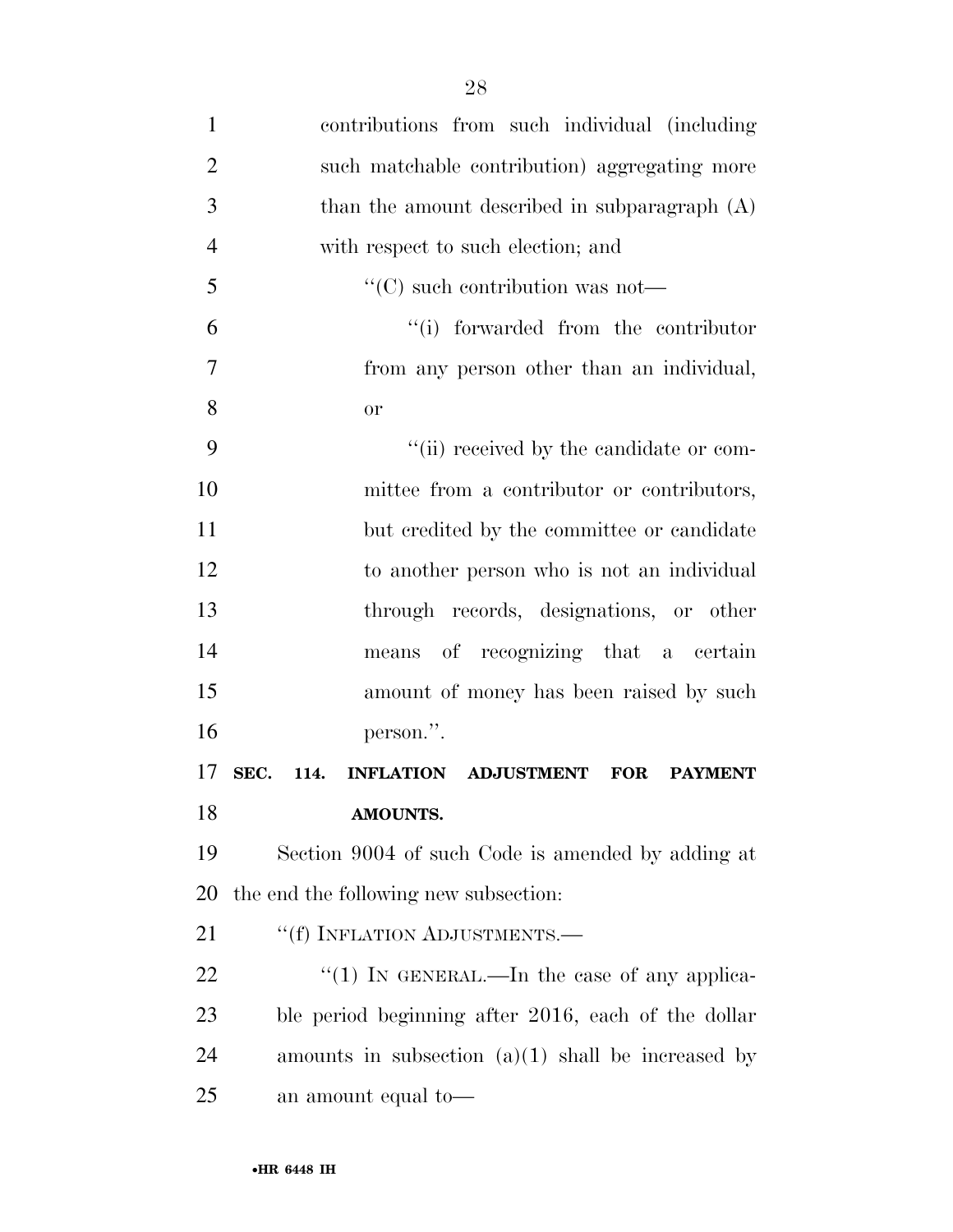contributions from such individual (including such matchable contribution) aggregating more than the amount described in subparagraph (A) with respect to such election; and

"(C) such contribution was not—

"(i) forwarded from the contributor from any person other than an individual, or

"(ii) received by the candidate or committee from a contributor or contributors, but credited by the committee or candidate to another person who is not an individual through records, designations, or other means of recognizing that a certain amount of money has been raised by such person.".

**SEC. 114. INFLATION ADJUSTMENT FOR PAYMENT AMOUNTS.**

Section 9004 of such Code is amended by adding at the end the following new subsection:

"(f) INFLATION ADJUSTMENTS.—

"(1) IN GENERAL.—In the case of any applicable period beginning after 2016, each of the dollar amounts in subsection (a)(1) shall be increased by an amount equal to—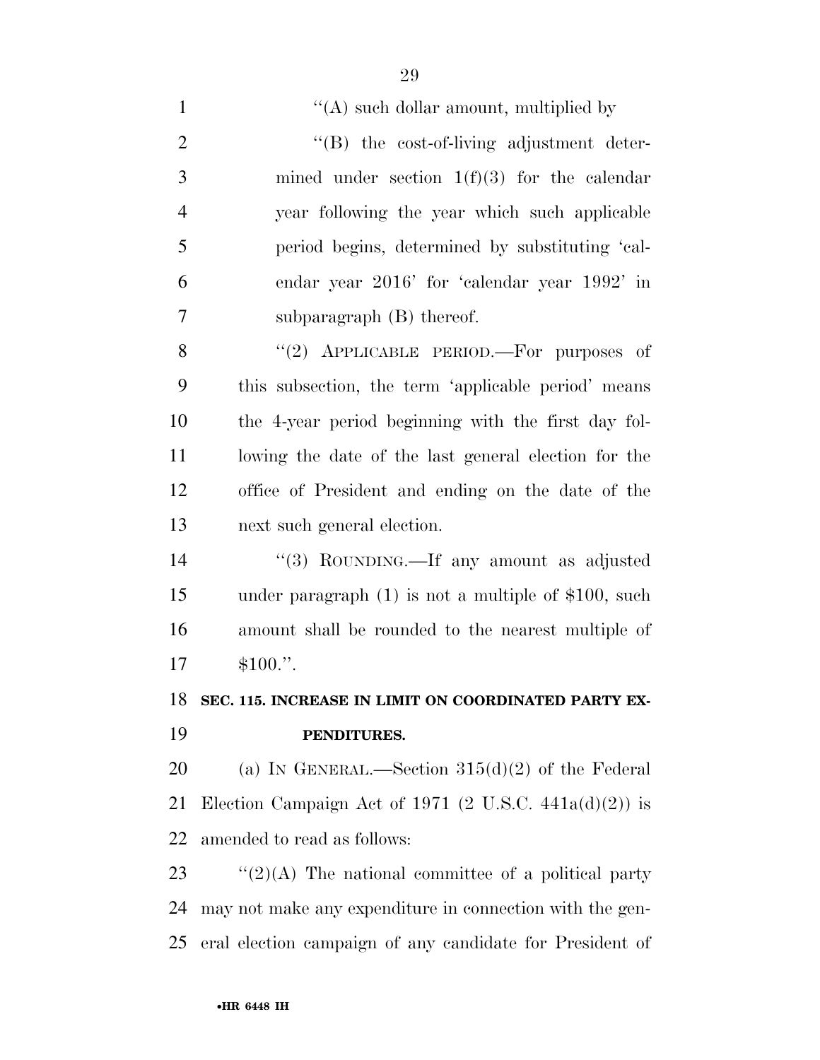"(A) such dollar amount, multiplied by

"(B) the cost-of-living adjustment determined under section 1(f)(3) for the calendar year following the year which such applicable period begins, determined by substituting 'calendar year 2016' for 'calendar year 1992' in subparagraph (B) thereof.

"(2) APPLICABLE PERIOD.—For purposes of this subsection, the term 'applicable period' means the 4-year period beginning with the first day following the date of the last general election for the office of President and ending on the date of the next such general election.

"(3) ROUNDING.—If any amount as adjusted under paragraph (1) is not a multiple of $100, such amount shall be rounded to the nearest multiple of $100.".

**SEC. 115. INCREASE IN LIMIT ON COORDINATED PARTY EXPENDITURES.**

(a) IN GENERAL.—Section 315(d)(2) of the Federal Election Campaign Act of 1971 (2 U.S.C. 441a(d)(2)) is amended to read as follows:

"(2)(A) The national committee of a political party may not make any expenditure in connection with the general election campaign of any candidate for President of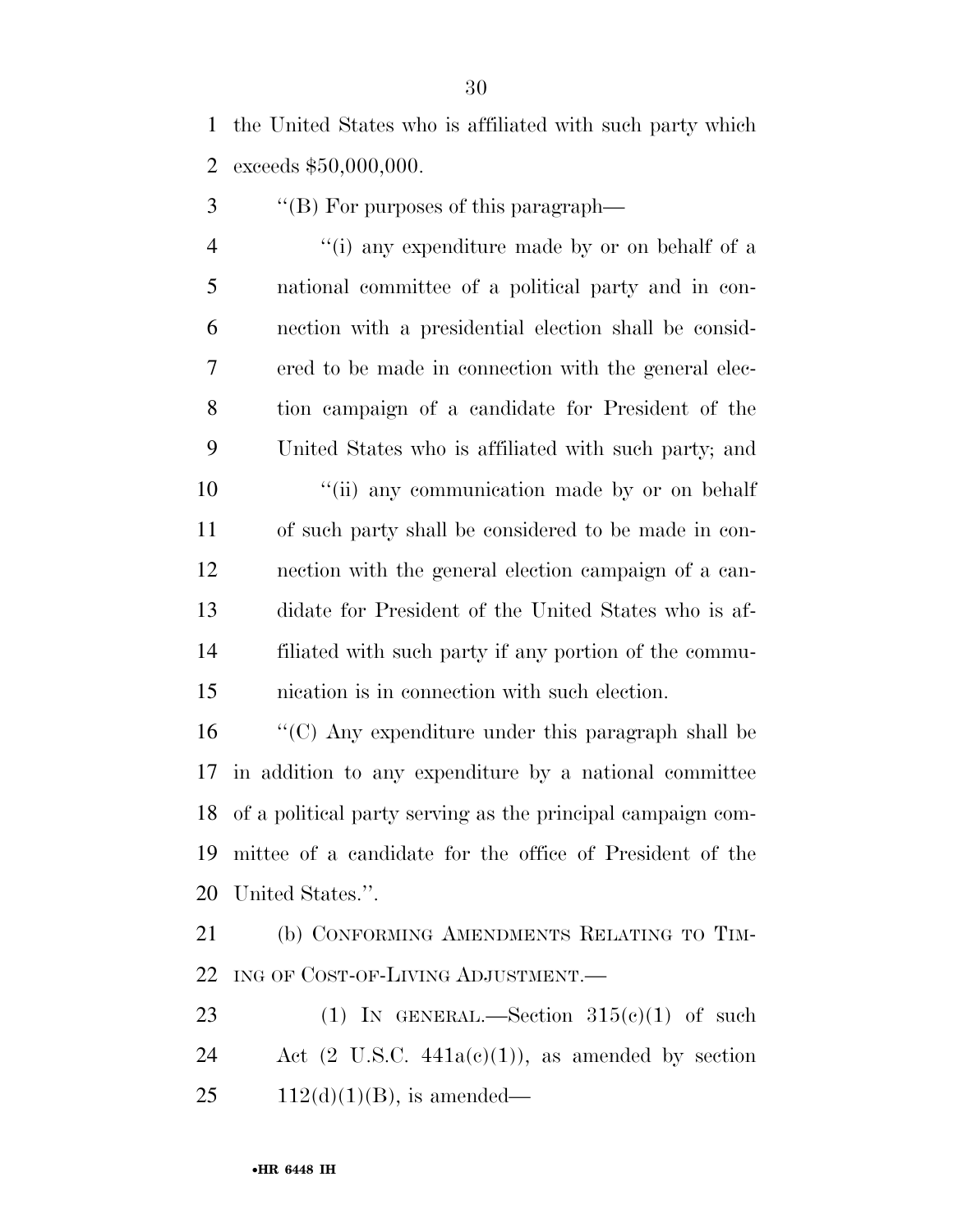the United States who is affiliated with such party which exceeds $50,000,000.

''(B) For purposes of this paragraph—

''(i) any expenditure made by or on behalf of a national committee of a political party and in connection with a presidential election shall be considered to be made in connection with the general election campaign of a candidate for President of the United States who is affiliated with such party; and

''(ii) any communication made by or on behalf of such party shall be considered to be made in connection with the general election campaign of a candidate for President of the United States who is affiliated with such party if any portion of the communication is in connection with such election.

''(C) Any expenditure under this paragraph shall be in addition to any expenditure by a national committee of a political party serving as the principal campaign committee of a candidate for the office of President of the United States.''.

(b) CONFORMING AMENDMENTS RELATING TO TIMING OF COST-OF-LIVING ADJUSTMENT.—

(1) IN GENERAL.—Section 315(c)(1) of such Act (2 U.S.C. 441a(c)(1)), as amended by section 112(d)(1)(B), is amended—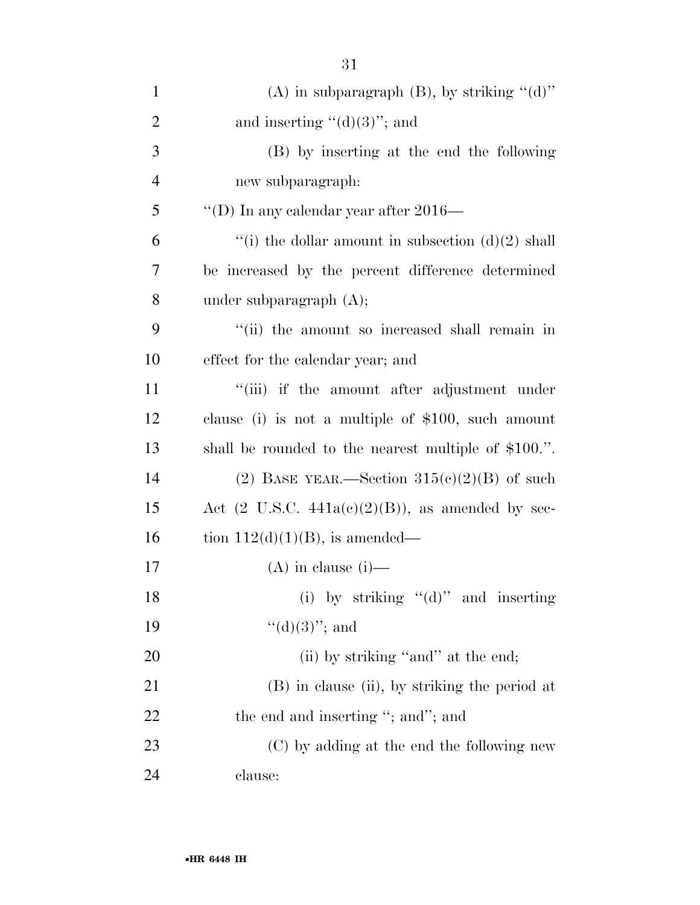(A) in subparagraph (B), by striking ''(d)'' and inserting ''(d)(3)''; and

(B) by inserting at the end the following new subparagraph:

''(D) In any calendar year after 2016—

''(i) the dollar amount in subsection (d)(2) shall be increased by the percent difference determined under subparagraph (A);

''(ii) the amount so increased shall remain in effect for the calendar year; and

''(iii) if the amount after adjustment under clause (i) is not a multiple of $100, such amount shall be rounded to the nearest multiple of $100.''.

(2) BASE YEAR.—Section 315(c)(2)(B) of such Act (2 U.S.C. 441a(c)(2)(B)), as amended by section 112(d)(1)(B), is amended—

(A) in clause (i)—

(i) by striking ''(d)'' and inserting ''(d)(3)''; and

(ii) by striking ''and'' at the end;

(B) in clause (ii), by striking the period at the end and inserting ''; and''; and

(C) by adding at the end the following new clause: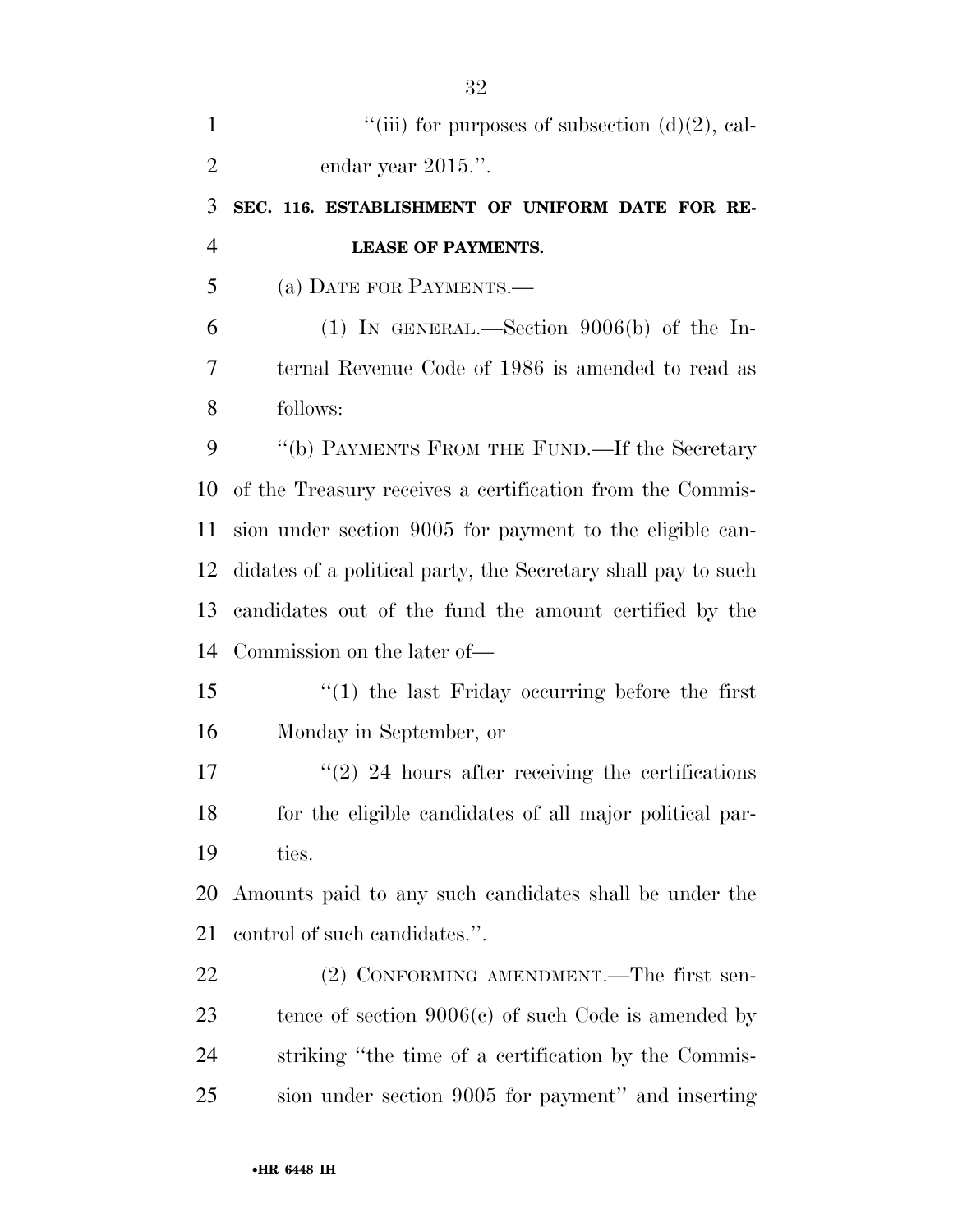"(iii) for purposes of subsection (d)(2), calendar year 2015.".

**SEC. 116. ESTABLISHMENT OF UNIFORM DATE FOR RELEASE OF PAYMENTS.**

(a) DATE FOR PAYMENTS.—

(1) IN GENERAL.—Section 9006(b) of the Internal Revenue Code of 1986 is amended to read as follows:

"(b) PAYMENTS FROM THE FUND.—If the Secretary of the Treasury receives a certification from the Commission under section 9005 for payment to the eligible candidates of a political party, the Secretary shall pay to such candidates out of the fund the amount certified by the Commission on the later of—

"(1) the last Friday occurring before the first Monday in September, or

"(2) 24 hours after receiving the certifications for the eligible candidates of all major political parties.

Amounts paid to any such candidates shall be under the control of such candidates.".

(2) CONFORMING AMENDMENT.—The first sentence of section 9006(c) of such Code is amended by striking "the time of a certification by the Commission under section 9005 for payment" and inserting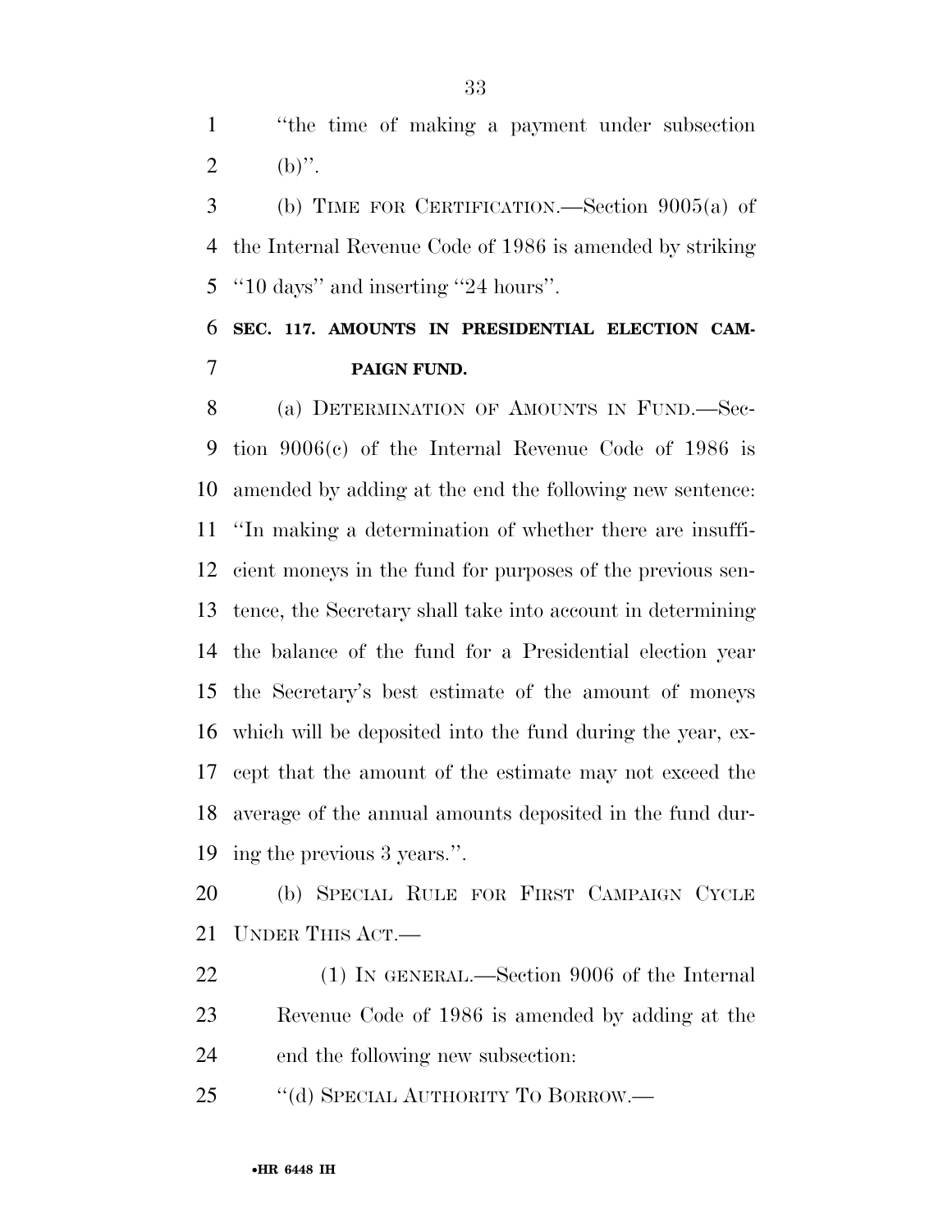"the time of making a payment under subsection (b)".

(b) TIME FOR CERTIFICATION.—Section 9005(a) of the Internal Revenue Code of 1986 is amended by striking "10 days" and inserting "24 hours".

**SEC. 117. AMOUNTS IN PRESIDENTIAL ELECTION CAMPAIGN FUND.**

(a) DETERMINATION OF AMOUNTS IN FUND.—Section 9006(c) of the Internal Revenue Code of 1986 is amended by adding at the end the following new sentence: "In making a determination of whether there are insufficient moneys in the fund for purposes of the previous sentence, the Secretary shall take into account in determining the balance of the fund for a Presidential election year the Secretary's best estimate of the amount of moneys which will be deposited into the fund during the year, except that the amount of the estimate may not exceed the average of the annual amounts deposited in the fund during the previous 3 years.".

(b) SPECIAL RULE FOR FIRST CAMPAIGN CYCLE UNDER THIS ACT.—

(1) IN GENERAL.—Section 9006 of the Internal Revenue Code of 1986 is amended by adding at the end the following new subsection:

"(d) SPECIAL AUTHORITY TO BORROW.—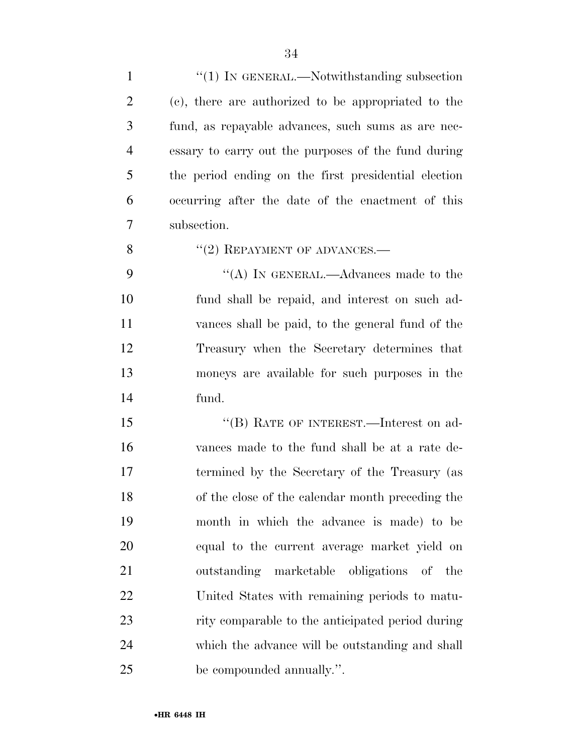"(1) IN GENERAL.—Notwithstanding subsection (c), there are authorized to be appropriated to the fund, as repayable advances, such sums as are necessary to carry out the purposes of the fund during the period ending on the first presidential election occurring after the date of the enactment of this subsection.

"(2) REPAYMENT OF ADVANCES.—

"(A) IN GENERAL.—Advances made to the fund shall be repaid, and interest on such advances shall be paid, to the general fund of the Treasury when the Secretary determines that moneys are available for such purposes in the fund.

"(B) RATE OF INTEREST.—Interest on advances made to the fund shall be at a rate determined by the Secretary of the Treasury (as of the close of the calendar month preceding the month in which the advance is made) to be equal to the current average market yield on outstanding marketable obligations of the United States with remaining periods to maturity comparable to the anticipated period during which the advance will be outstanding and shall be compounded annually.".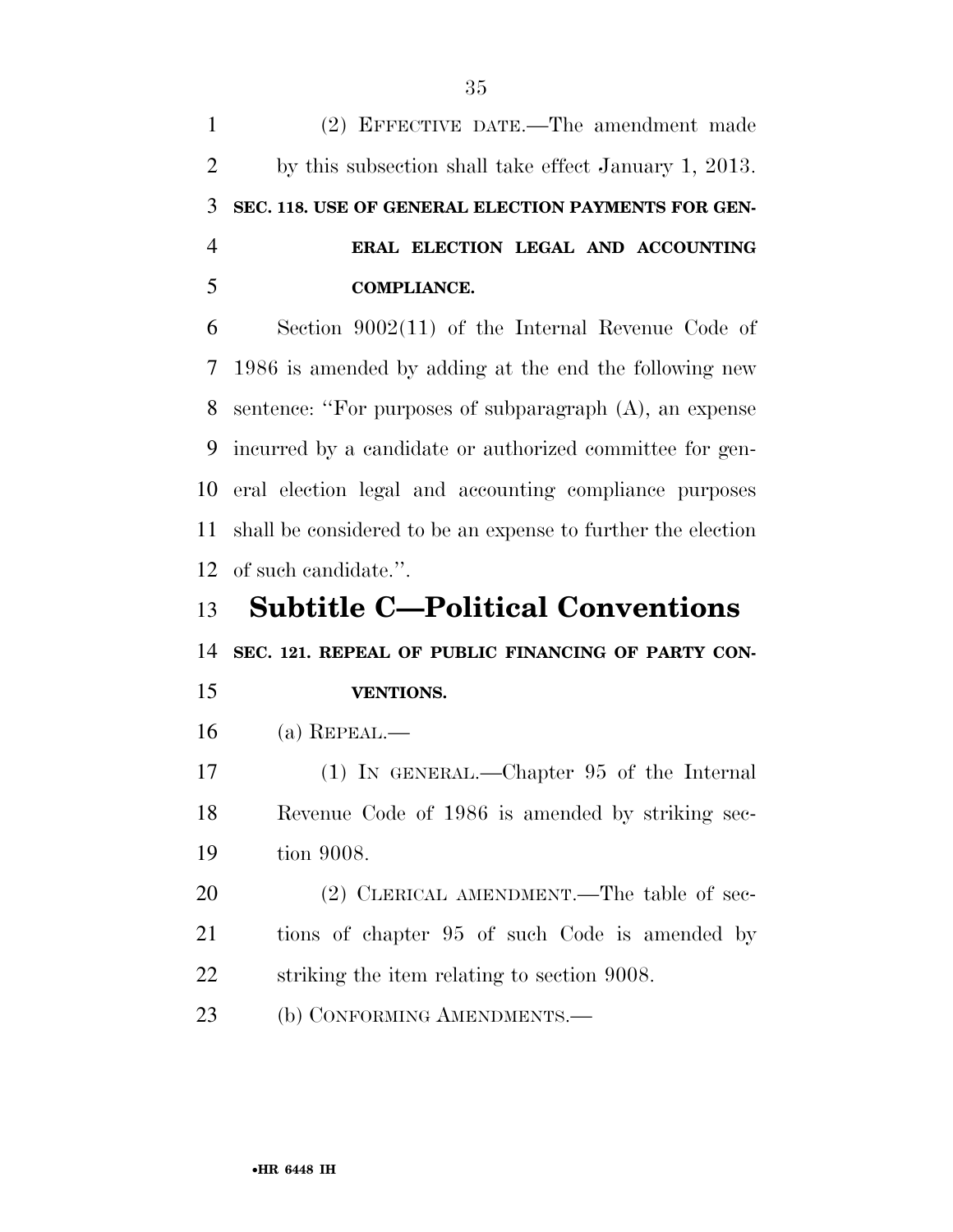(2) EFFECTIVE DATE.—The amendment made by this subsection shall take effect January 1, 2013.

**SEC. 118. USE OF GENERAL ELECTION PAYMENTS FOR GENERAL ELECTION LEGAL AND ACCOUNTING COMPLIANCE.**

Section 9002(11) of the Internal Revenue Code of 1986 is amended by adding at the end the following new sentence: ''For purposes of subparagraph (A), an expense incurred by a candidate or authorized committee for general election legal and accounting compliance purposes shall be considered to be an expense to further the election of such candidate.''.

## Subtitle C—Political Conventions

**SEC. 121. REPEAL OF PUBLIC FINANCING OF PARTY CONVENTIONS.**

(a) REPEAL.—

(1) IN GENERAL.—Chapter 95 of the Internal Revenue Code of 1986 is amended by striking section 9008.

(2) CLERICAL AMENDMENT.—The table of sections of chapter 95 of such Code is amended by striking the item relating to section 9008.

(b) CONFORMING AMENDMENTS.—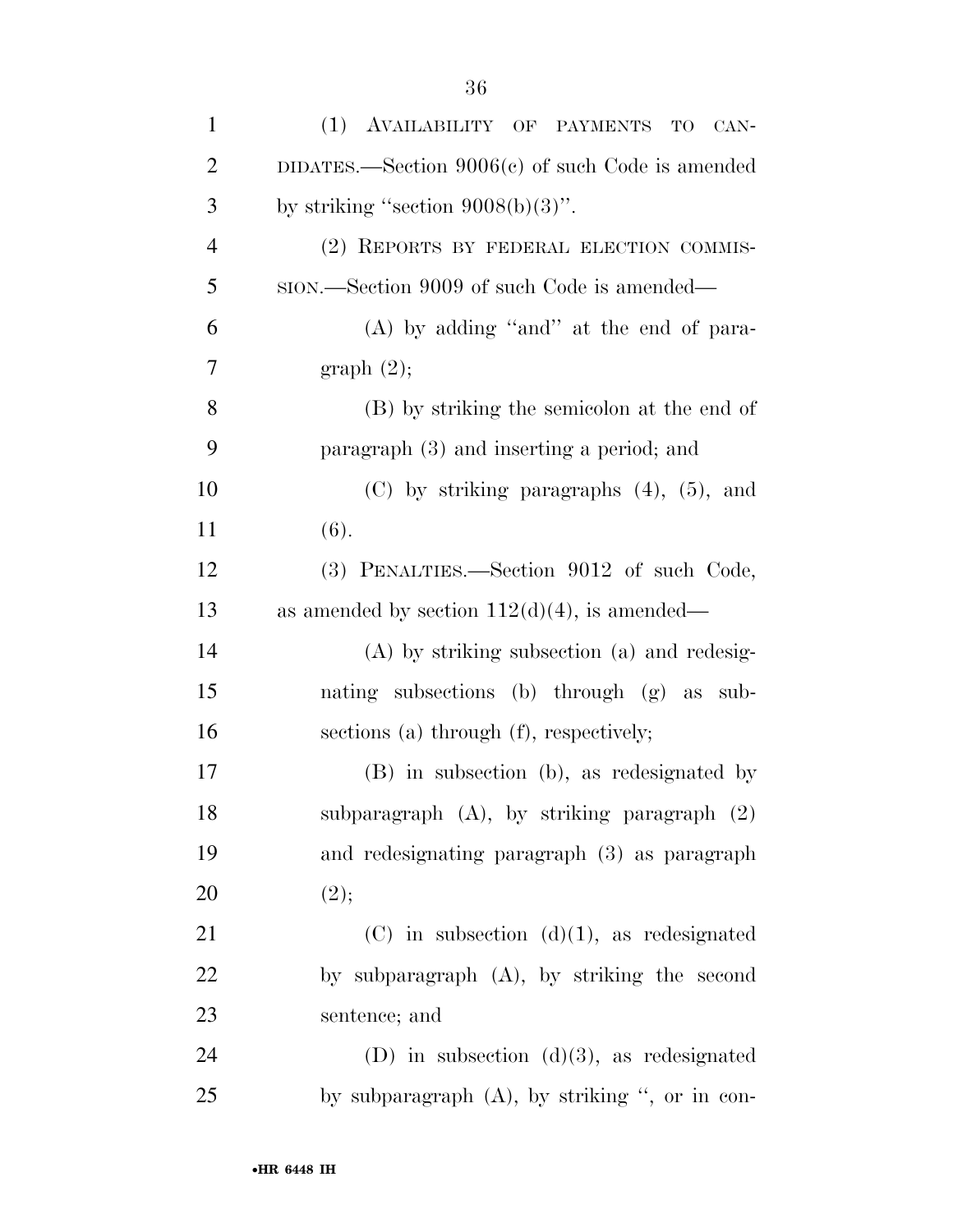(1) AVAILABILITY OF PAYMENTS TO CANDIDATES.—Section 9006(c) of such Code is amended by striking "section 9008(b)(3)".

(2) REPORTS BY FEDERAL ELECTION COMMISSION.—Section 9009 of such Code is amended—

(A) by adding "and" at the end of paragraph (2);

(B) by striking the semicolon at the end of paragraph (3) and inserting a period; and

(C) by striking paragraphs (4), (5), and (6).

(3) PENALTIES.—Section 9012 of such Code, as amended by section 112(d)(4), is amended—

(A) by striking subsection (a) and redesignating subsections (b) through (g) as subsections (a) through (f), respectively;

(B) in subsection (b), as redesignated by subparagraph (A), by striking paragraph (2) and redesignating paragraph (3) as paragraph (2);

(C) in subsection (d)(1), as redesignated by subparagraph (A), by striking the second sentence; and

(D) in subsection (d)(3), as redesignated by subparagraph (A), by striking ", or in con-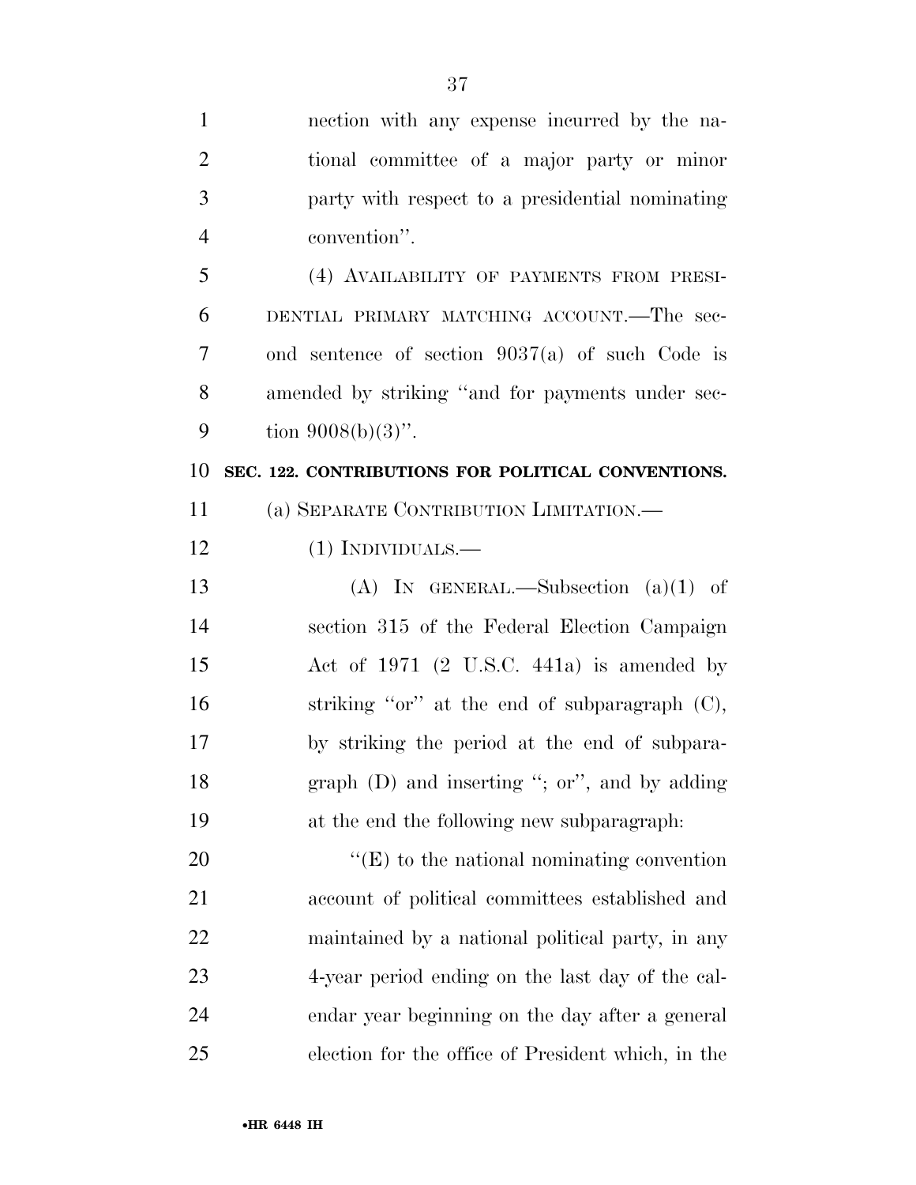nection with any expense incurred by the national committee of a major party or minor party with respect to a presidential nominating convention''.

(4) AVAILABILITY OF PAYMENTS FROM PRESIDENTIAL PRIMARY MATCHING ACCOUNT.—The second sentence of section 9037(a) of such Code is amended by striking ''and for payments under section 9008(b)(3)''.

**SEC. 122. CONTRIBUTIONS FOR POLITICAL CONVENTIONS.**

(a) SEPARATE CONTRIBUTION LIMITATION.—

(1) INDIVIDUALS.—

(A) IN GENERAL.—Subsection (a)(1) of section 315 of the Federal Election Campaign Act of 1971 (2 U.S.C. 441a) is amended by striking ''or'' at the end of subparagraph (C), by striking the period at the end of subparagraph (D) and inserting ''; or'', and by adding at the end the following new subparagraph:

''(E) to the national nominating convention account of political committees established and maintained by a national political party, in any 4-year period ending on the last day of the calendar year beginning on the day after a general election for the office of President which, in the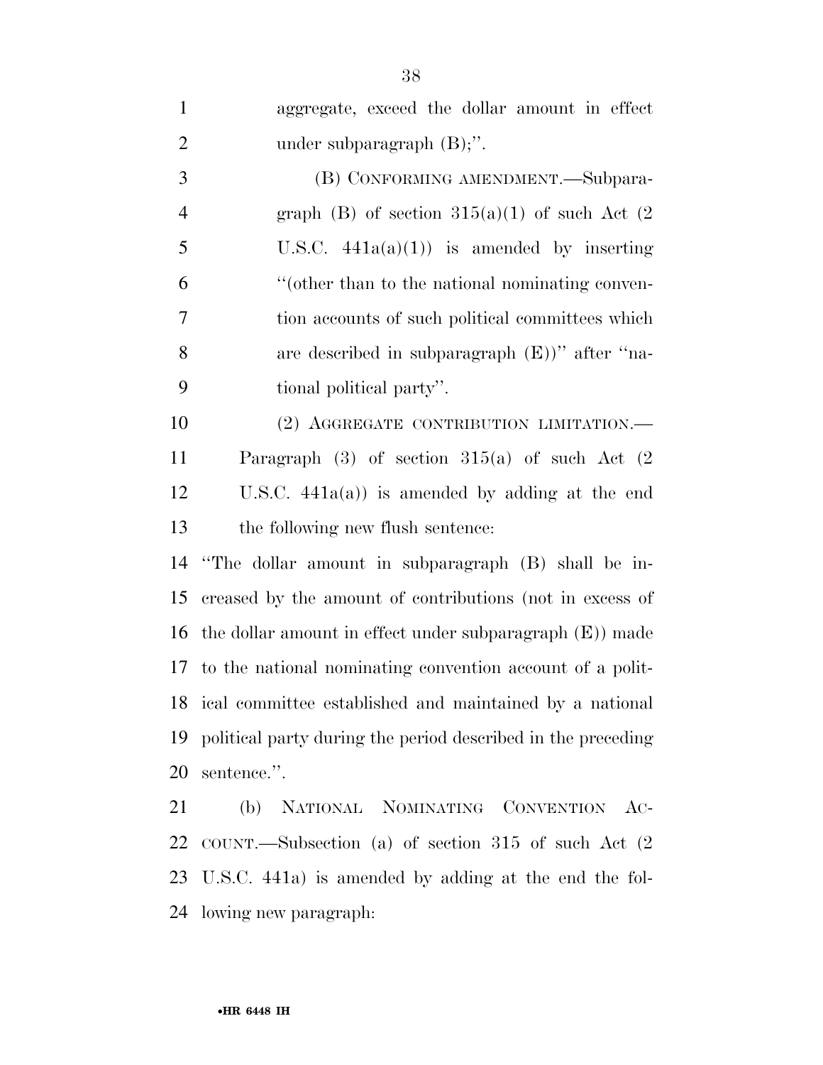aggregate, exceed the dollar amount in effect under subparagraph (B);''.

(B) CONFORMING AMENDMENT.—Subparagraph (B) of section 315(a)(1) of such Act (2 U.S.C. 441a(a)(1)) is amended by inserting ''(other than to the national nominating convention accounts of such political committees which are described in subparagraph (E))'' after ''national political party''.

(2) AGGREGATE CONTRIBUTION LIMITATION.—Paragraph (3) of section 315(a) of such Act (2 U.S.C. 441a(a)) is amended by adding at the end the following new flush sentence:

''The dollar amount in subparagraph (B) shall be increased by the amount of contributions (not in excess of the dollar amount in effect under subparagraph (E)) made to the national nominating convention account of a political committee established and maintained by a national political party during the period described in the preceding sentence.''.

(b) NATIONAL NOMINATING CONVENTION ACCOUNT.—Subsection (a) of section 315 of such Act (2 U.S.C. 441a) is amended by adding at the end the following new paragraph: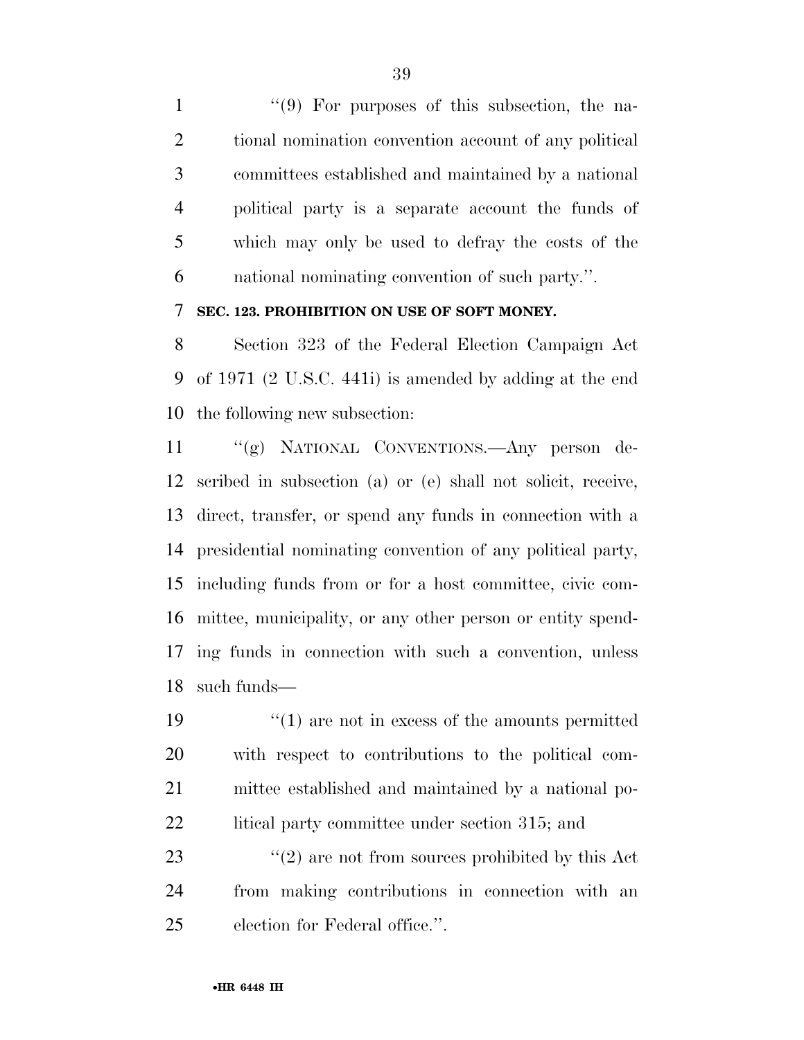"(9) For purposes of this subsection, the national nomination convention account of any political committees established and maintained by a national political party is a separate account the funds of which may only be used to defray the costs of the national nominating convention of such party.".

**SEC. 123. PROHIBITION ON USE OF SOFT MONEY.**

Section 323 of the Federal Election Campaign Act of 1971 (2 U.S.C. 441i) is amended by adding at the end the following new subsection:

"(g) NATIONAL CONVENTIONS.—Any person described in subsection (a) or (e) shall not solicit, receive, direct, transfer, or spend any funds in connection with a presidential nominating convention of any political party, including funds from or for a host committee, civic committee, municipality, or any other person or entity spending funds in connection with such a convention, unless such funds—

"(1) are not in excess of the amounts permitted with respect to contributions to the political committee established and maintained by a national political party committee under section 315; and

"(2) are not from sources prohibited by this Act from making contributions in connection with an election for Federal office.".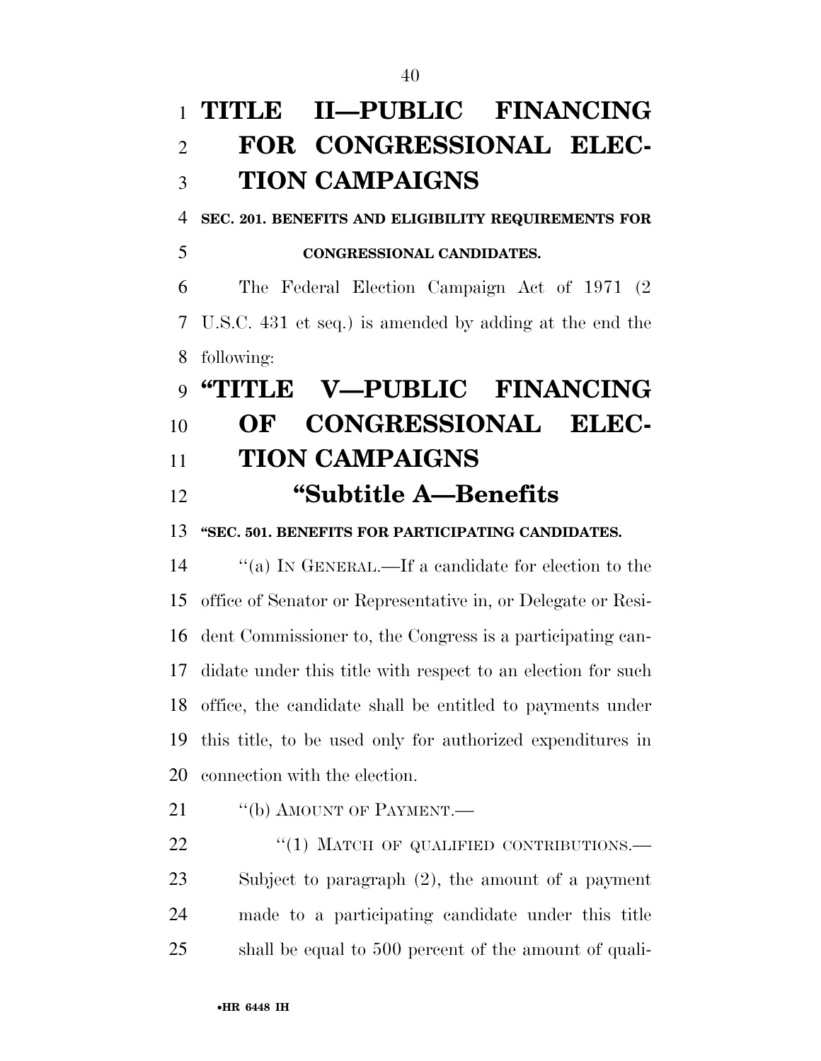# TITLE II—PUBLIC FINANCING FOR CONGRESSIONAL ELECTION CAMPAIGNS

**SEC. 201. BENEFITS AND ELIGIBILITY REQUIREMENTS FOR CONGRESSIONAL CANDIDATES.**

The Federal Election Campaign Act of 1971 (2 U.S.C. 431 et seq.) is amended by adding at the end the following:

# "TITLE V—PUBLIC FINANCING OF CONGRESSIONAL ELECTION CAMPAIGNS

## "Subtitle A—Benefits

**"SEC. 501. BENEFITS FOR PARTICIPATING CANDIDATES.**

"(a) IN GENERAL.—If a candidate for election to the office of Senator or Representative in, or Delegate or Resident Commissioner to, the Congress is a participating candidate under this title with respect to an election for such office, the candidate shall be entitled to payments under this title, to be used only for authorized expenditures in connection with the election.

"(b) AMOUNT OF PAYMENT.—

"(1) MATCH OF QUALIFIED CONTRIBUTIONS.—Subject to paragraph (2), the amount of a payment made to a participating candidate under this title shall be equal to 500 percent of the amount of quali-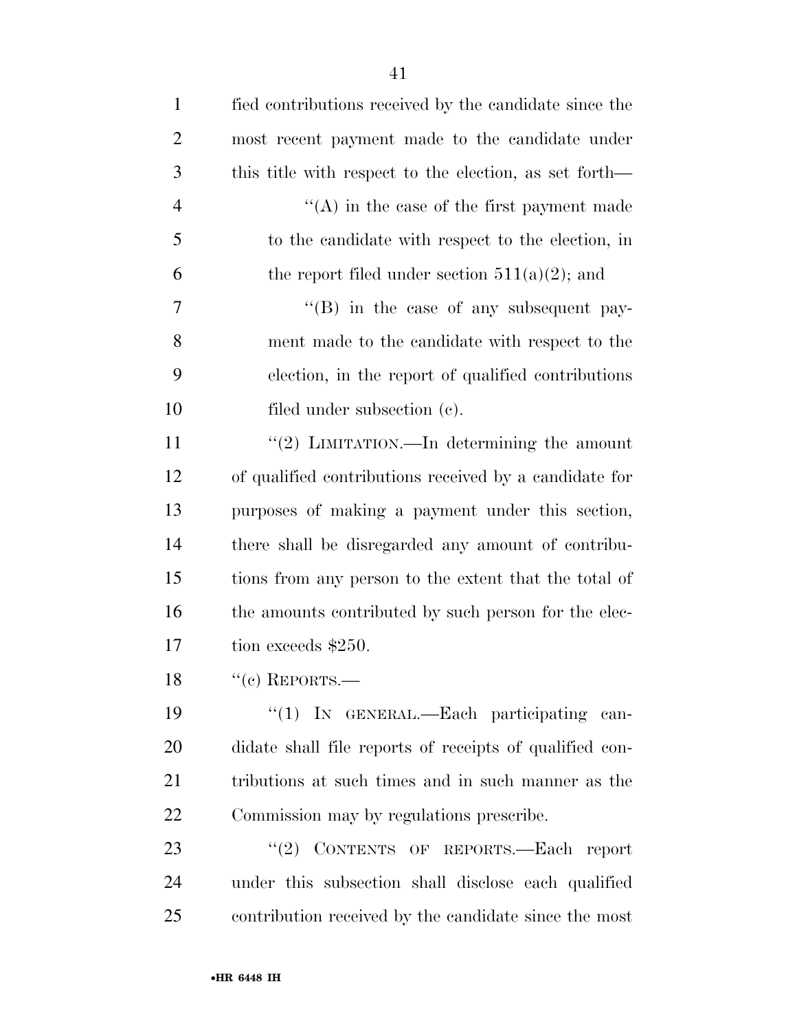fied contributions received by the candidate since the most recent payment made to the candidate under this title with respect to the election, as set forth—

''(A) in the case of the first payment made to the candidate with respect to the election, in the report filed under section 511(a)(2); and

''(B) in the case of any subsequent payment made to the candidate with respect to the election, in the report of qualified contributions filed under subsection (c).

''(2) LIMITATION.—In determining the amount of qualified contributions received by a candidate for purposes of making a payment under this section, there shall be disregarded any amount of contributions from any person to the extent that the total of the amounts contributed by such person for the election exceeds $250.

''(c) REPORTS.—

''(1) IN GENERAL.—Each participating candidate shall file reports of receipts of qualified contributions at such times and in such manner as the Commission may by regulations prescribe.

''(2) CONTENTS OF REPORTS.—Each report under this subsection shall disclose each qualified contribution received by the candidate since the most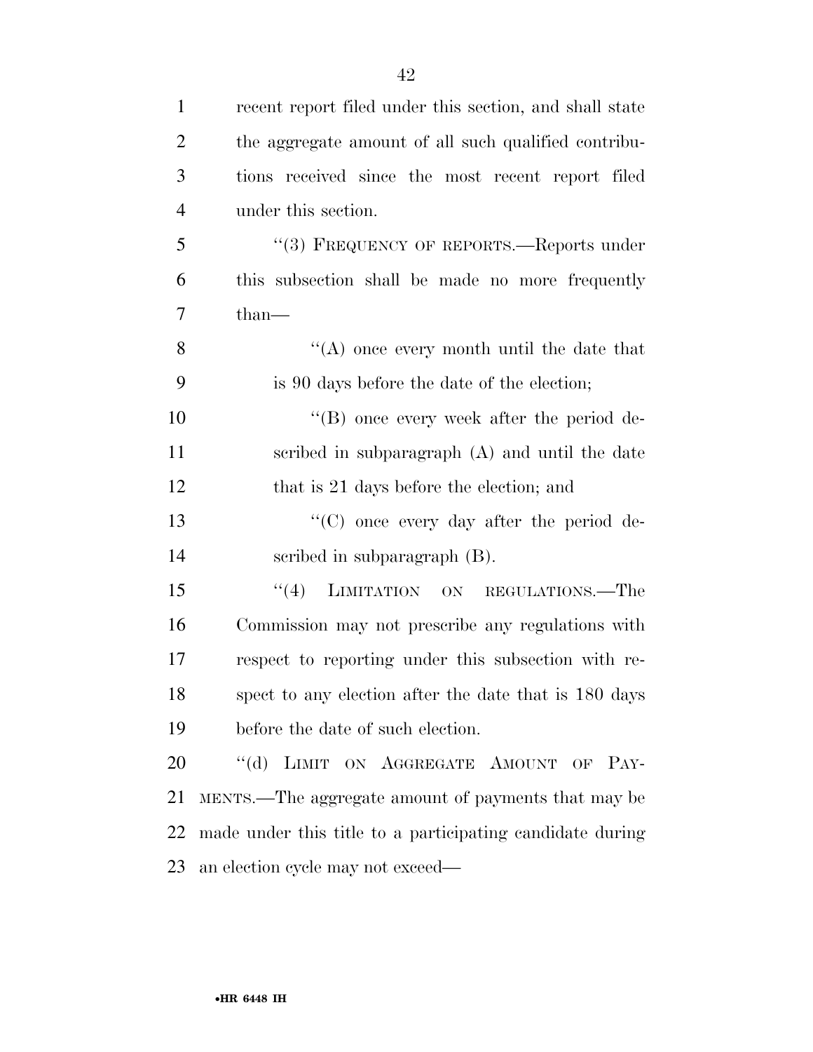recent report filed under this section, and shall state the aggregate amount of all such qualified contributions received since the most recent report filed under this section.

"(3) FREQUENCY OF REPORTS.—Reports under this subsection shall be made no more frequently than—

"(A) once every month until the date that is 90 days before the date of the election;

"(B) once every week after the period described in subparagraph (A) and until the date that is 21 days before the election; and

"(C) once every day after the period described in subparagraph (B).

"(4) LIMITATION ON REGULATIONS.—The Commission may not prescribe any regulations with respect to reporting under this subsection with respect to any election after the date that is 180 days before the date of such election.

"(d) LIMIT ON AGGREGATE AMOUNT OF PAYMENTS.—The aggregate amount of payments that may be made under this title to a participating candidate during an election cycle may not exceed—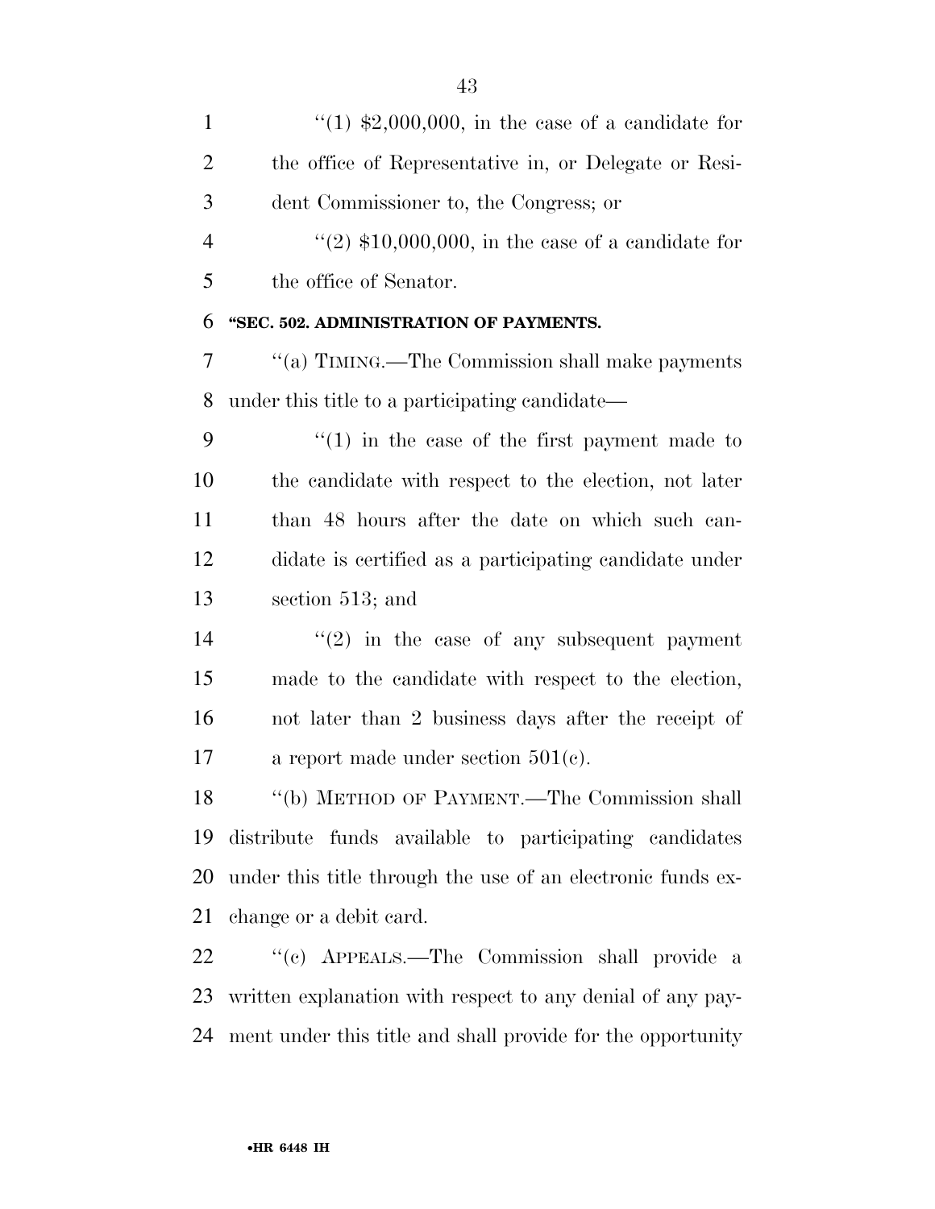''(1) $2,000,000, in the case of a candidate for the office of Representative in, or Delegate or Resident Commissioner to, the Congress; or

''(2) $10,000,000, in the case of a candidate for the office of Senator.

**''SEC. 502. ADMINISTRATION OF PAYMENTS.**

''(a) TIMING.—The Commission shall make payments under this title to a participating candidate—

''(1) in the case of the first payment made to the candidate with respect to the election, not later than 48 hours after the date on which such candidate is certified as a participating candidate under section 513; and

''(2) in the case of any subsequent payment made to the candidate with respect to the election, not later than 2 business days after the receipt of a report made under section 501(c).

''(b) METHOD OF PAYMENT.—The Commission shall distribute funds available to participating candidates under this title through the use of an electronic funds exchange or a debit card.

''(c) APPEALS.—The Commission shall provide a written explanation with respect to any denial of any payment under this title and shall provide for the opportunity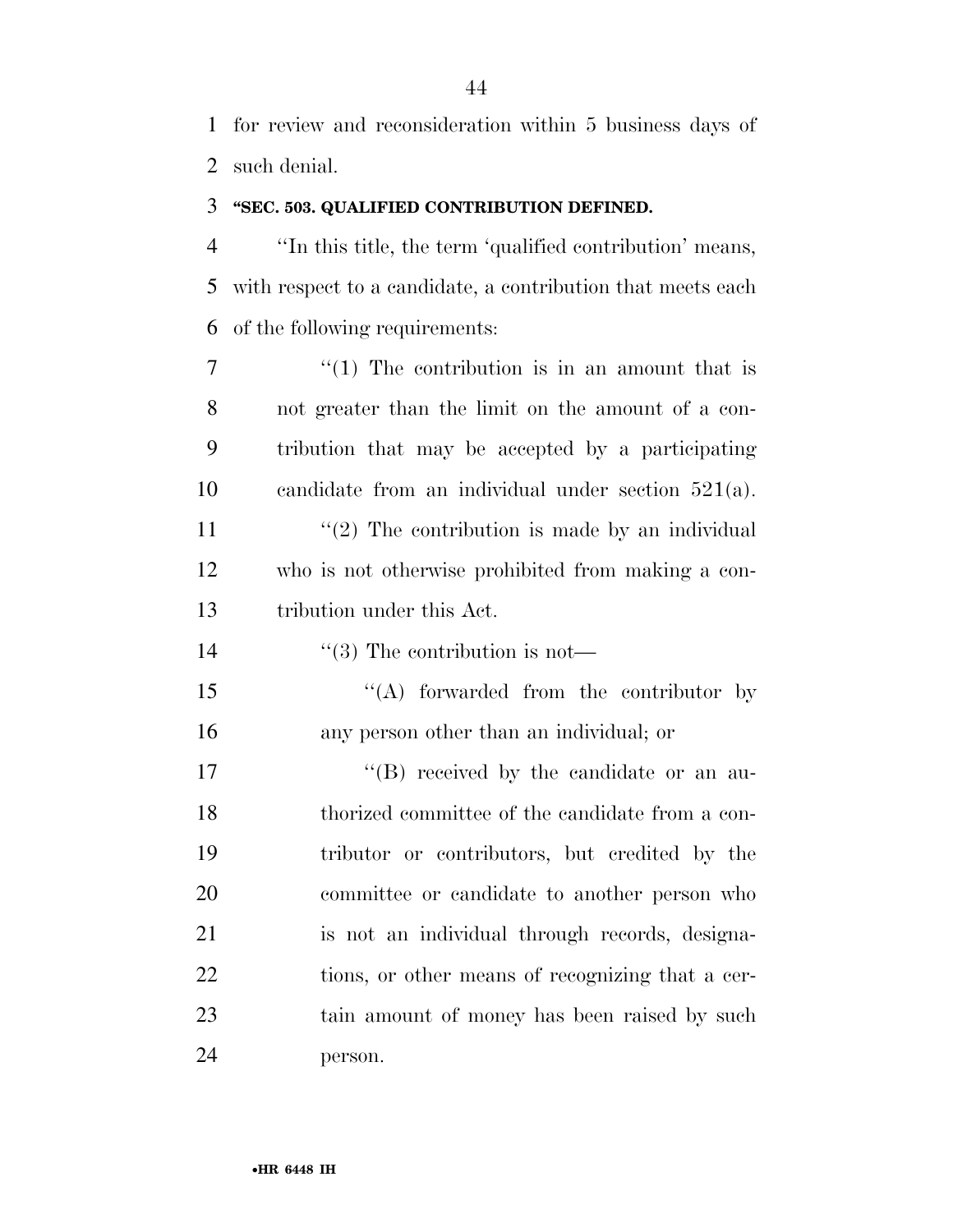for review and reconsideration within 5 business days of such denial.

### "SEC. 503. QUALIFIED CONTRIBUTION DEFINED.

"In this title, the term 'qualified contribution' means, with respect to a candidate, a contribution that meets each of the following requirements:

"(1) The contribution is in an amount that is not greater than the limit on the amount of a contribution that may be accepted by a participating candidate from an individual under section 521(a).

"(2) The contribution is made by an individual who is not otherwise prohibited from making a contribution under this Act.

"(3) The contribution is not—

"(A) forwarded from the contributor by any person other than an individual; or

"(B) received by the candidate or an authorized committee of the candidate from a contributor or contributors, but credited by the committee or candidate to another person who is not an individual through records, designations, or other means of recognizing that a certain amount of money has been raised by such person.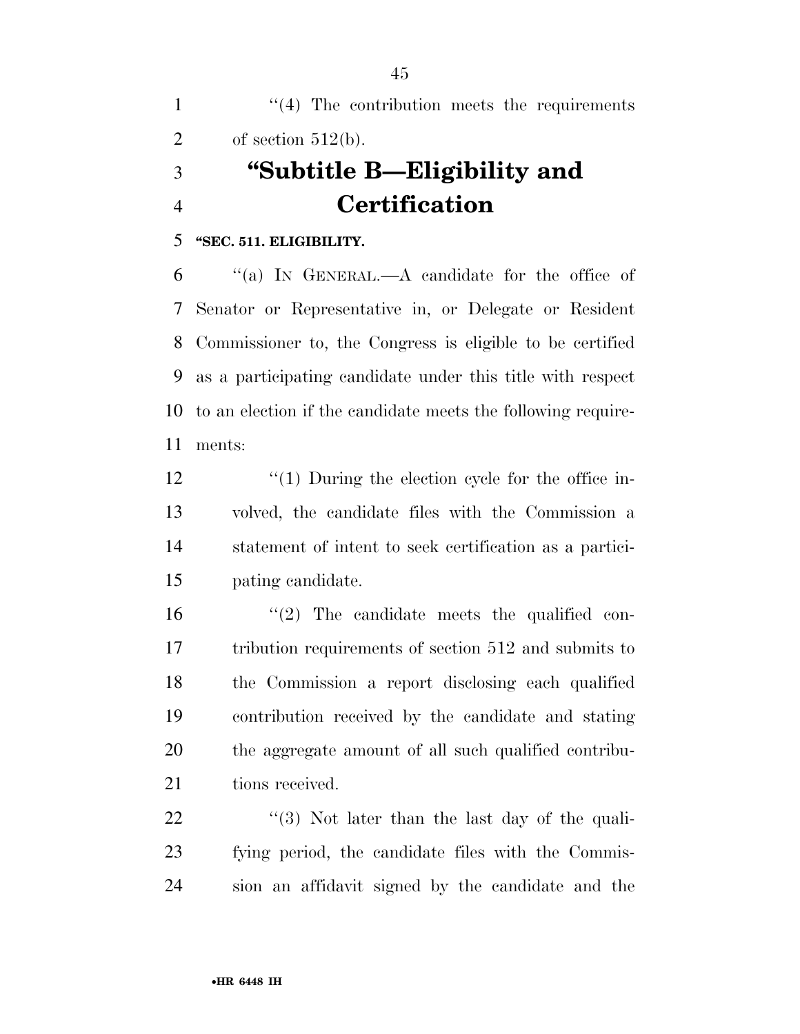"(4) The contribution meets the requirements of section 512(b).

# "Subtitle B—Eligibility and Certification

**"SEC. 511. ELIGIBILITY.**

"(a) IN GENERAL.—A candidate for the office of Senator or Representative in, or Delegate or Resident Commissioner to, the Congress is eligible to be certified as a participating candidate under this title with respect to an election if the candidate meets the following requirements:

"(1) During the election cycle for the office involved, the candidate files with the Commission a statement of intent to seek certification as a participating candidate.

"(2) The candidate meets the qualified contribution requirements of section 512 and submits to the Commission a report disclosing each qualified contribution received by the candidate and stating the aggregate amount of all such qualified contributions received.

"(3) Not later than the last day of the qualifying period, the candidate files with the Commission an affidavit signed by the candidate and the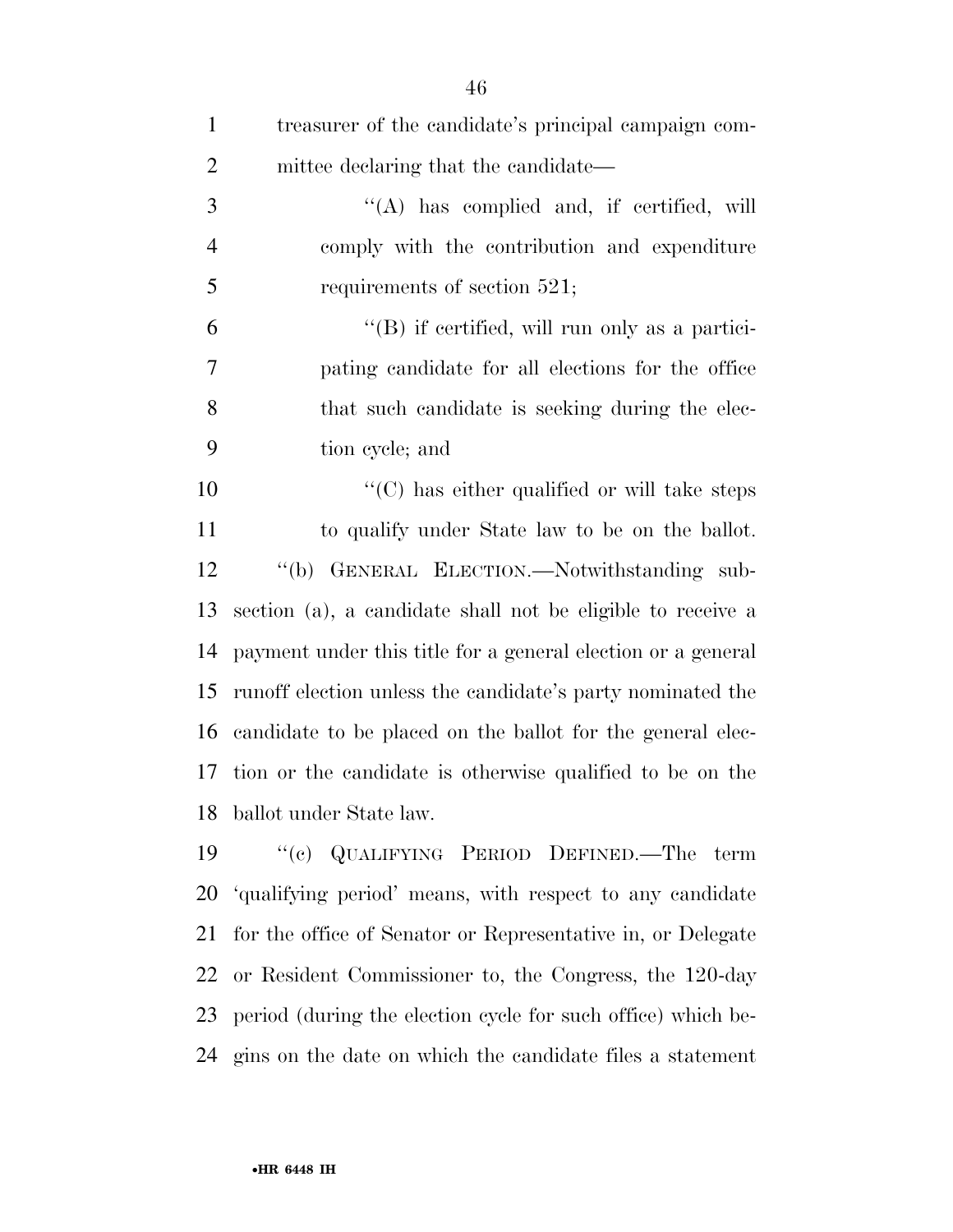treasurer of the candidate's principal campaign committee declaring that the candidate—

"(A) has complied and, if certified, will comply with the contribution and expenditure requirements of section 521;

"(B) if certified, will run only as a participating candidate for all elections for the office that such candidate is seeking during the election cycle; and

"(C) has either qualified or will take steps to qualify under State law to be on the ballot.

"(b) GENERAL ELECTION.—Notwithstanding subsection (a), a candidate shall not be eligible to receive a payment under this title for a general election or a general runoff election unless the candidate's party nominated the candidate to be placed on the ballot for the general election or the candidate is otherwise qualified to be on the ballot under State law.

"(c) QUALIFYING PERIOD DEFINED.—The term 'qualifying period' means, with respect to any candidate for the office of Senator or Representative in, or Delegate or Resident Commissioner to, the Congress, the 120-day period (during the election cycle for such office) which begins on the date on which the candidate files a statement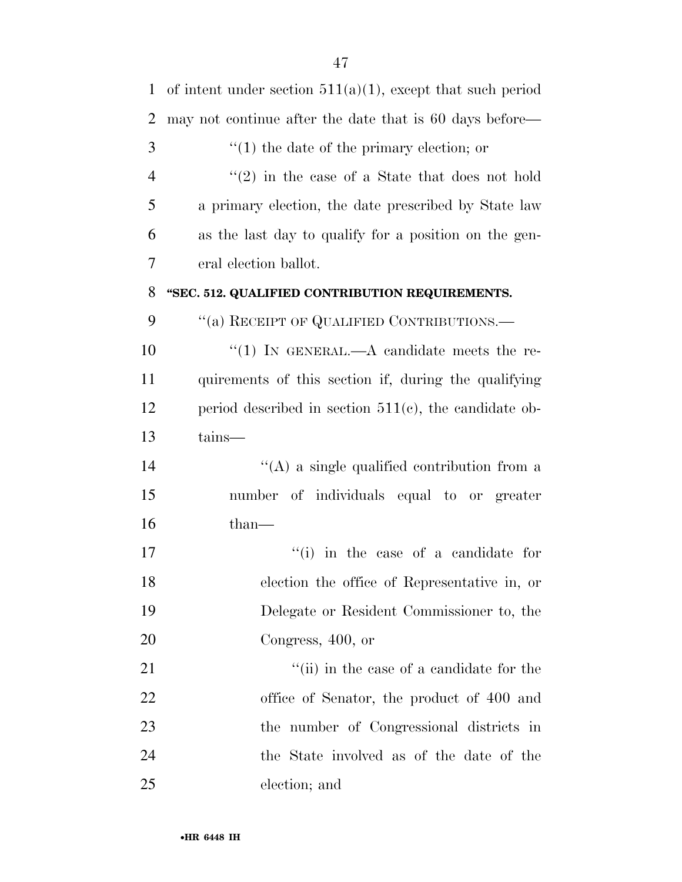of intent under section 511(a)(1), except that such period may not continue after the date that is 60 days before—

''(1) the date of the primary election; or

''(2) in the case of a State that does not hold a primary election, the date prescribed by State law as the last day to qualify for a position on the general election ballot.

**''SEC. 512. QUALIFIED CONTRIBUTION REQUIREMENTS.**

''(a) RECEIPT OF QUALIFIED CONTRIBUTIONS.—

''(1) IN GENERAL.—A candidate meets the requirements of this section if, during the qualifying period described in section 511(c), the candidate obtains—

''(A) a single qualified contribution from a number of individuals equal to or greater than—

''(i) in the case of a candidate for election the office of Representative in, or Delegate or Resident Commissioner to, the Congress, 400, or

''(ii) in the case of a candidate for the office of Senator, the product of 400 and the number of Congressional districts in the State involved as of the date of the election; and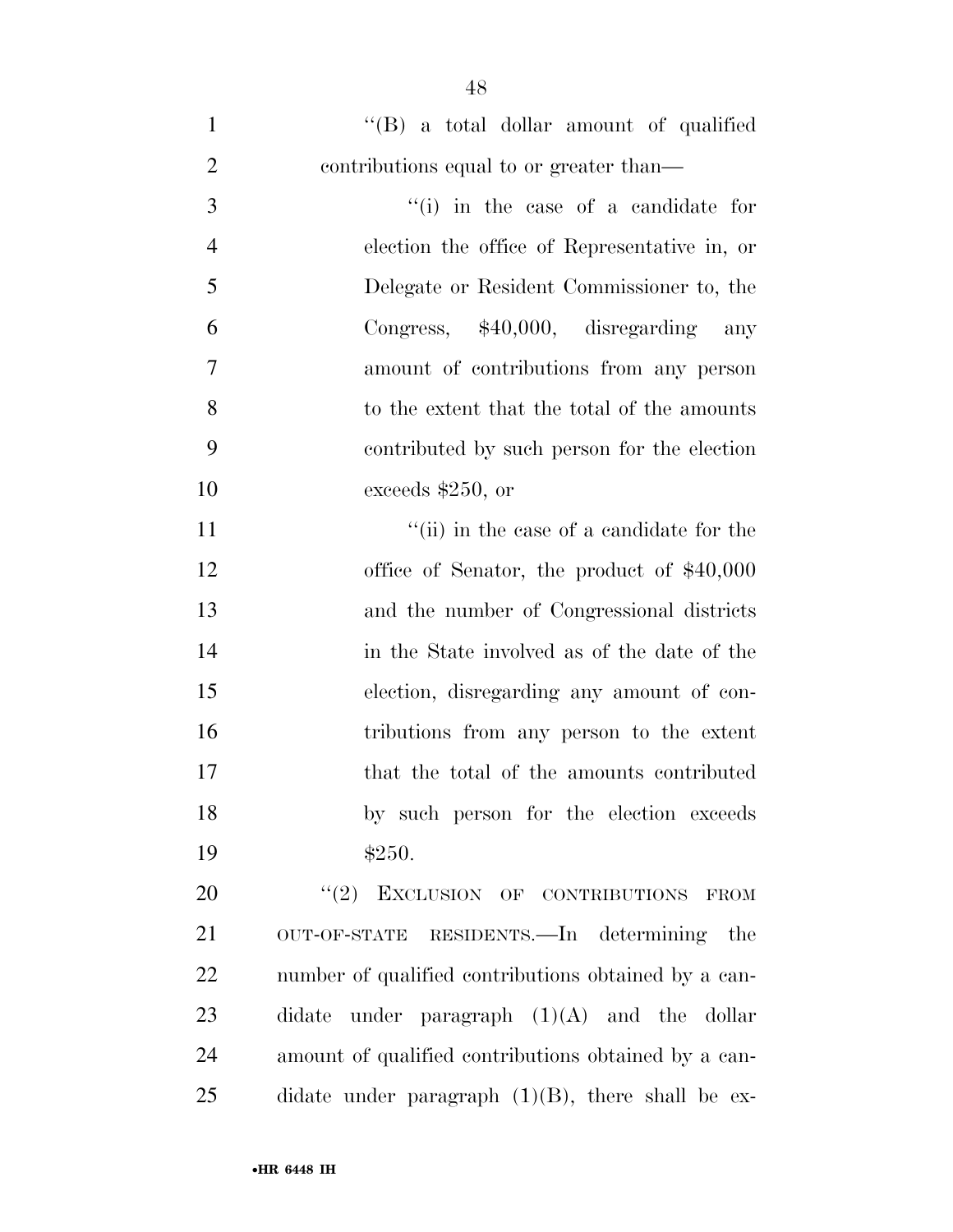''(B) a total dollar amount of qualified contributions equal to or greater than—

''(i) in the case of a candidate for election the office of Representative in, or Delegate or Resident Commissioner to, the Congress, $40,000, disregarding any amount of contributions from any person to the extent that the total of the amounts contributed by such person for the election exceeds $250, or

''(ii) in the case of a candidate for the office of Senator, the product of $40,000 and the number of Congressional districts in the State involved as of the date of the election, disregarding any amount of contributions from any person to the extent that the total of the amounts contributed by such person for the election exceeds $250.

''(2) EXCLUSION OF CONTRIBUTIONS FROM OUT-OF-STATE RESIDENTS.—In determining the number of qualified contributions obtained by a candidate under paragraph (1)(A) and the dollar amount of qualified contributions obtained by a candidate under paragraph (1)(B), there shall be ex-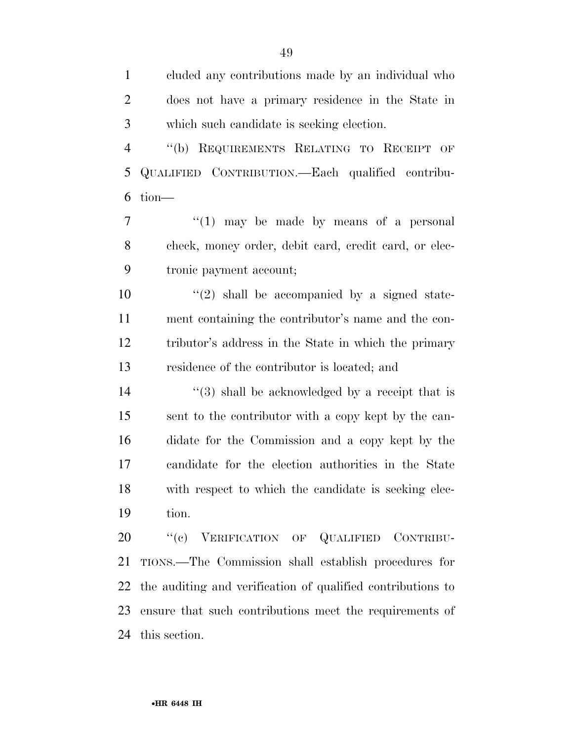cluded any contributions made by an individual who does not have a primary residence in the State in which such candidate is seeking election.

"(b) REQUIREMENTS RELATING TO RECEIPT OF QUALIFIED CONTRIBUTION.—Each qualified contribution—

"(1) may be made by means of a personal check, money order, debit card, credit card, or electronic payment account;

"(2) shall be accompanied by a signed statement containing the contributor's name and the contributor's address in the State in which the primary residence of the contributor is located; and

"(3) shall be acknowledged by a receipt that is sent to the contributor with a copy kept by the candidate for the Commission and a copy kept by the candidate for the election authorities in the State with respect to which the candidate is seeking election.

"(c) VERIFICATION OF QUALIFIED CONTRIBUTIONS.—The Commission shall establish procedures for the auditing and verification of qualified contributions to ensure that such contributions meet the requirements of this section.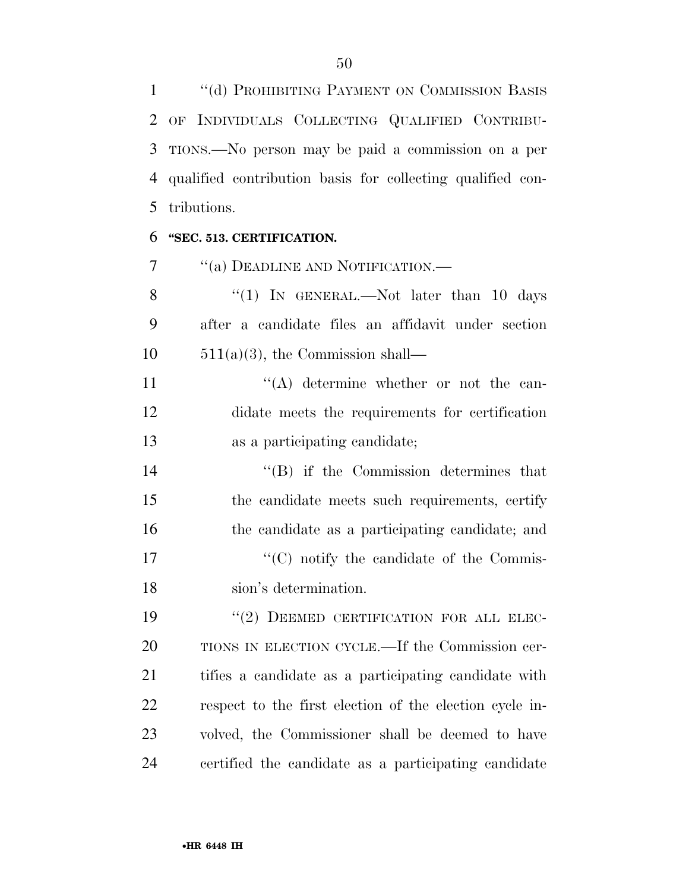''(d) PROHIBITING PAYMENT ON COMMISSION BASIS OF INDIVIDUALS COLLECTING QUALIFIED CONTRIBUTIONS.—No person may be paid a commission on a per qualified contribution basis for collecting qualified contributions.

**''SEC. 513. CERTIFICATION.**

''(a) DEADLINE AND NOTIFICATION.—

''(1) IN GENERAL.—Not later than 10 days after a candidate files an affidavit under section 511(a)(3), the Commission shall—

''(A) determine whether or not the candidate meets the requirements for certification as a participating candidate;

''(B) if the Commission determines that the candidate meets such requirements, certify the candidate as a participating candidate; and

''(C) notify the candidate of the Commission's determination.

''(2) DEEMED CERTIFICATION FOR ALL ELECTIONS IN ELECTION CYCLE.—If the Commission certifies a candidate as a participating candidate with respect to the first election of the election cycle involved, the Commissioner shall be deemed to have certified the candidate as a participating candidate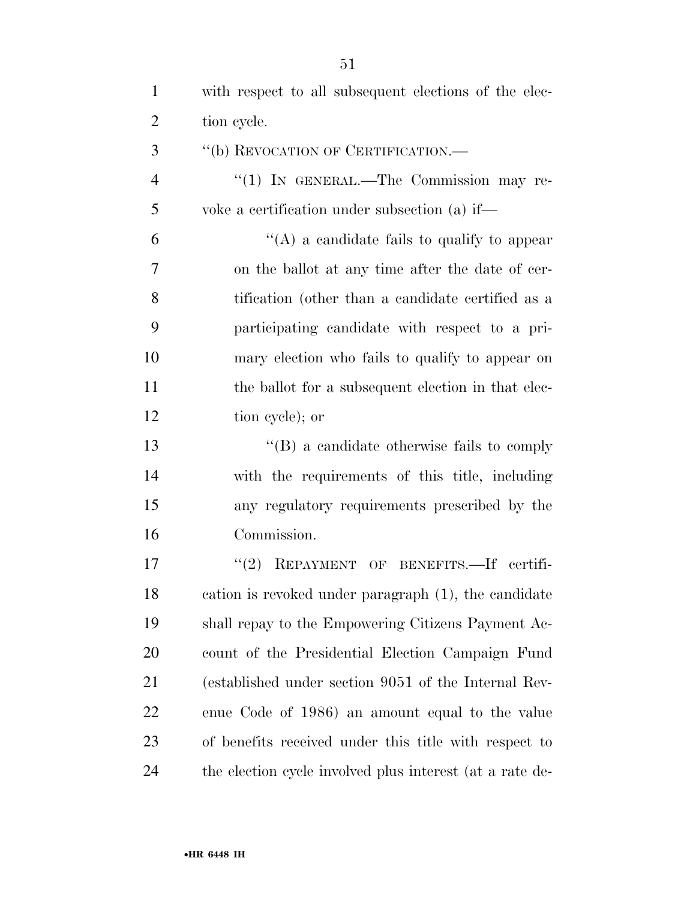with respect to all subsequent elections of the election cycle.

"(b) REVOCATION OF CERTIFICATION.—

"(1) IN GENERAL.—The Commission may revoke a certification under subsection (a) if—

"(A) a candidate fails to qualify to appear on the ballot at any time after the date of certification (other than a candidate certified as a participating candidate with respect to a primary election who fails to qualify to appear on the ballot for a subsequent election in that election cycle); or

"(B) a candidate otherwise fails to comply with the requirements of this title, including any regulatory requirements prescribed by the Commission.

"(2) REPAYMENT OF BENEFITS.—If certification is revoked under paragraph (1), the candidate shall repay to the Empowering Citizens Payment Account of the Presidential Election Campaign Fund (established under section 9051 of the Internal Revenue Code of 1986) an amount equal to the value of benefits received under this title with respect to the election cycle involved plus interest (at a rate de-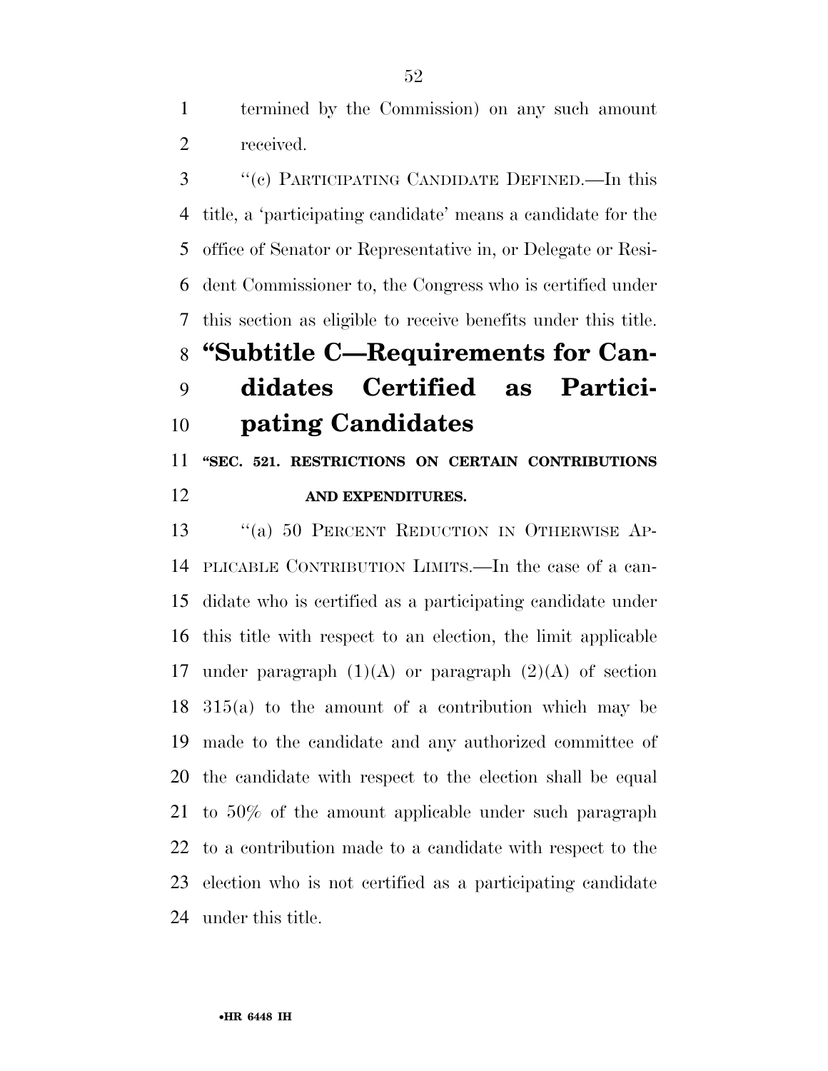termined by the Commission) on any such amount received.

"(c) PARTICIPATING CANDIDATE DEFINED.—In this title, a 'participating candidate' means a candidate for the office of Senator or Representative in, or Delegate or Resident Commissioner to, the Congress who is certified under this section as eligible to receive benefits under this title.

## "Subtitle C—Requirements for Candidates Certified as Participating Candidates

### "SEC. 521. RESTRICTIONS ON CERTAIN CONTRIBUTIONS AND EXPENDITURES.

"(a) 50 PERCENT REDUCTION IN OTHERWISE APPLICABLE CONTRIBUTION LIMITS.—In the case of a candidate who is certified as a participating candidate under this title with respect to an election, the limit applicable under paragraph (1)(A) or paragraph (2)(A) of section 315(a) to the amount of a contribution which may be made to the candidate and any authorized committee of the candidate with respect to the election shall be equal to 50% of the amount applicable under such paragraph to a contribution made to a candidate with respect to the election who is not certified as a participating candidate under this title.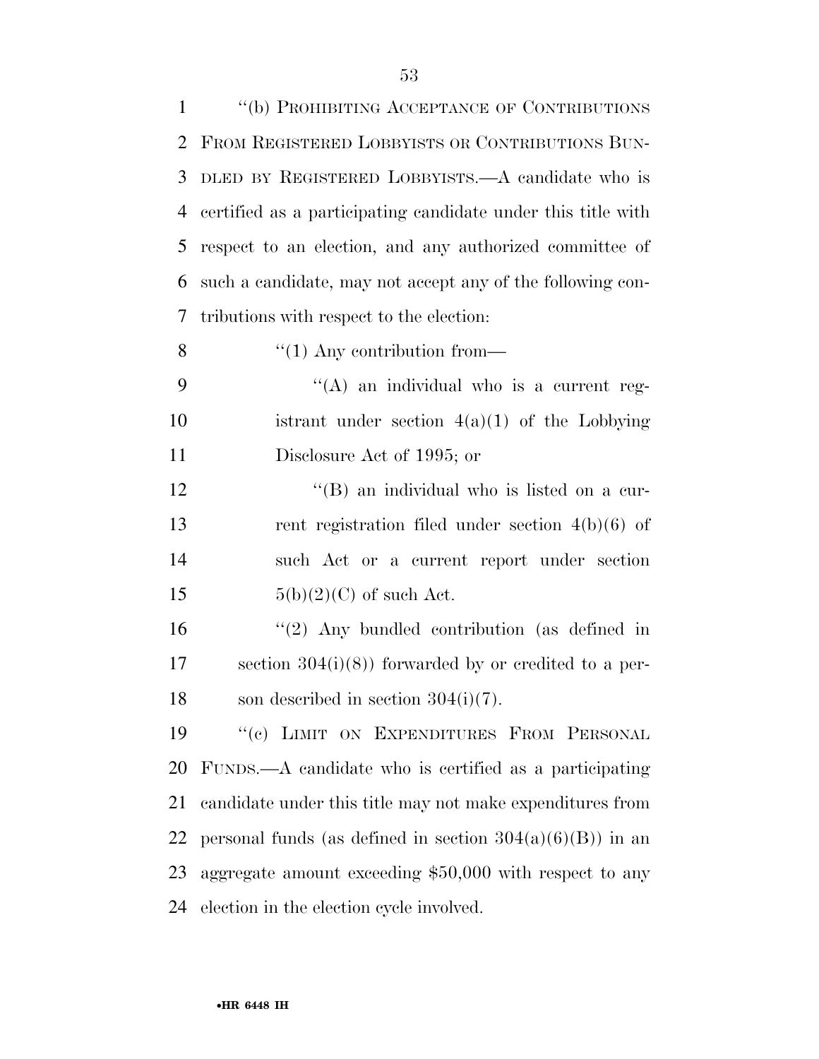"(b) PROHIBITING ACCEPTANCE OF CONTRIBUTIONS FROM REGISTERED LOBBYISTS OR CONTRIBUTIONS BUNDLED BY REGISTERED LOBBYISTS.—A candidate who is certified as a participating candidate under this title with respect to an election, and any authorized committee of such a candidate, may not accept any of the following contributions with respect to the election:

"(1) Any contribution from—

"(A) an individual who is a current registrant under section 4(a)(1) of the Lobbying Disclosure Act of 1995; or

"(B) an individual who is listed on a current registration filed under section 4(b)(6) of such Act or a current report under section 5(b)(2)(C) of such Act.

"(2) Any bundled contribution (as defined in section 304(i)(8)) forwarded by or credited to a person described in section 304(i)(7).

"(c) LIMIT ON EXPENDITURES FROM PERSONAL FUNDS.—A candidate who is certified as a participating candidate under this title may not make expenditures from personal funds (as defined in section 304(a)(6)(B)) in an aggregate amount exceeding $50,000 with respect to any election in the election cycle involved.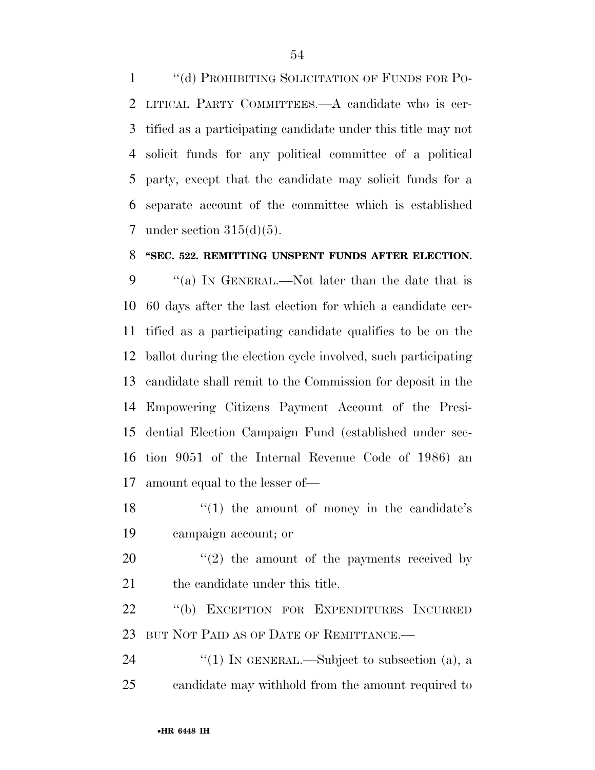"(d) PROHIBITING SOLICITATION OF FUNDS FOR POLITICAL PARTY COMMITTEES.—A candidate who is certified as a participating candidate under this title may not solicit funds for any political committee of a political party, except that the candidate may solicit funds for a separate account of the committee which is established under section 315(d)(5).

**"SEC. 522. REMITTING UNSPENT FUNDS AFTER ELECTION.**

"(a) IN GENERAL.—Not later than the date that is 60 days after the last election for which a candidate certified as a participating candidate qualifies to be on the ballot during the election cycle involved, such participating candidate shall remit to the Commission for deposit in the Empowering Citizens Payment Account of the Presidential Election Campaign Fund (established under section 9051 of the Internal Revenue Code of 1986) an amount equal to the lesser of—

"(1) the amount of money in the candidate's campaign account; or

"(2) the amount of the payments received by the candidate under this title.

"(b) EXCEPTION FOR EXPENDITURES INCURRED BUT NOT PAID AS OF DATE OF REMITTANCE.—

"(1) IN GENERAL.—Subject to subsection (a), a candidate may withhold from the amount required to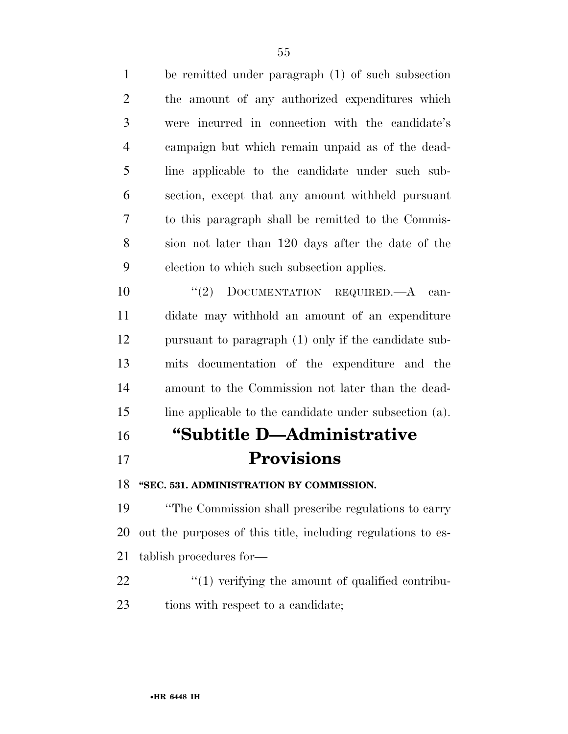be remitted under paragraph (1) of such subsection the amount of any authorized expenditures which were incurred in connection with the candidate's campaign but which remain unpaid as of the deadline applicable to the candidate under such subsection, except that any amount withheld pursuant to this paragraph shall be remitted to the Commission not later than 120 days after the date of the election to which such subsection applies.

"(2) DOCUMENTATION REQUIRED.—A candidate may withhold an amount of an expenditure pursuant to paragraph (1) only if the candidate submits documentation of the expenditure and the amount to the Commission not later than the deadline applicable to the candidate under subsection (a).

# "Subtitle D—Administrative Provisions

### "SEC. 531. ADMINISTRATION BY COMMISSION.

"The Commission shall prescribe regulations to carry out the purposes of this title, including regulations to establish procedures for—

"(1) verifying the amount of qualified contributions with respect to a candidate;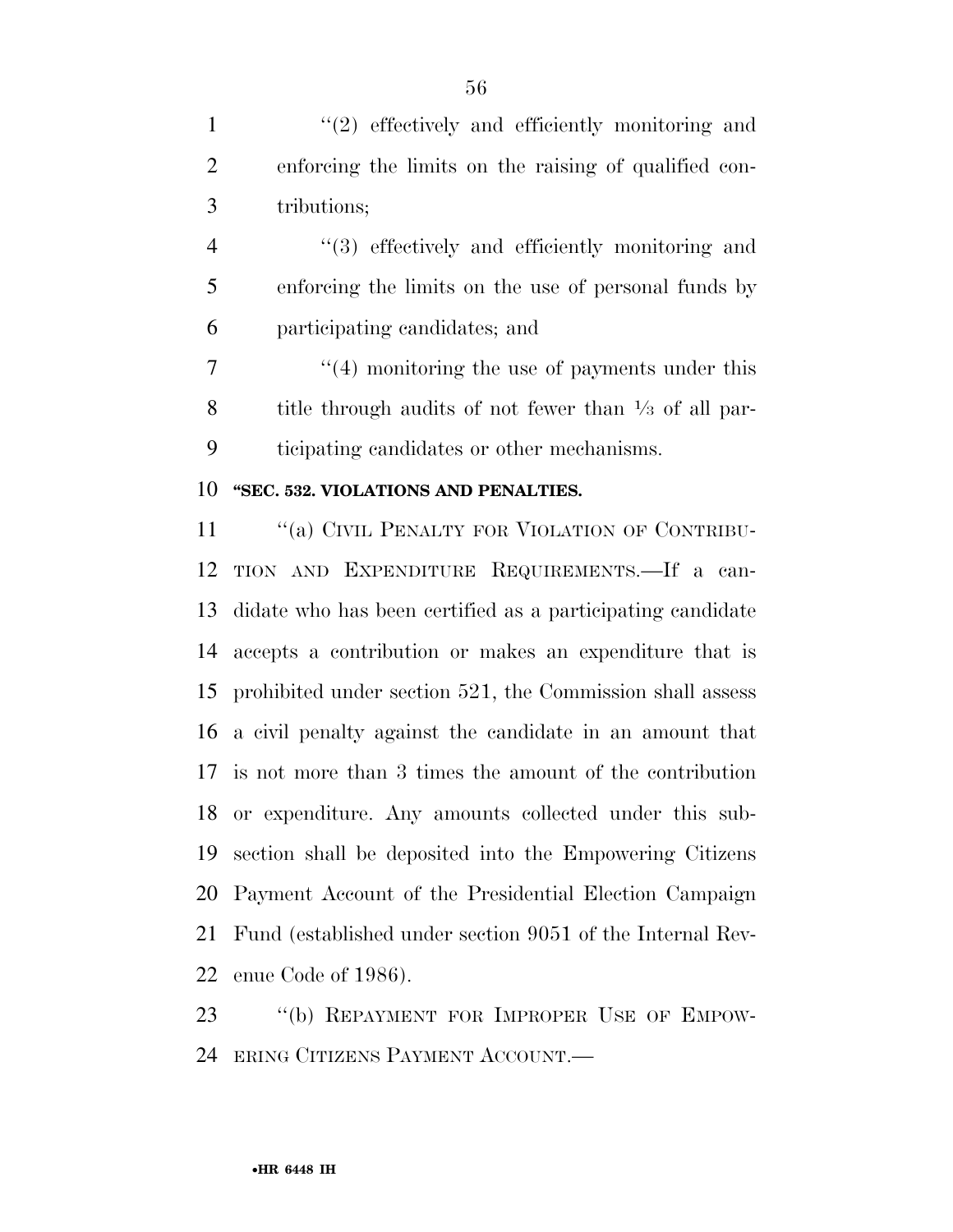"(2) effectively and efficiently monitoring and enforcing the limits on the raising of qualified contributions;

"(3) effectively and efficiently monitoring and enforcing the limits on the use of personal funds by participating candidates; and

"(4) monitoring the use of payments under this title through audits of not fewer than ⅓ of all participating candidates or other mechanisms.

**"SEC. 532. VIOLATIONS AND PENALTIES.**

"(a) CIVIL PENALTY FOR VIOLATION OF CONTRIBUTION AND EXPENDITURE REQUIREMENTS.—If a candidate who has been certified as a participating candidate accepts a contribution or makes an expenditure that is prohibited under section 521, the Commission shall assess a civil penalty against the candidate in an amount that is not more than 3 times the amount of the contribution or expenditure. Any amounts collected under this subsection shall be deposited into the Empowering Citizens Payment Account of the Presidential Election Campaign Fund (established under section 9051 of the Internal Revenue Code of 1986).

"(b) REPAYMENT FOR IMPROPER USE OF EMPOWERING CITIZENS PAYMENT ACCOUNT.—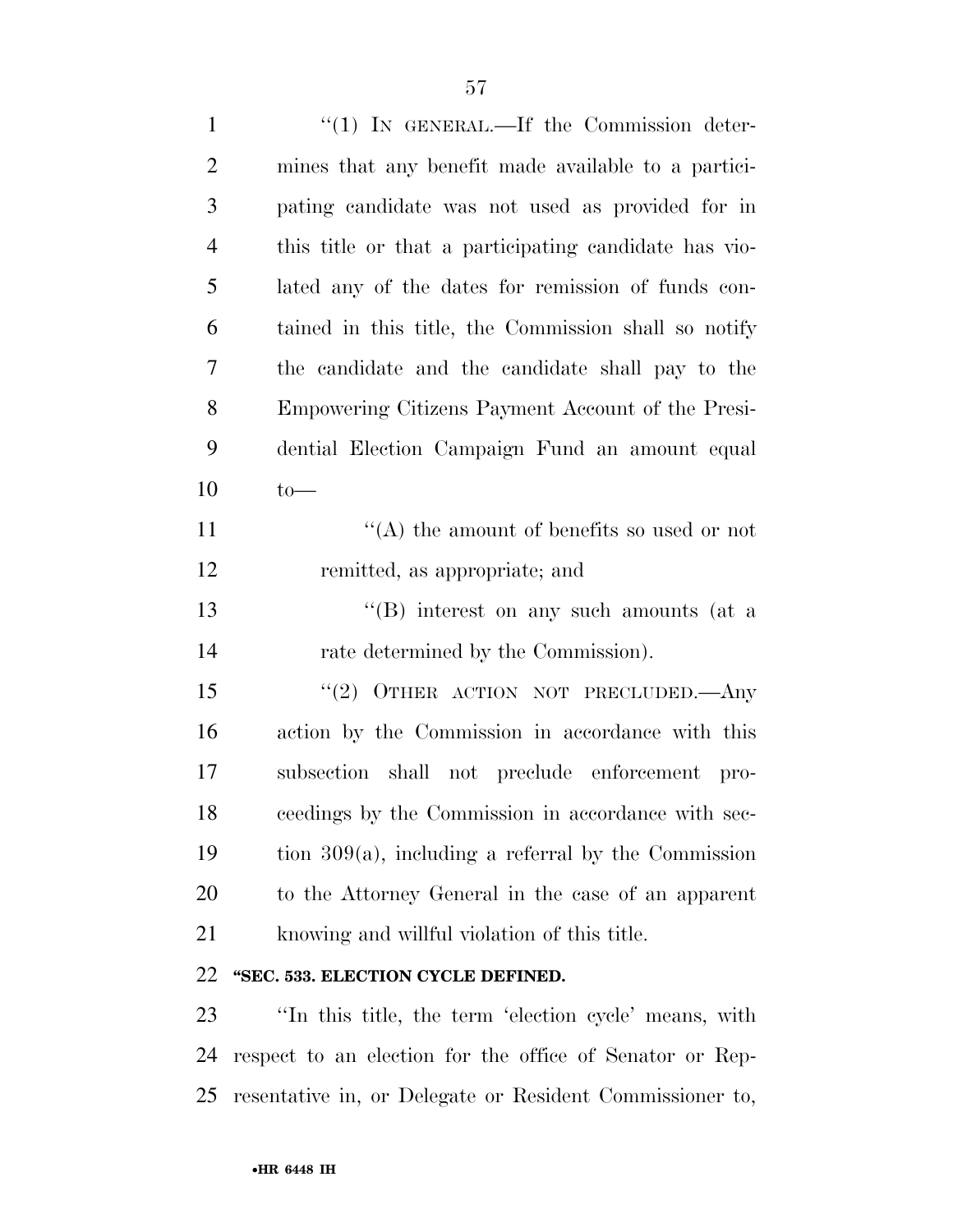"(1) IN GENERAL.—If the Commission determines that any benefit made available to a participating candidate was not used as provided for in this title or that a participating candidate has violated any of the dates for remission of funds contained in this title, the Commission shall so notify the candidate and the candidate shall pay to the Empowering Citizens Payment Account of the Presidential Election Campaign Fund an amount equal to—

"(A) the amount of benefits so used or not remitted, as appropriate; and

"(B) interest on any such amounts (at a rate determined by the Commission).

"(2) OTHER ACTION NOT PRECLUDED.—Any action by the Commission in accordance with this subsection shall not preclude enforcement proceedings by the Commission in accordance with section 309(a), including a referral by the Commission to the Attorney General in the case of an apparent knowing and willful violation of this title.

**"SEC. 533. ELECTION CYCLE DEFINED.**

"In this title, the term 'election cycle' means, with respect to an election for the office of Senator or Representative in, or Delegate or Resident Commissioner to,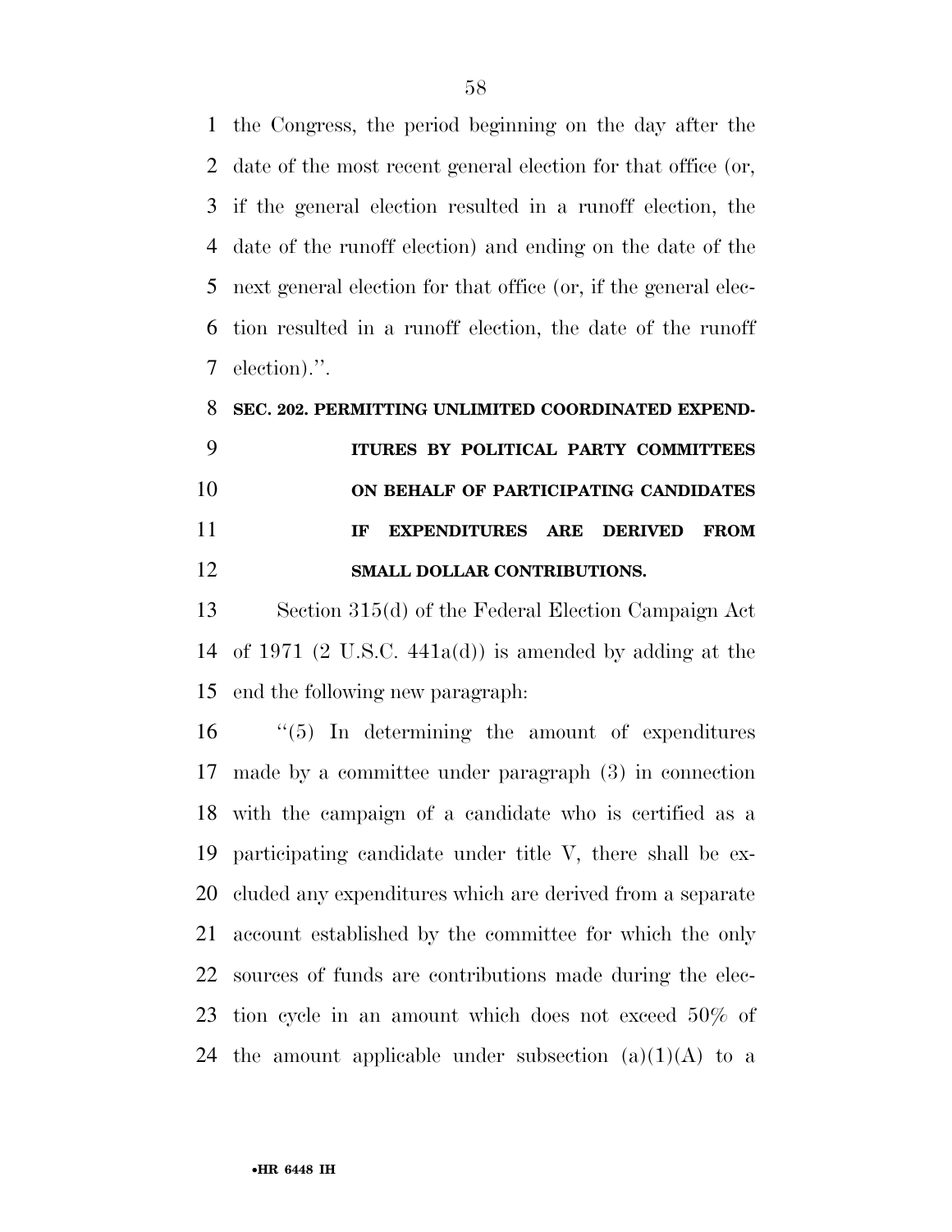the Congress, the period beginning on the day after the date of the most recent general election for that office (or, if the general election resulted in a runoff election, the date of the runoff election) and ending on the date of the next general election for that office (or, if the general election resulted in a runoff election, the date of the runoff election).''.

**SEC. 202. PERMITTING UNLIMITED COORDINATED EXPENDITURES BY POLITICAL PARTY COMMITTEES ON BEHALF OF PARTICIPATING CANDIDATES IF EXPENDITURES ARE DERIVED FROM SMALL DOLLAR CONTRIBUTIONS.**

Section 315(d) of the Federal Election Campaign Act of 1971 (2 U.S.C. 441a(d)) is amended by adding at the end the following new paragraph:

''(5) In determining the amount of expenditures made by a committee under paragraph (3) in connection with the campaign of a candidate who is certified as a participating candidate under title V, there shall be excluded any expenditures which are derived from a separate account established by the committee for which the only sources of funds are contributions made during the election cycle in an amount which does not exceed 50% of the amount applicable under subsection (a)(1)(A) to a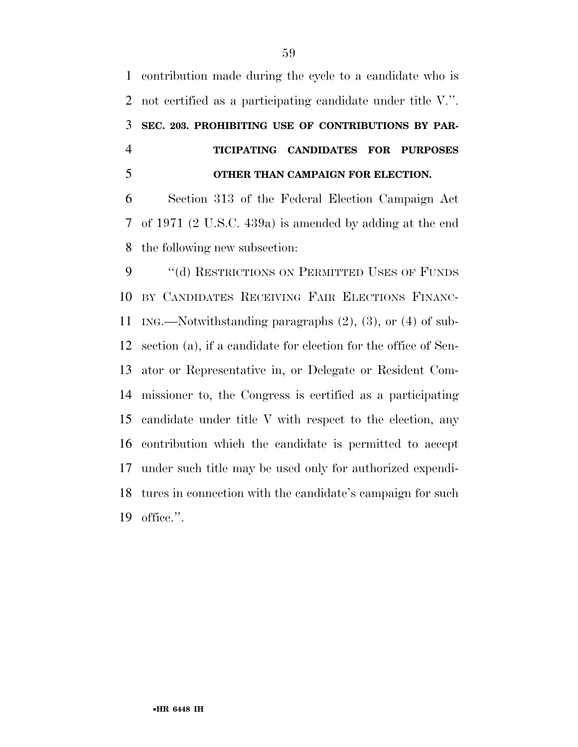contribution made during the cycle to a candidate who is not certified as a participating candidate under title V.''.

### SEC. 203. PROHIBITING USE OF CONTRIBUTIONS BY PARTICIPATING CANDIDATES FOR PURPOSES OTHER THAN CAMPAIGN FOR ELECTION.

Section 313 of the Federal Election Campaign Act of 1971 (2 U.S.C. 439a) is amended by adding at the end the following new subsection:

``(d) RESTRICTIONS ON PERMITTED USES OF FUNDS BY CANDIDATES RECEIVING FAIR ELECTIONS FINANCING.—Notwithstanding paragraphs (2), (3), or (4) of subsection (a), if a candidate for election for the office of Senator or Representative in, or Delegate or Resident Commissioner to, the Congress is certified as a participating candidate under title V with respect to the election, any contribution which the candidate is permitted to accept under such title may be used only for authorized expenditures in connection with the candidate's campaign for such office.''.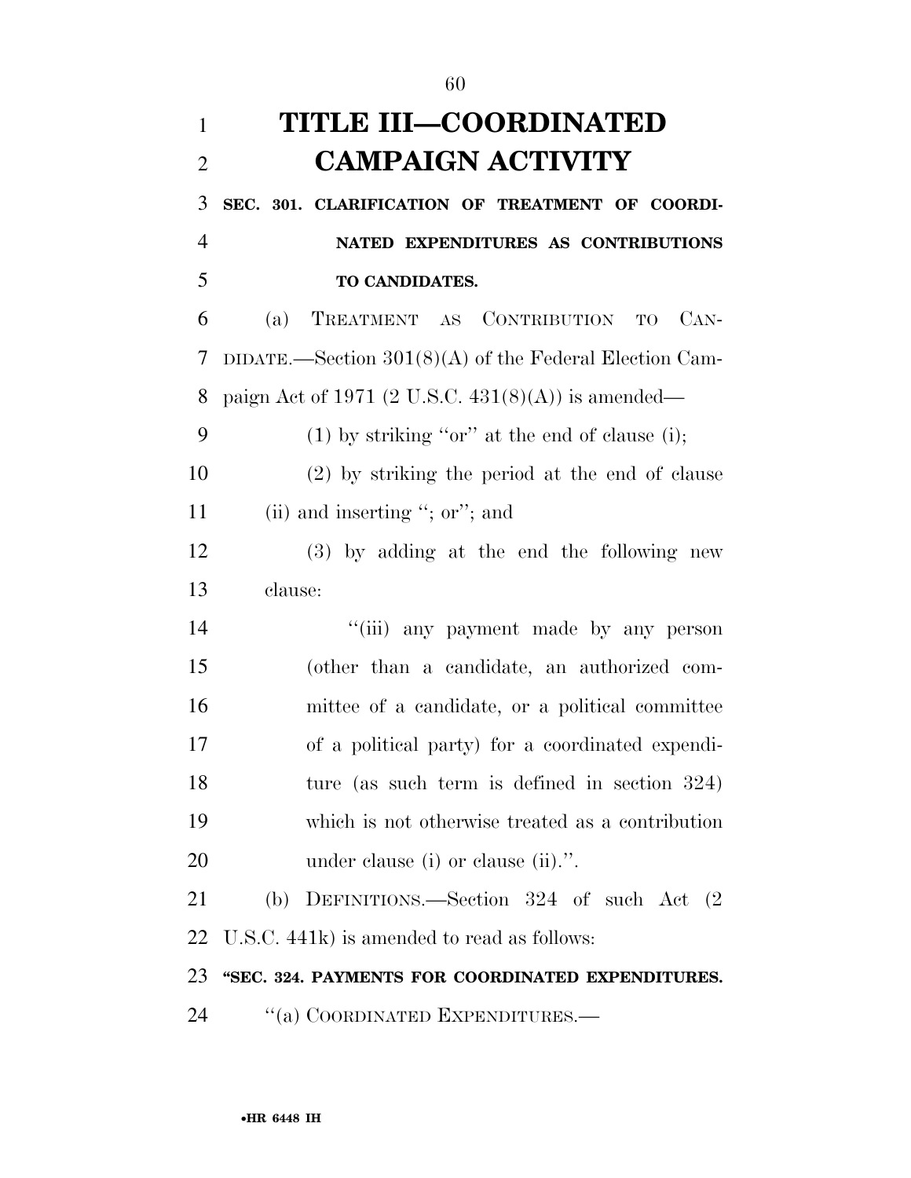# TITLE III—COORDINATED CAMPAIGN ACTIVITY

**SEC. 301. CLARIFICATION OF TREATMENT OF COORDINATED EXPENDITURES AS CONTRIBUTIONS TO CANDIDATES.**

(a) TREATMENT AS CONTRIBUTION TO CANDIDATE.—Section 301(8)(A) of the Federal Election Campaign Act of 1971 (2 U.S.C. 431(8)(A)) is amended—

(1) by striking ''or'' at the end of clause (i);

(2) by striking the period at the end of clause (ii) and inserting ''; or''; and

(3) by adding at the end the following new clause:

''(iii) any payment made by any person (other than a candidate, an authorized committee of a candidate, or a political committee of a political party) for a coordinated expenditure (as such term is defined in section 324) which is not otherwise treated as a contribution under clause (i) or clause (ii).''.

(b) DEFINITIONS.—Section 324 of such Act (2 U.S.C. 441k) is amended to read as follows:

**''SEC. 324. PAYMENTS FOR COORDINATED EXPENDITURES.**

''(a) COORDINATED EXPENDITURES.—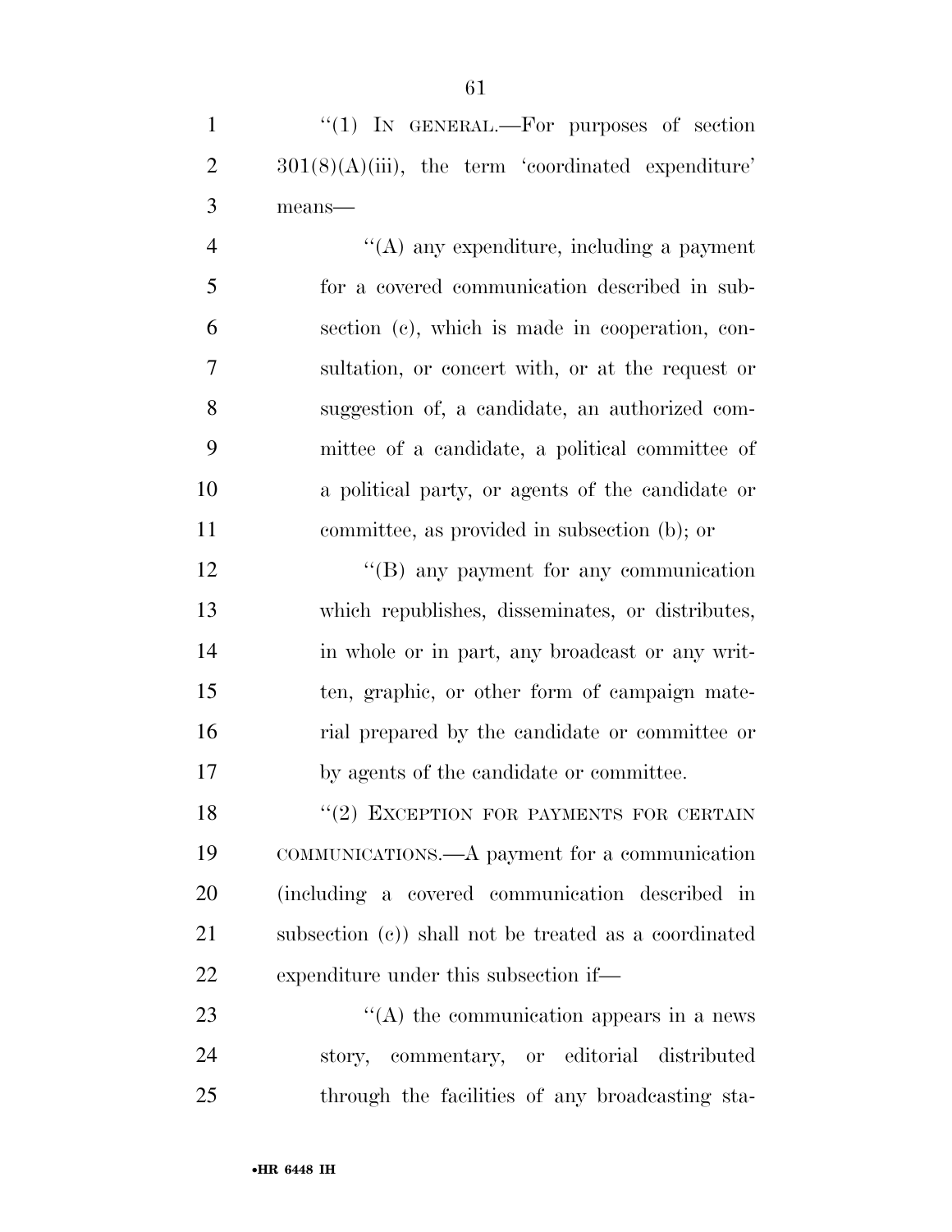"(1) IN GENERAL.—For purposes of section 301(8)(A)(iii), the term 'coordinated expenditure' means—

"(A) any expenditure, including a payment for a covered communication described in subsection (c), which is made in cooperation, consultation, or concert with, or at the request or suggestion of, a candidate, an authorized committee of a candidate, a political committee of a political party, or agents of the candidate or committee, as provided in subsection (b); or

"(B) any payment for any communication which republishes, disseminates, or distributes, in whole or in part, any broadcast or any written, graphic, or other form of campaign material prepared by the candidate or committee or by agents of the candidate or committee.

"(2) EXCEPTION FOR PAYMENTS FOR CERTAIN COMMUNICATIONS.—A payment for a communication (including a covered communication described in subsection (c)) shall not be treated as a coordinated expenditure under this subsection if—

"(A) the communication appears in a news story, commentary, or editorial distributed through the facilities of any broadcasting sta-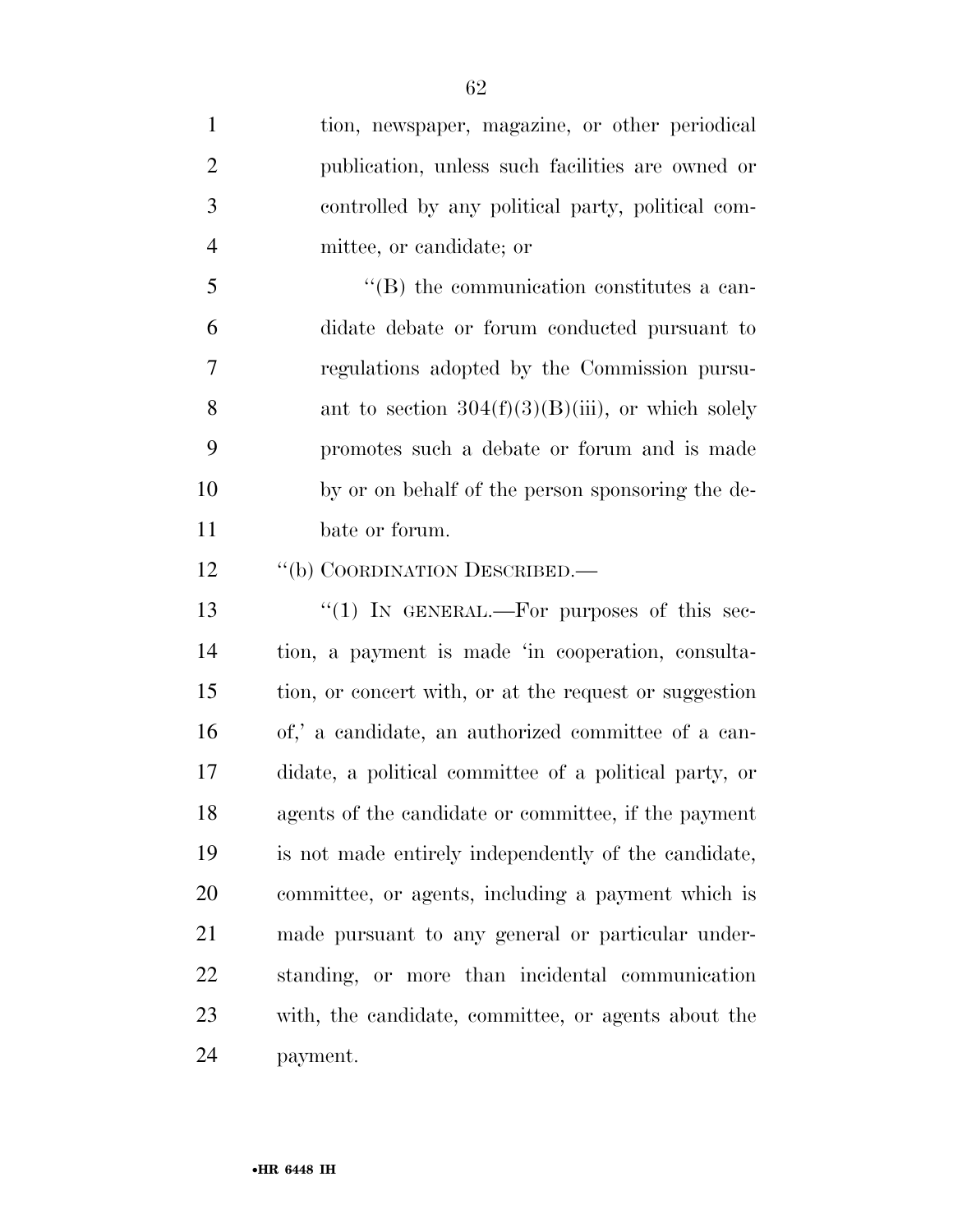tion, newspaper, magazine, or other periodical publication, unless such facilities are owned or controlled by any political party, political committee, or candidate; or

''(B) the communication constitutes a candidate debate or forum conducted pursuant to regulations adopted by the Commission pursuant to section 304(f)(3)(B)(iii), or which solely promotes such a debate or forum and is made by or on behalf of the person sponsoring the debate or forum.

''(b) COORDINATION DESCRIBED.—

''(1) IN GENERAL.—For purposes of this section, a payment is made 'in cooperation, consultation, or concert with, or at the request or suggestion of,' a candidate, an authorized committee of a candidate, a political committee of a political party, or agents of the candidate or committee, if the payment is not made entirely independently of the candidate, committee, or agents, including a payment which is made pursuant to any general or particular understanding, or more than incidental communication with, the candidate, committee, or agents about the payment.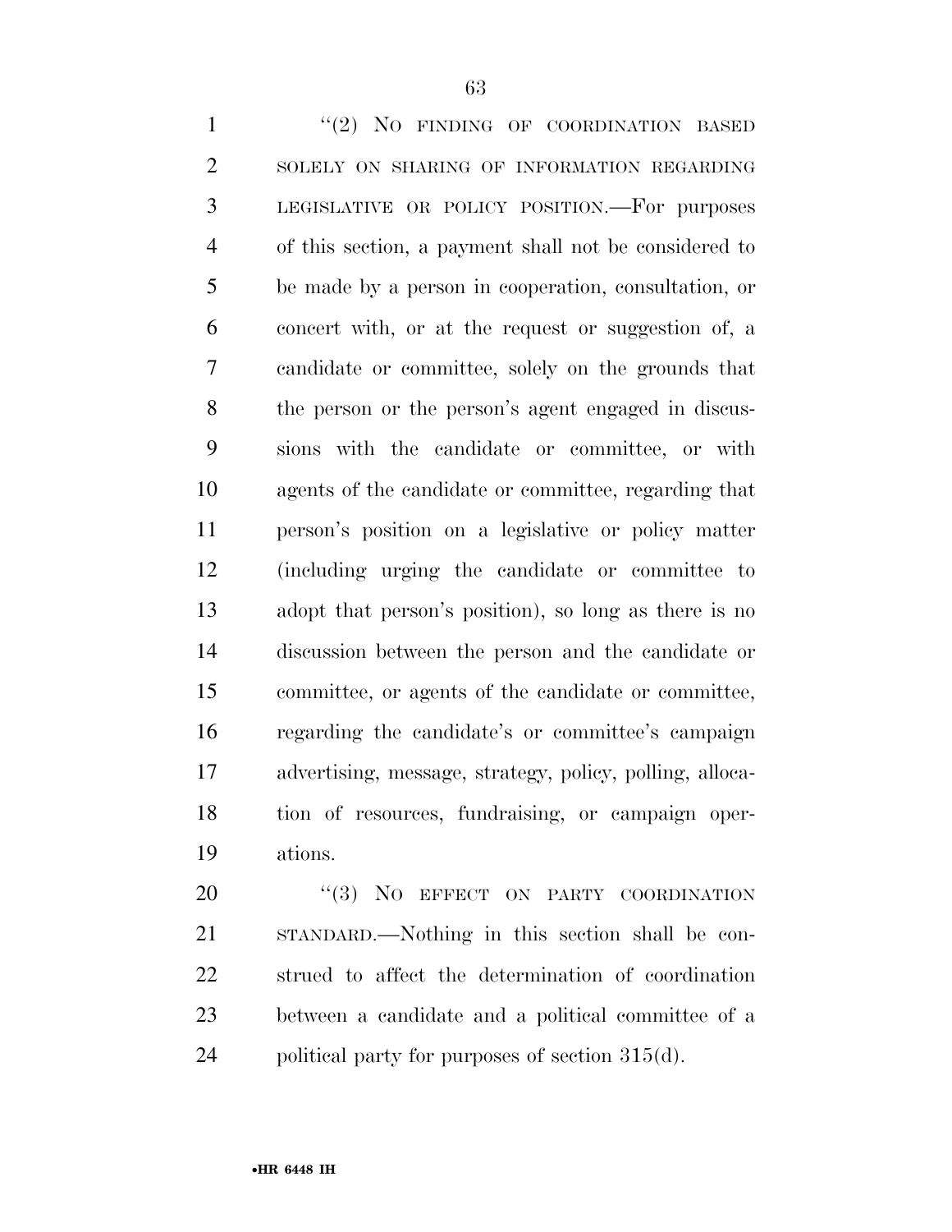"(2) NO FINDING OF COORDINATION BASED SOLELY ON SHARING OF INFORMATION REGARDING LEGISLATIVE OR POLICY POSITION.—For purposes of this section, a payment shall not be considered to be made by a person in cooperation, consultation, or concert with, or at the request or suggestion of, a candidate or committee, solely on the grounds that the person or the person's agent engaged in discussions with the candidate or committee, or with agents of the candidate or committee, regarding that person's position on a legislative or policy matter (including urging the candidate or committee to adopt that person's position), so long as there is no discussion between the person and the candidate or committee, or agents of the candidate or committee, regarding the candidate's or committee's campaign advertising, message, strategy, policy, polling, allocation of resources, fundraising, or campaign operations.

"(3) NO EFFECT ON PARTY COORDINATION STANDARD.—Nothing in this section shall be construed to affect the determination of coordination between a candidate and a political committee of a political party for purposes of section 315(d).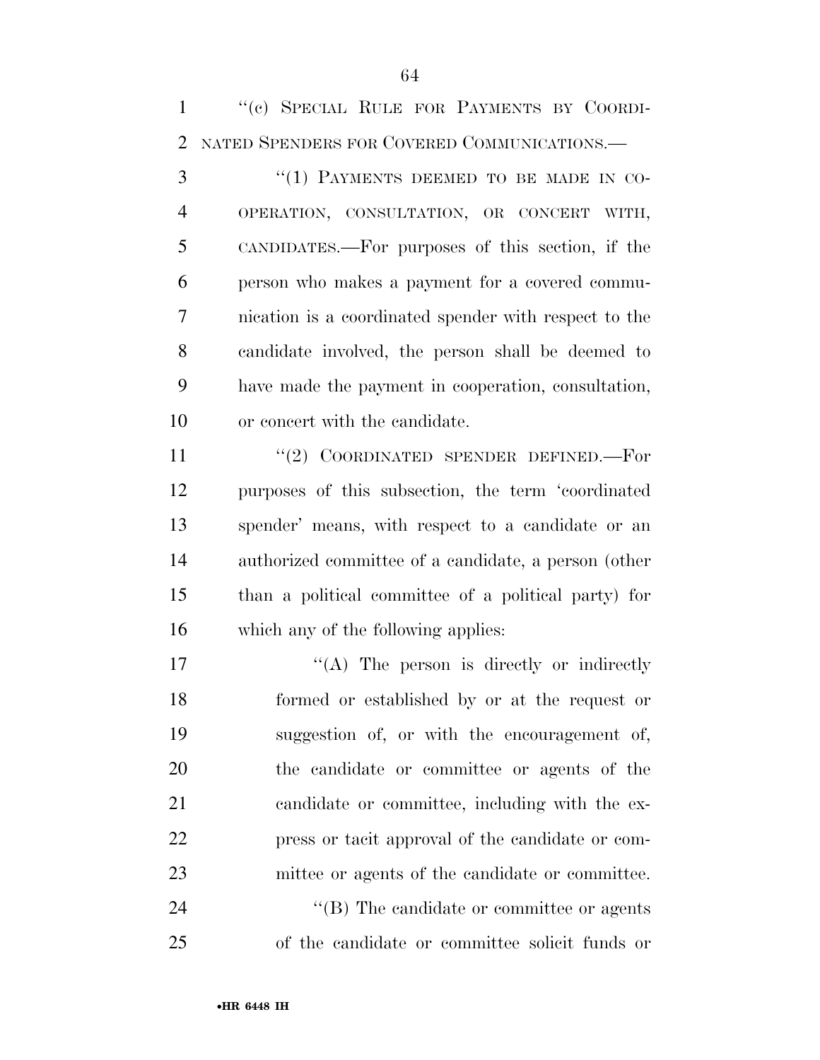"(c) SPECIAL RULE FOR PAYMENTS BY COORDINATED SPENDERS FOR COVERED COMMUNICATIONS.—

"(1) PAYMENTS DEEMED TO BE MADE IN COOPERATION, CONSULTATION, OR CONCERT WITH, CANDIDATES.—For purposes of this section, if the person who makes a payment for a covered communication is a coordinated spender with respect to the candidate involved, the person shall be deemed to have made the payment in cooperation, consultation, or concert with the candidate.

"(2) COORDINATED SPENDER DEFINED.—For purposes of this subsection, the term 'coordinated spender' means, with respect to a candidate or an authorized committee of a candidate, a person (other than a political committee of a political party) for which any of the following applies:

"(A) The person is directly or indirectly formed or established by or at the request or suggestion of, or with the encouragement of, the candidate or committee or agents of the candidate or committee, including with the express or tacit approval of the candidate or committee or agents of the candidate or committee.

"(B) The candidate or committee or agents of the candidate or committee solicit funds or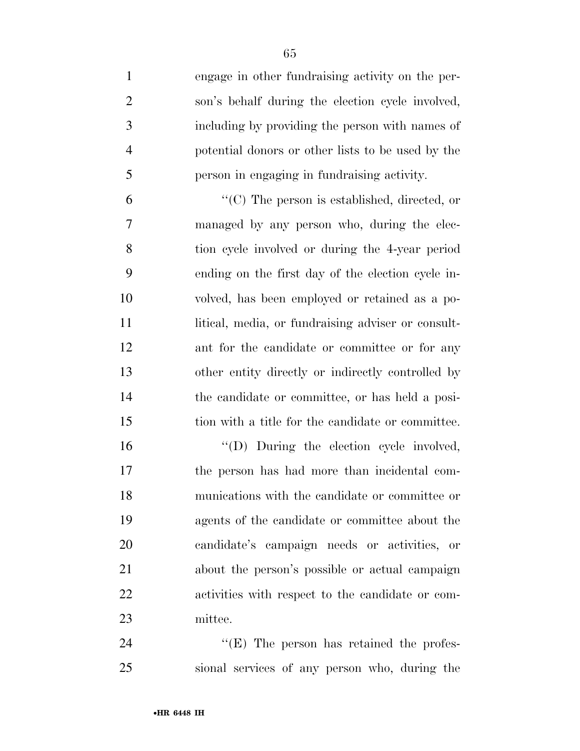engage in other fundraising activity on the person's behalf during the election cycle involved, including by providing the person with names of potential donors or other lists to be used by the person in engaging in fundraising activity.

"(C) The person is established, directed, or managed by any person who, during the election cycle involved or during the 4-year period ending on the first day of the election cycle involved, has been employed or retained as a political, media, or fundraising adviser or consultant for the candidate or committee or for any other entity directly or indirectly controlled by the candidate or committee, or has held a position with a title for the candidate or committee.

"(D) During the election cycle involved, the person has had more than incidental communications with the candidate or committee or agents of the candidate or committee about the candidate's campaign needs or activities, or about the person's possible or actual campaign activities with respect to the candidate or committee.

"(E) The person has retained the professional services of any person who, during the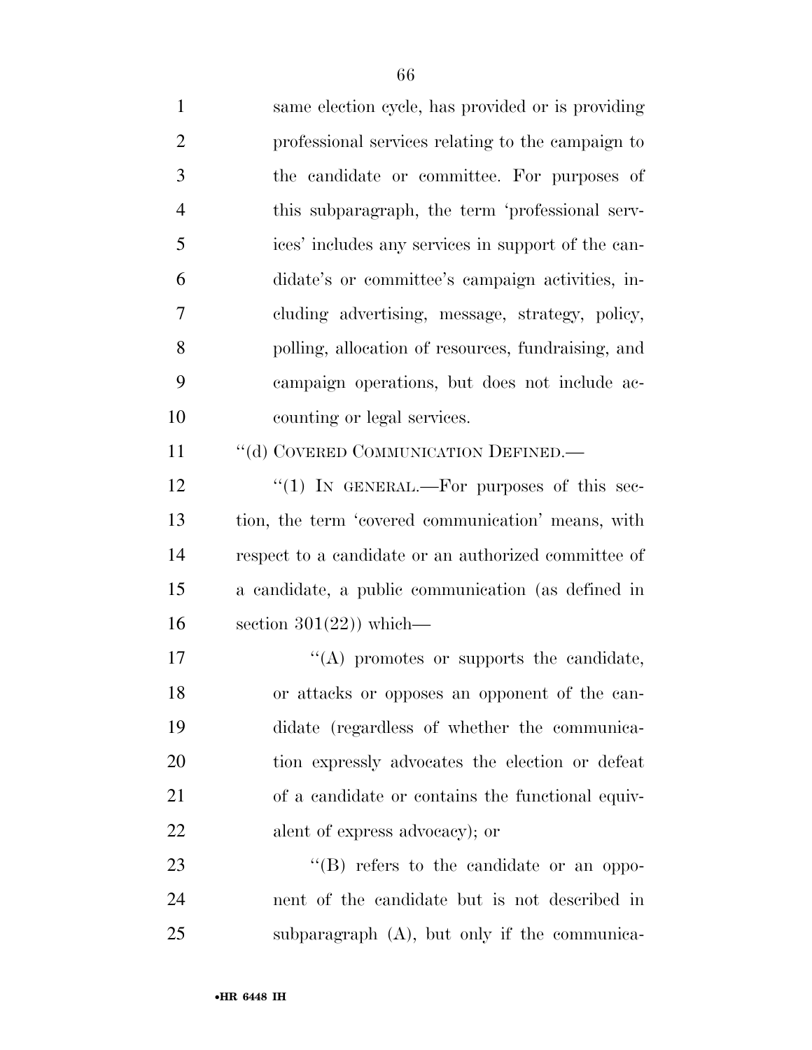same election cycle, has provided or is providing professional services relating to the campaign to the candidate or committee. For purposes of this subparagraph, the term 'professional services' includes any services in support of the candidate's or committee's campaign activities, including advertising, message, strategy, policy, polling, allocation of resources, fundraising, and campaign operations, but does not include accounting or legal services.

''(d) COVERED COMMUNICATION DEFINED.—

''(1) IN GENERAL.—For purposes of this section, the term 'covered communication' means, with respect to a candidate or an authorized committee of a candidate, a public communication (as defined in section 301(22)) which—

''(A) promotes or supports the candidate, or attacks or opposes an opponent of the candidate (regardless of whether the communication expressly advocates the election or defeat of a candidate or contains the functional equivalent of express advocacy); or

''(B) refers to the candidate or an opponent of the candidate but is not described in subparagraph (A), but only if the communica-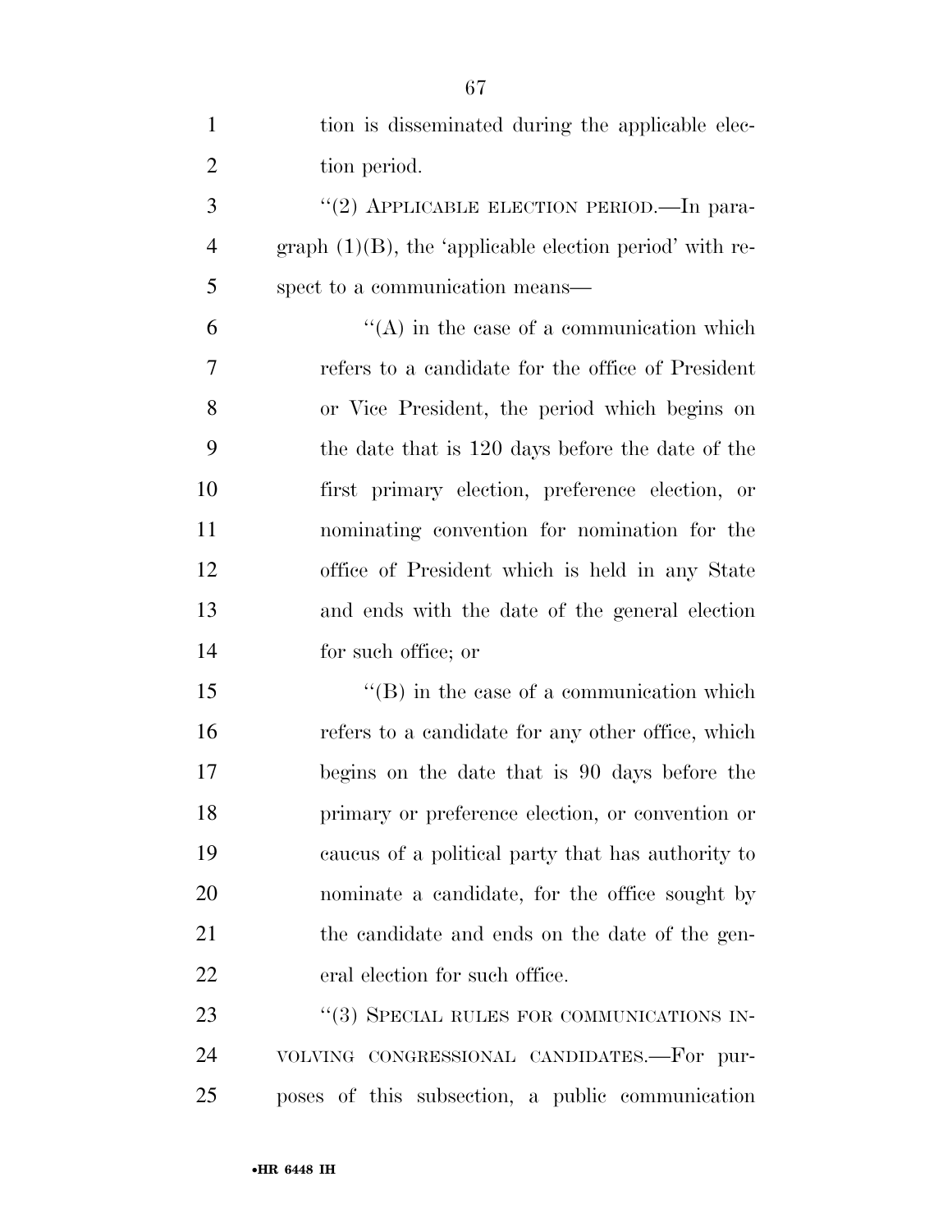tion is disseminated during the applicable election period.

"(2) APPLICABLE ELECTION PERIOD.—In paragraph (1)(B), the 'applicable election period' with respect to a communication means—

"(A) in the case of a communication which refers to a candidate for the office of President or Vice President, the period which begins on the date that is 120 days before the date of the first primary election, preference election, or nominating convention for nomination for the office of President which is held in any State and ends with the date of the general election for such office; or

"(B) in the case of a communication which refers to a candidate for any other office, which begins on the date that is 90 days before the primary or preference election, or convention or caucus of a political party that has authority to nominate a candidate, for the office sought by the candidate and ends on the date of the general election for such office.

"(3) SPECIAL RULES FOR COMMUNICATIONS INVOLVING CONGRESSIONAL CANDIDATES.—For purposes of this subsection, a public communication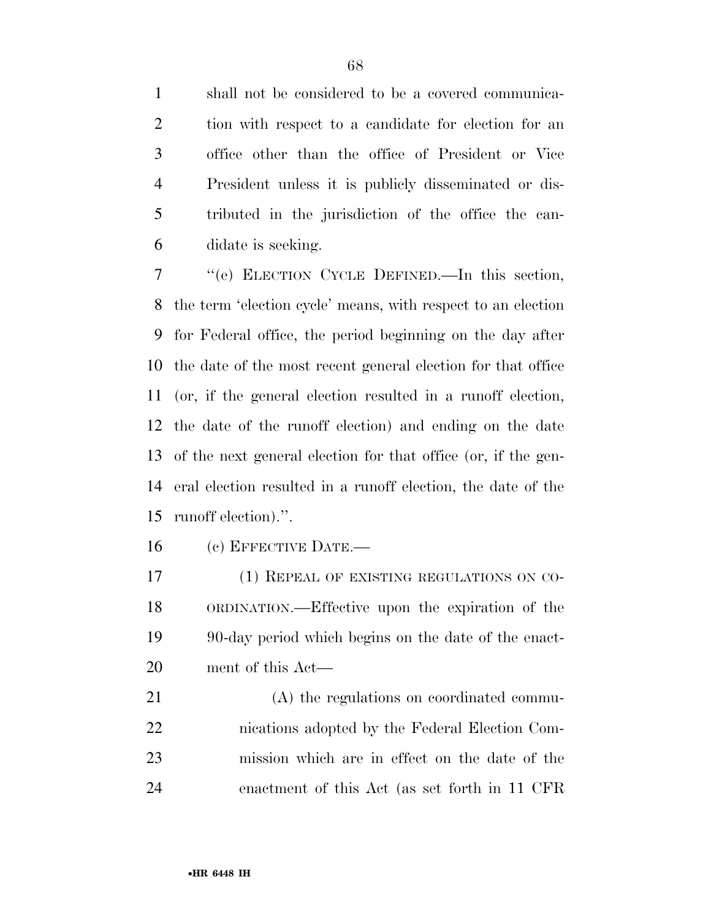shall not be considered to be a covered communication with respect to a candidate for election for an office other than the office of President or Vice President unless it is publicly disseminated or distributed in the jurisdiction of the office the candidate is seeking.

"(e) ELECTION CYCLE DEFINED.—In this section, the term 'election cycle' means, with respect to an election for Federal office, the period beginning on the day after the date of the most recent general election for that office (or, if the general election resulted in a runoff election, the date of the runoff election) and ending on the date of the next general election for that office (or, if the general election resulted in a runoff election, the date of the runoff election).".

(c) EFFECTIVE DATE.—

(1) REPEAL OF EXISTING REGULATIONS ON COORDINATION.—Effective upon the expiration of the 90-day period which begins on the date of the enactment of this Act—

(A) the regulations on coordinated communications adopted by the Federal Election Commission which are in effect on the date of the enactment of this Act (as set forth in 11 CFR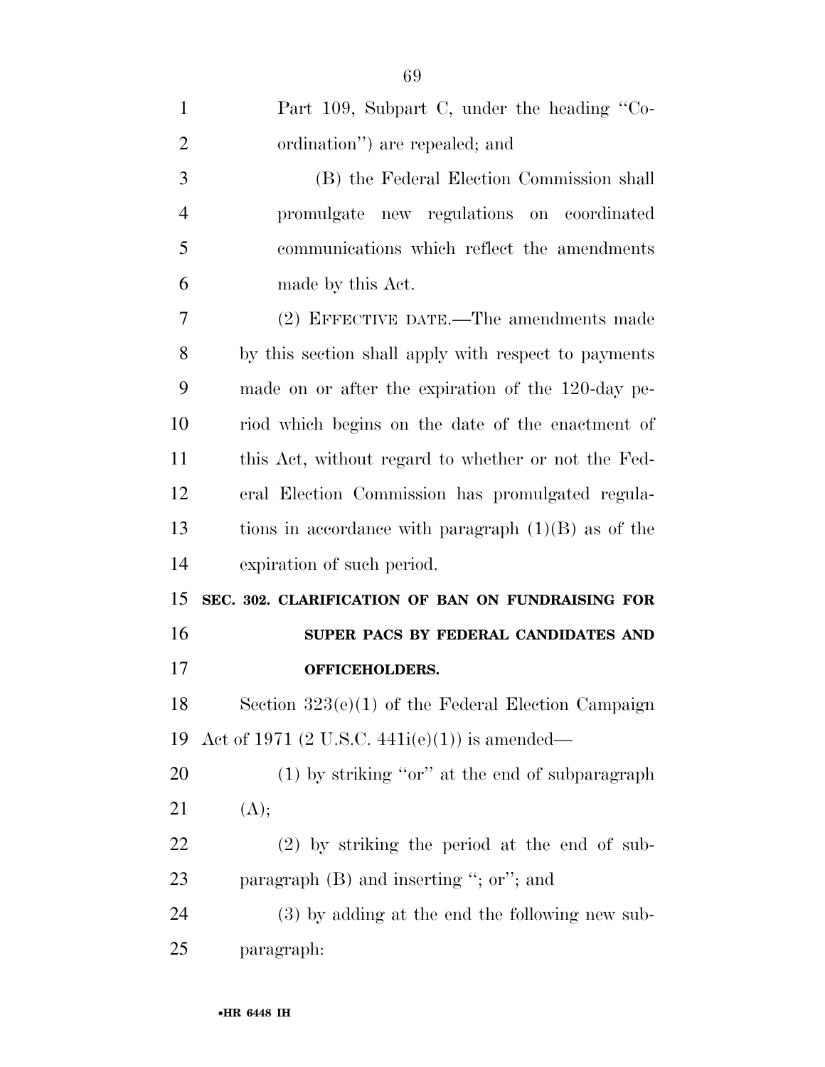Part 109, Subpart C, under the heading "Coordination") are repealed; and

(B) the Federal Election Commission shall promulgate new regulations on coordinated communications which reflect the amendments made by this Act.

(2) EFFECTIVE DATE.—The amendments made by this section shall apply with respect to payments made on or after the expiration of the 120-day period which begins on the date of the enactment of this Act, without regard to whether or not the Federal Election Commission has promulgated regulations in accordance with paragraph (1)(B) as of the expiration of such period.

**SEC. 302. CLARIFICATION OF BAN ON FUNDRAISING FOR SUPER PACS BY FEDERAL CANDIDATES AND OFFICEHOLDERS.**

Section 323(e)(1) of the Federal Election Campaign Act of 1971 (2 U.S.C. 441i(e)(1)) is amended—

(1) by striking "or" at the end of subparagraph (A);

(2) by striking the period at the end of subparagraph (B) and inserting "; or"; and

(3) by adding at the end the following new subparagraph: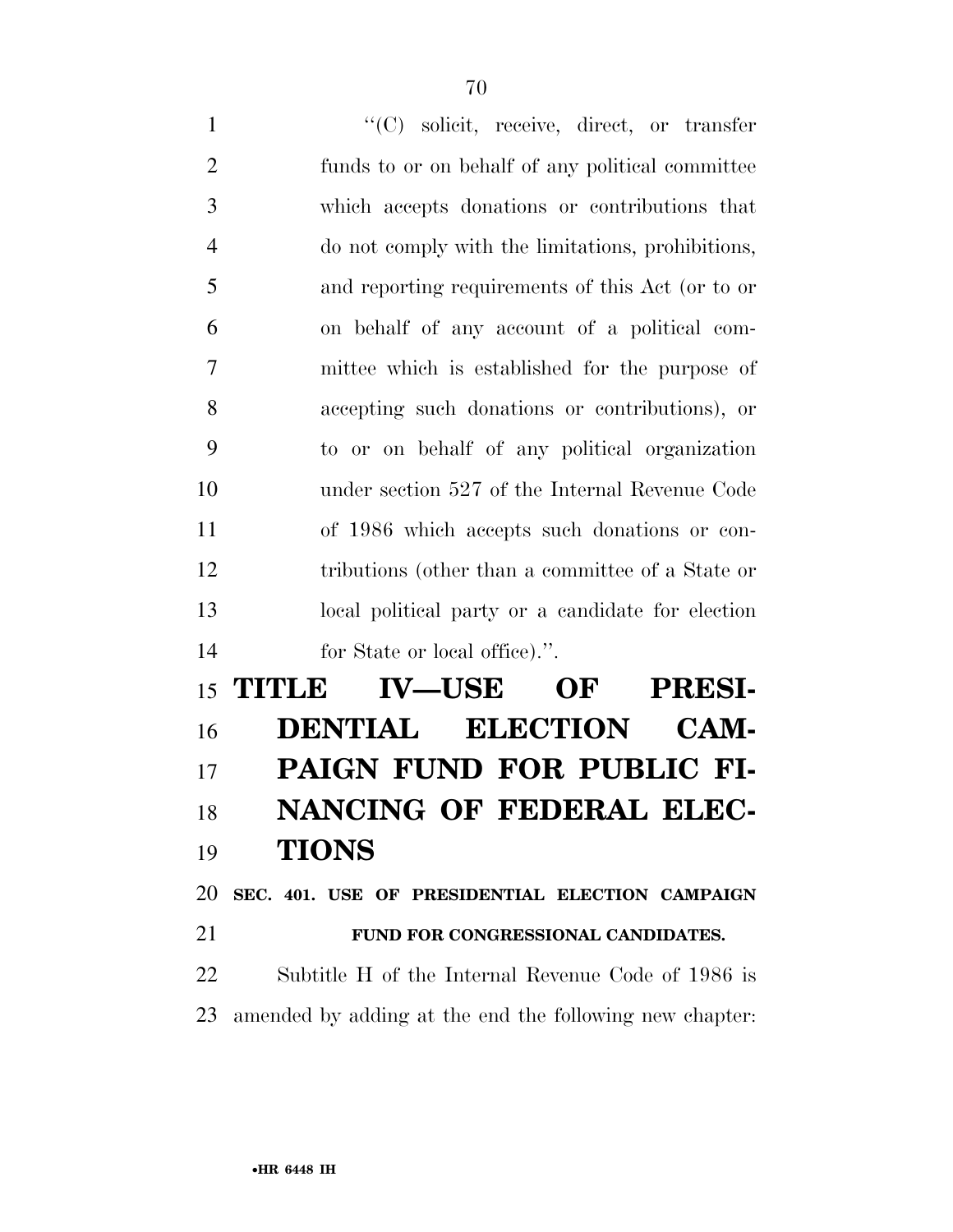"(C) solicit, receive, direct, or transfer funds to or on behalf of any political committee which accepts donations or contributions that do not comply with the limitations, prohibitions, and reporting requirements of this Act (or to or on behalf of any account of a political committee which is established for the purpose of accepting such donations or contributions), or to or on behalf of any political organization under section 527 of the Internal Revenue Code of 1986 which accepts such donations or contributions (other than a committee of a State or local political party or a candidate for election for State or local office).".

# TITLE IV—USE OF PRESIDENTIAL ELECTION CAMPAIGN FUND FOR PUBLIC FINANCING OF FEDERAL ELECTIONS

## SEC. 401. USE OF PRESIDENTIAL ELECTION CAMPAIGN FUND FOR CONGRESSIONAL CANDIDATES.

Subtitle H of the Internal Revenue Code of 1986 is amended by adding at the end the following new chapter: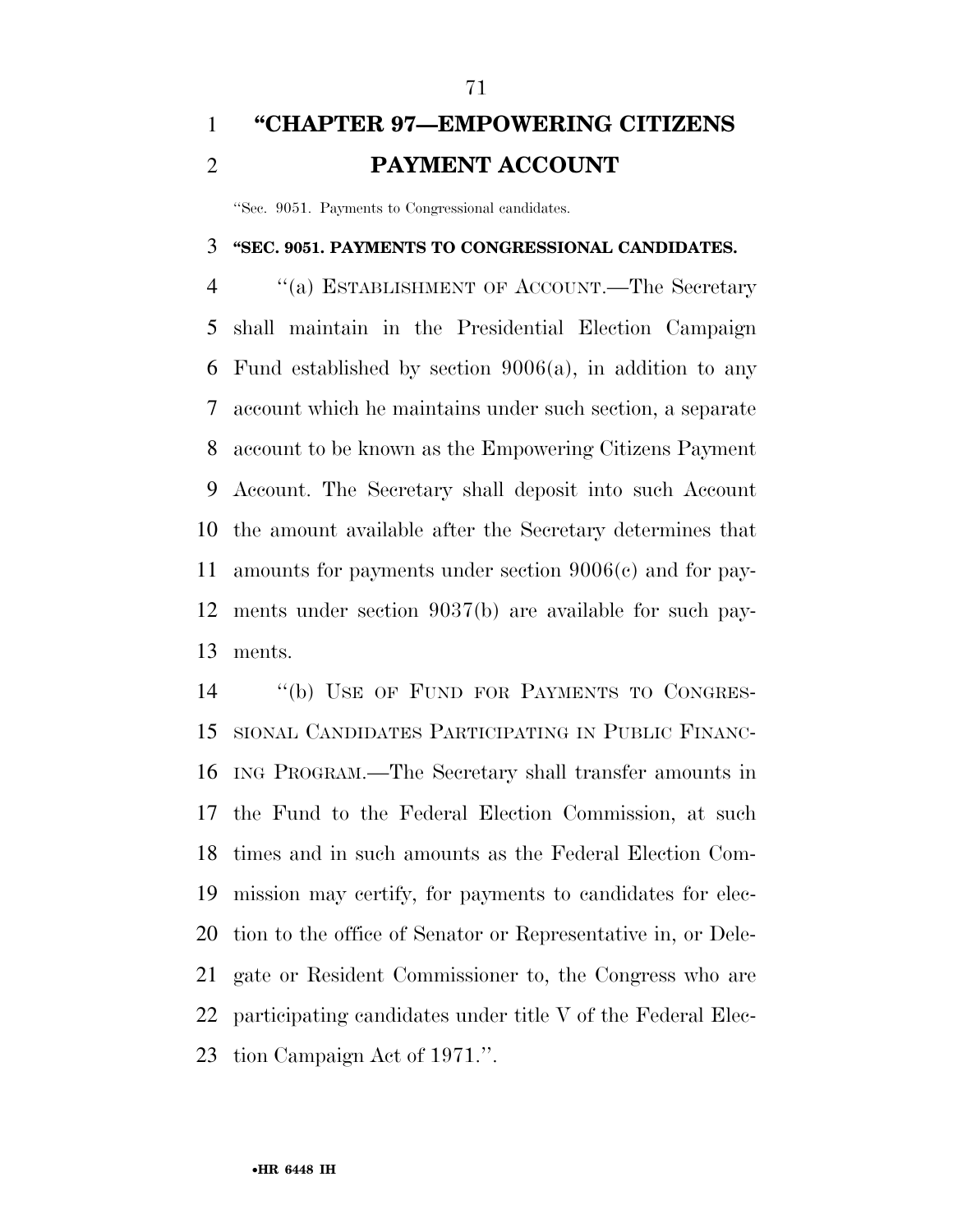# "CHAPTER 97—EMPOWERING CITIZENS PAYMENT ACCOUNT

"Sec. 9051. Payments to Congressional candidates.

**"SEC. 9051. PAYMENTS TO CONGRESSIONAL CANDIDATES.**

"(a) ESTABLISHMENT OF ACCOUNT.—The Secretary shall maintain in the Presidential Election Campaign Fund established by section 9006(a), in addition to any account which he maintains under such section, a separate account to be known as the Empowering Citizens Payment Account. The Secretary shall deposit into such Account the amount available after the Secretary determines that amounts for payments under section 9006(c) and for payments under section 9037(b) are available for such payments.

"(b) USE OF FUND FOR PAYMENTS TO CONGRESSIONAL CANDIDATES PARTICIPATING IN PUBLIC FINANCING PROGRAM.—The Secretary shall transfer amounts in the Fund to the Federal Election Commission, at such times and in such amounts as the Federal Election Commission may certify, for payments to candidates for election to the office of Senator or Representative in, or Delegate or Resident Commissioner to, the Congress who are participating candidates under title V of the Federal Election Campaign Act of 1971.".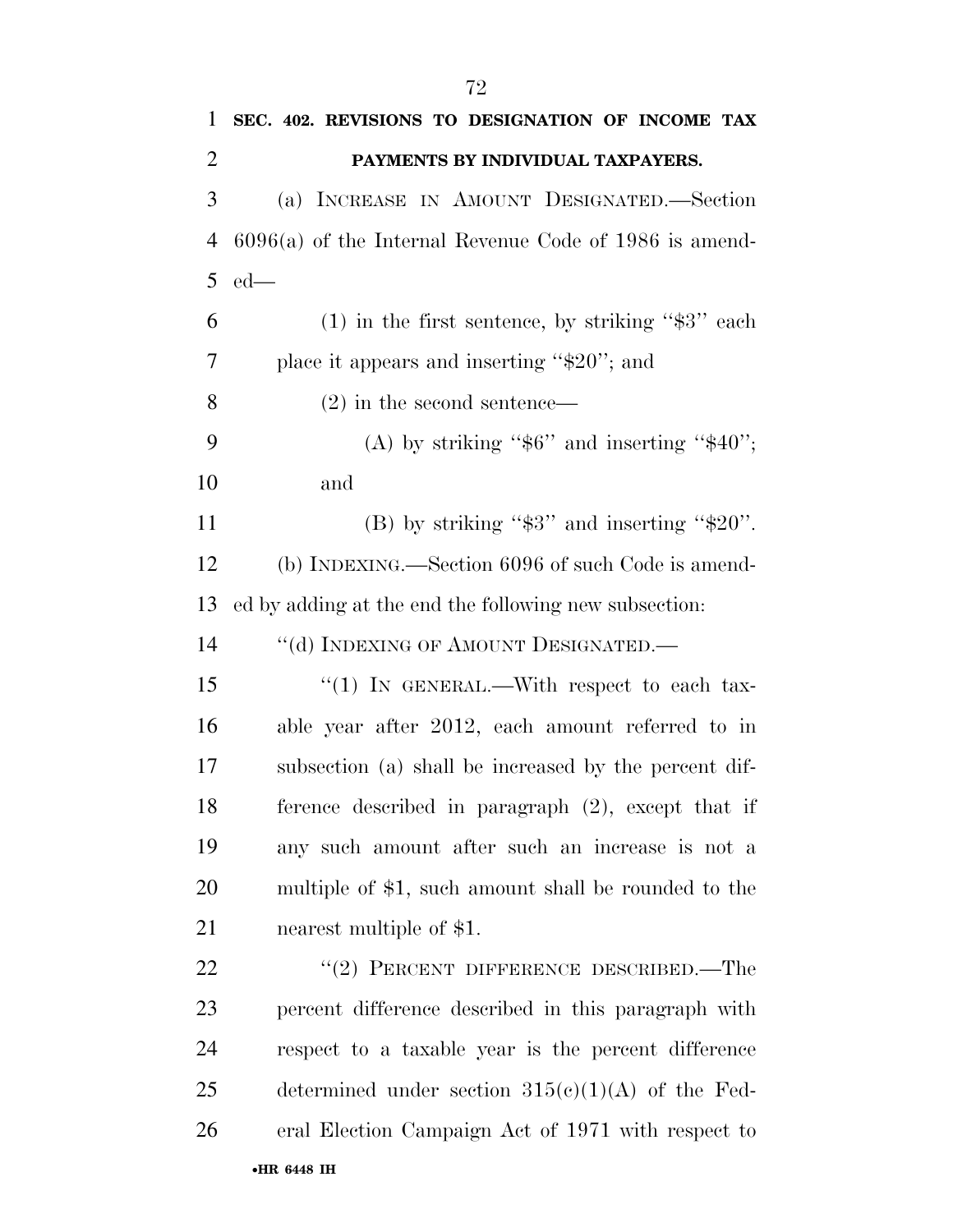**SEC. 402. REVISIONS TO DESIGNATION OF INCOME TAX PAYMENTS BY INDIVIDUAL TAXPAYERS.**

(a) INCREASE IN AMOUNT DESIGNATED.—Section 6096(a) of the Internal Revenue Code of 1986 is amended—

(1) in the first sentence, by striking ''$3'' each place it appears and inserting ''$20''; and

(2) in the second sentence—

(A) by striking ''$6'' and inserting ''$40''; and

(B) by striking ''$3'' and inserting ''$20''.

(b) INDEXING.—Section 6096 of such Code is amended by adding at the end the following new subsection:

''(d) INDEXING OF AMOUNT DESIGNATED.—

''(1) IN GENERAL.—With respect to each taxable year after 2012, each amount referred to in subsection (a) shall be increased by the percent difference described in paragraph (2), except that if any such amount after such an increase is not a multiple of $1, such amount shall be rounded to the nearest multiple of $1.

''(2) PERCENT DIFFERENCE DESCRIBED.—The percent difference described in this paragraph with respect to a taxable year is the percent difference determined under section 315(c)(1)(A) of the Federal Election Campaign Act of 1971 with respect to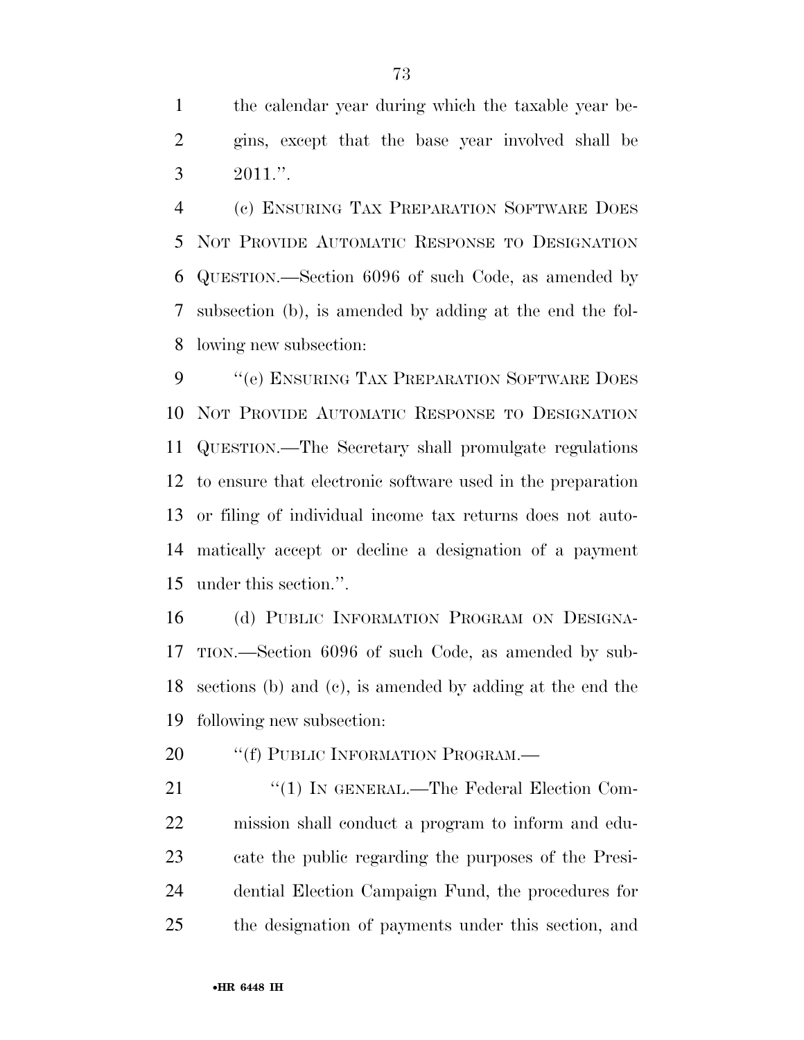the calendar year during which the taxable year begins, except that the base year involved shall be 2011.''.

(c) ENSURING TAX PREPARATION SOFTWARE DOES NOT PROVIDE AUTOMATIC RESPONSE TO DESIGNATION QUESTION.—Section 6096 of such Code, as amended by subsection (b), is amended by adding at the end the following new subsection:

''(e) ENSURING TAX PREPARATION SOFTWARE DOES NOT PROVIDE AUTOMATIC RESPONSE TO DESIGNATION QUESTION.—The Secretary shall promulgate regulations to ensure that electronic software used in the preparation or filing of individual income tax returns does not automatically accept or decline a designation of a payment under this section.''.

(d) PUBLIC INFORMATION PROGRAM ON DESIGNATION.—Section 6096 of such Code, as amended by subsections (b) and (c), is amended by adding at the end the following new subsection:

''(f) PUBLIC INFORMATION PROGRAM.—

''(1) IN GENERAL.—The Federal Election Commission shall conduct a program to inform and educate the public regarding the purposes of the Presidential Election Campaign Fund, the procedures for the designation of payments under this section, and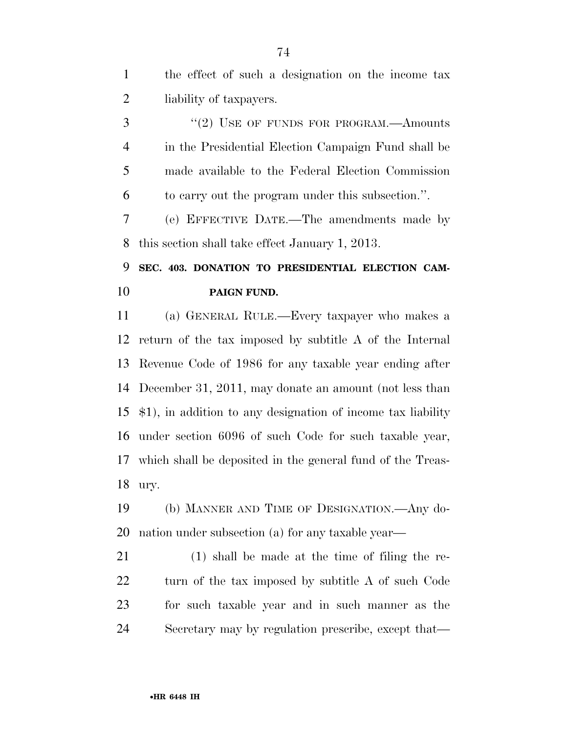the effect of such a designation on the income tax liability of taxpayers.

"(2) USE OF FUNDS FOR PROGRAM.—Amounts in the Presidential Election Campaign Fund shall be made available to the Federal Election Commission to carry out the program under this subsection.".

(e) EFFECTIVE DATE.—The amendments made by this section shall take effect January 1, 2013.

### SEC. 403. DONATION TO PRESIDENTIAL ELECTION CAMPAIGN FUND.

(a) GENERAL RULE.—Every taxpayer who makes a return of the tax imposed by subtitle A of the Internal Revenue Code of 1986 for any taxable year ending after December 31, 2011, may donate an amount (not less than $1), in addition to any designation of income tax liability under section 6096 of such Code for such taxable year, which shall be deposited in the general fund of the Treasury.

(b) MANNER AND TIME OF DESIGNATION.—Any donation under subsection (a) for any taxable year—

(1) shall be made at the time of filing the return of the tax imposed by subtitle A of such Code for such taxable year and in such manner as the Secretary may by regulation prescribe, except that—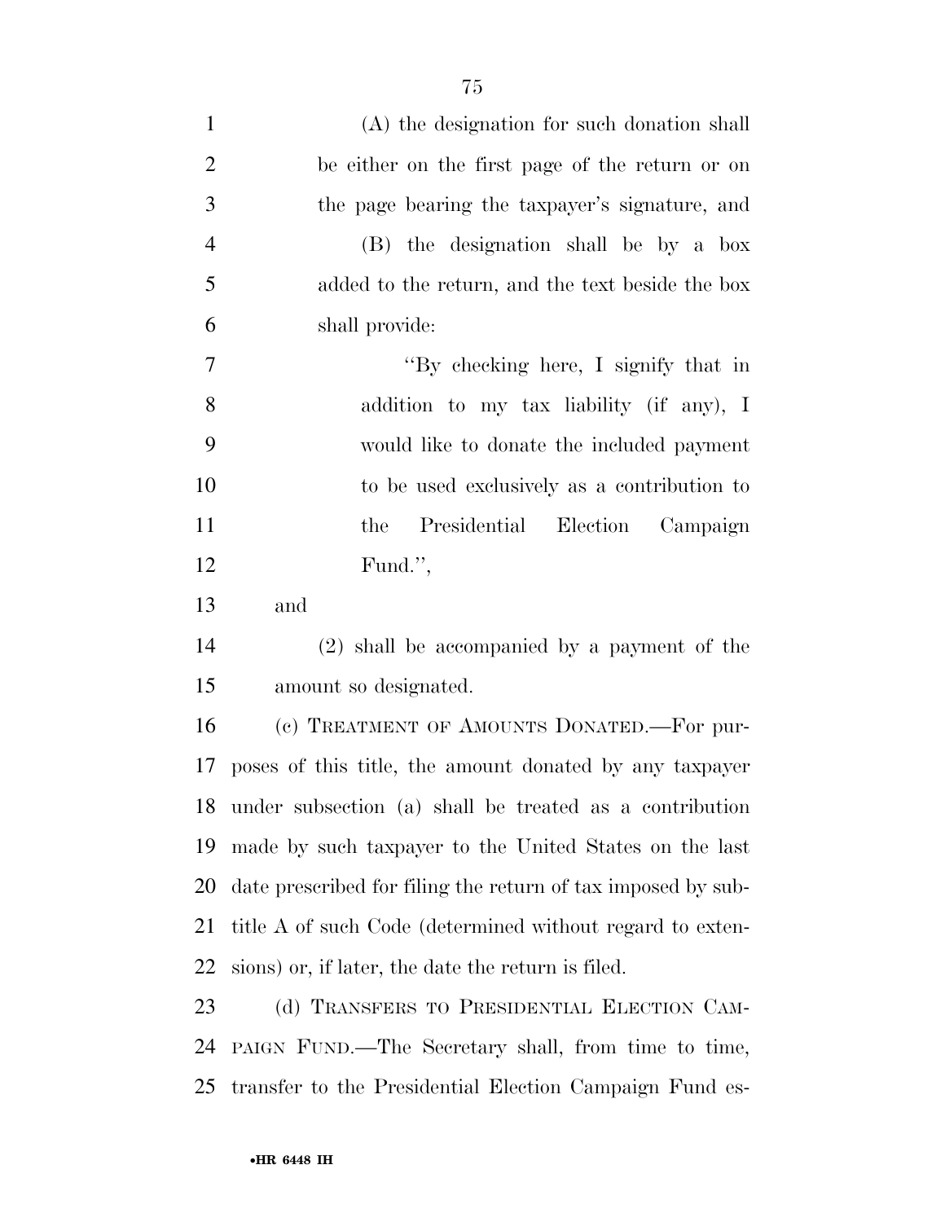(A) the designation for such donation shall be either on the first page of the return or on the page bearing the taxpayer's signature, and

(B) the designation shall be by a box added to the return, and the text beside the box shall provide:

> "By checking here, I signify that in addition to my tax liability (if any), I would like to donate the included payment to be used exclusively as a contribution to the Presidential Election Campaign Fund.",

and

(2) shall be accompanied by a payment of the amount so designated.

(c) TREATMENT OF AMOUNTS DONATED.—For purposes of this title, the amount donated by any taxpayer under subsection (a) shall be treated as a contribution made by such taxpayer to the United States on the last date prescribed for filing the return of tax imposed by subtitle A of such Code (determined without regard to extensions) or, if later, the date the return is filed.

(d) TRANSFERS TO PRESIDENTIAL ELECTION CAMPAIGN FUND.—The Secretary shall, from time to time, transfer to the Presidential Election Campaign Fund es-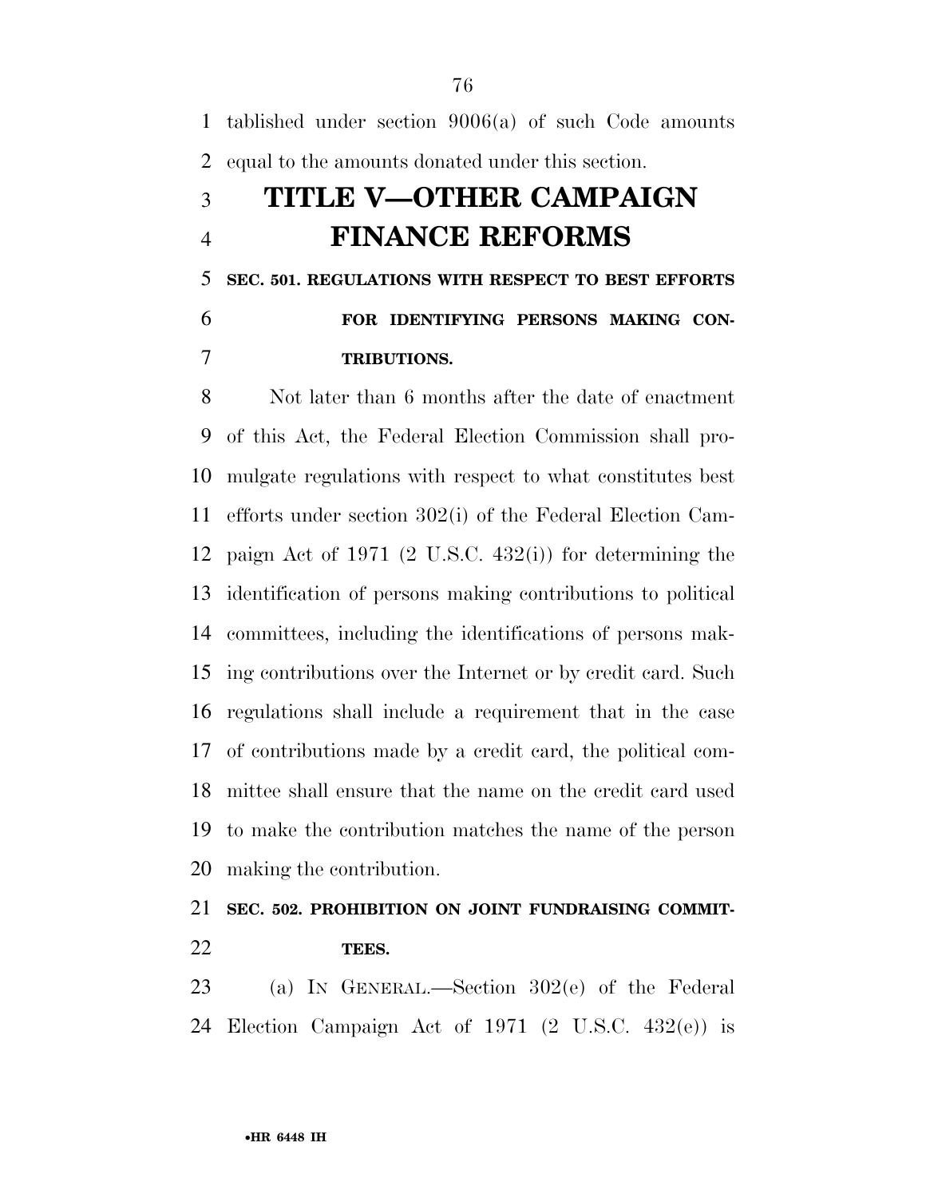tablished under section 9006(a) of such Code amounts equal to the amounts donated under this section.

# TITLE V—OTHER CAMPAIGN FINANCE REFORMS

### SEC. 501. REGULATIONS WITH RESPECT TO BEST EFFORTS FOR IDENTIFYING PERSONS MAKING CONTRIBUTIONS.

Not later than 6 months after the date of enactment of this Act, the Federal Election Commission shall promulgate regulations with respect to what constitutes best efforts under section 302(i) of the Federal Election Campaign Act of 1971 (2 U.S.C. 432(i)) for determining the identification of persons making contributions to political committees, including the identifications of persons making contributions over the Internet or by credit card. Such regulations shall include a requirement that in the case of contributions made by a credit card, the political committee shall ensure that the name on the credit card used to make the contribution matches the name of the person making the contribution.

### SEC. 502. PROHIBITION ON JOINT FUNDRAISING COMMITTEES.

(a) IN GENERAL.—Section 302(e) of the Federal Election Campaign Act of 1971 (2 U.S.C. 432(e)) is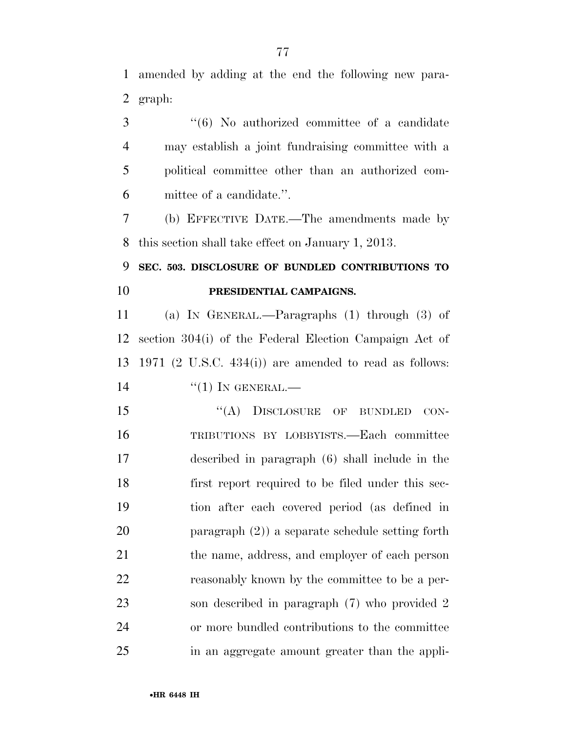amended by adding at the end the following new paragraph:

"(6) No authorized committee of a candidate may establish a joint fundraising committee with a political committee other than an authorized committee of a candidate.".

(b) EFFECTIVE DATE.—The amendments made by this section shall take effect on January 1, 2013.

**SEC. 503. DISCLOSURE OF BUNDLED CONTRIBUTIONS TO PRESIDENTIAL CAMPAIGNS.**

(a) IN GENERAL.—Paragraphs (1) through (3) of section 304(i) of the Federal Election Campaign Act of 1971 (2 U.S.C. 434(i)) are amended to read as follows:

"(1) IN GENERAL.—

"(A) DISCLOSURE OF BUNDLED CONTRIBUTIONS BY LOBBYISTS.—Each committee described in paragraph (6) shall include in the first report required to be filed under this section after each covered period (as defined in paragraph (2)) a separate schedule setting forth the name, address, and employer of each person reasonably known by the committee to be a person described in paragraph (7) who provided 2 or more bundled contributions to the committee in an aggregate amount greater than the appli-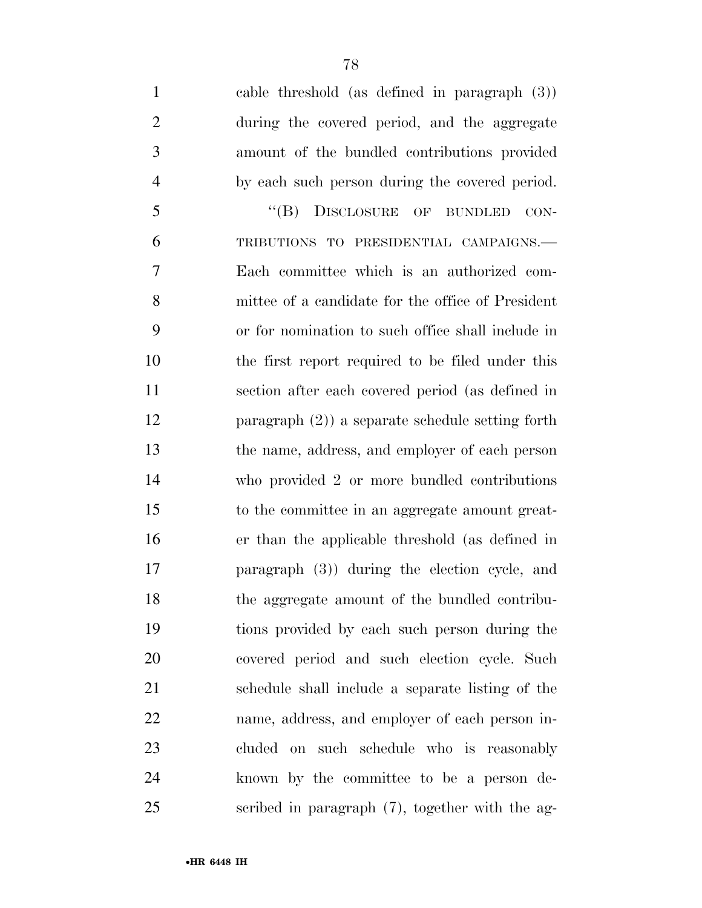cable threshold (as defined in paragraph (3)) during the covered period, and the aggregate amount of the bundled contributions provided by each such person during the covered period.

"(B) DISCLOSURE OF BUNDLED CONTRIBUTIONS TO PRESIDENTIAL CAMPAIGNS.—Each committee which is an authorized committee of a candidate for the office of President or for nomination to such office shall include in the first report required to be filed under this section after each covered period (as defined in paragraph (2)) a separate schedule setting forth the name, address, and employer of each person who provided 2 or more bundled contributions to the committee in an aggregate amount greater than the applicable threshold (as defined in paragraph (3)) during the election cycle, and the aggregate amount of the bundled contributions provided by each such person during the covered period and such election cycle. Such schedule shall include a separate listing of the name, address, and employer of each person included on such schedule who is reasonably known by the committee to be a person described in paragraph (7), together with the ag-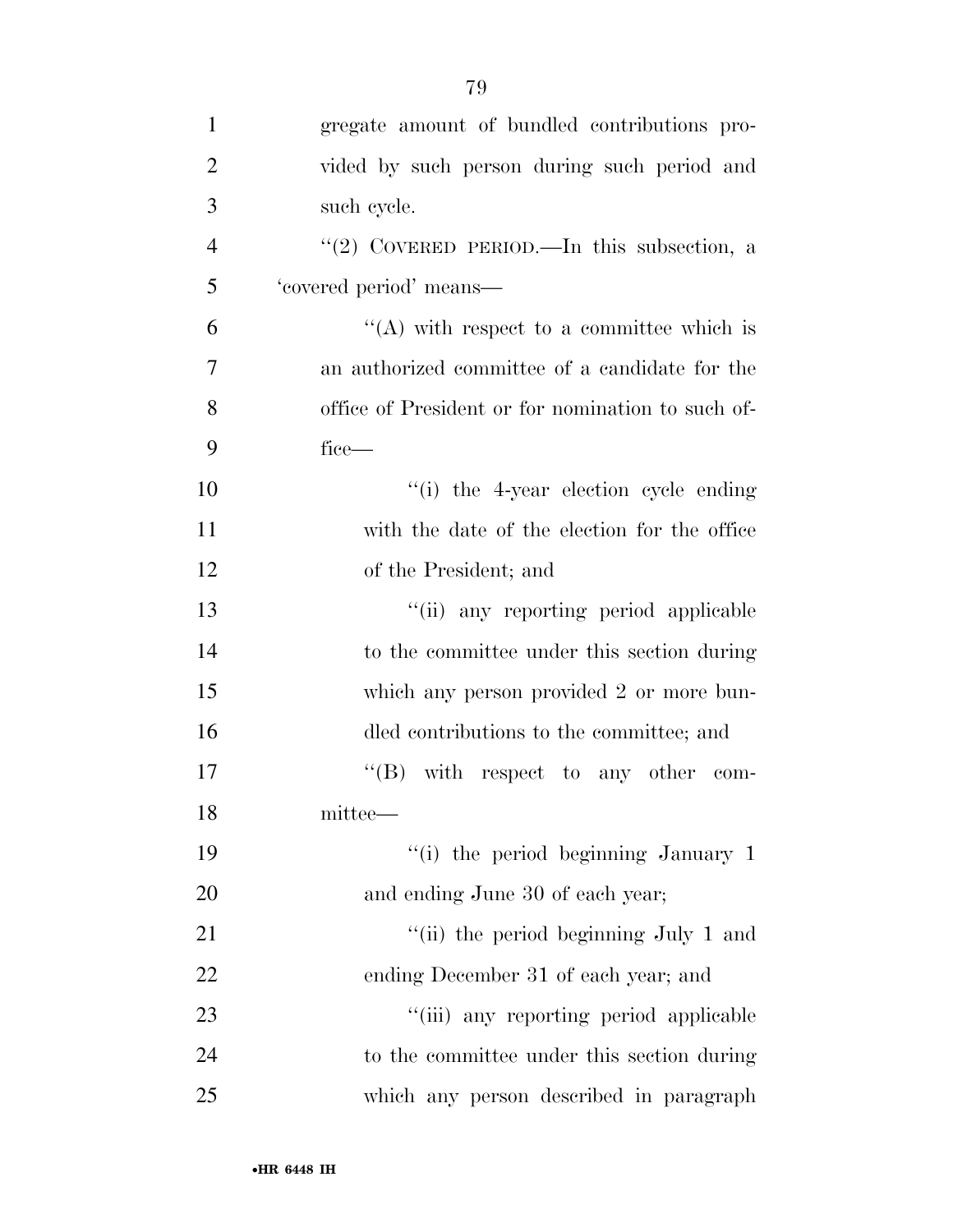gregate amount of bundled contributions provided by such person during such period and such cycle.

"(2) COVERED PERIOD.—In this subsection, a 'covered period' means—

"(A) with respect to a committee which is an authorized committee of a candidate for the office of President or for nomination to such office—

"(i) the 4-year election cycle ending with the date of the election for the office of the President; and

"(ii) any reporting period applicable to the committee under this section during which any person provided 2 or more bundled contributions to the committee; and

"(B) with respect to any other committee—

"(i) the period beginning January 1 and ending June 30 of each year;

"(ii) the period beginning July 1 and ending December 31 of each year; and

"(iii) any reporting period applicable to the committee under this section during which any person described in paragraph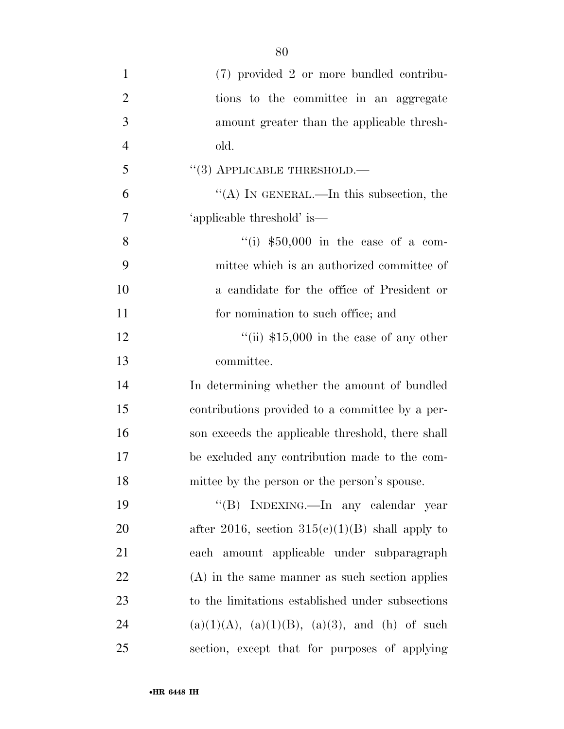(7) provided 2 or more bundled contributions to the committee in an aggregate amount greater than the applicable threshold.

''(3) APPLICABLE THRESHOLD.—

''(A) IN GENERAL.—In this subsection, the 'applicable threshold' is—

''(i) $50,000 in the case of a committee which is an authorized committee of a candidate for the office of President or for nomination to such office; and

''(ii) $15,000 in the case of any other committee.

In determining whether the amount of bundled contributions provided to a committee by a person exceeds the applicable threshold, there shall be excluded any contribution made to the committee by the person or the person's spouse.

''(B) INDEXING.—In any calendar year after 2016, section 315(c)(1)(B) shall apply to each amount applicable under subparagraph (A) in the same manner as such section applies to the limitations established under subsections (a)(1)(A), (a)(1)(B), (a)(3), and (h) of such section, except that for purposes of applying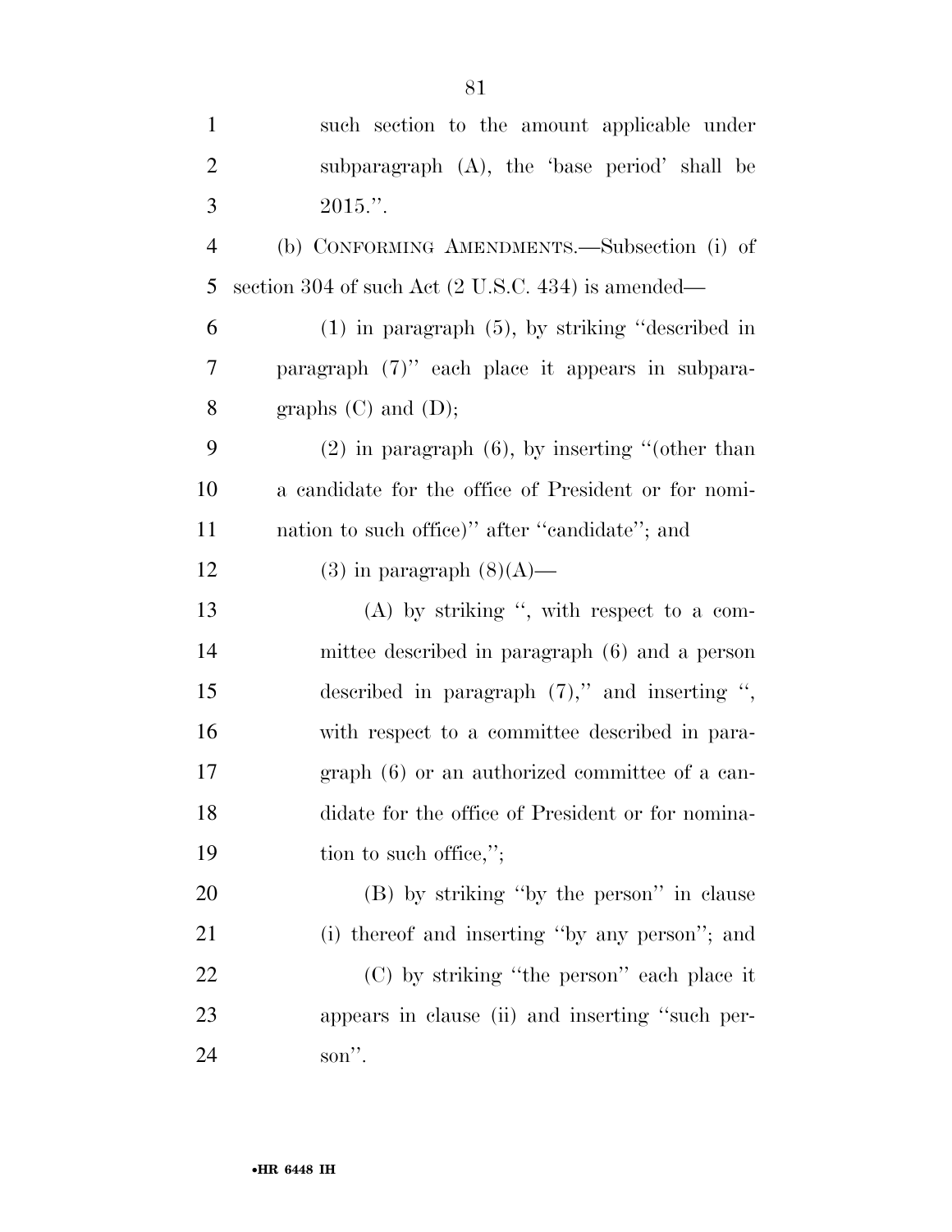such section to the amount applicable under subparagraph (A), the 'base period' shall be 2015.''.

(b) CONFORMING AMENDMENTS.—Subsection (i) of section 304 of such Act (2 U.S.C. 434) is amended—

(1) in paragraph (5), by striking ''described in paragraph (7)'' each place it appears in subparagraphs (C) and (D);

(2) in paragraph (6), by inserting ''(other than a candidate for the office of President or for nomination to such office)'' after ''candidate''; and

(3) in paragraph (8)(A)—

(A) by striking '', with respect to a committee described in paragraph (6) and a person described in paragraph (7),'' and inserting '', with respect to a committee described in paragraph (6) or an authorized committee of a candidate for the office of President or for nomination to such office,'';

(B) by striking ''by the person'' in clause (i) thereof and inserting ''by any person''; and

(C) by striking ''the person'' each place it appears in clause (ii) and inserting ''such person''.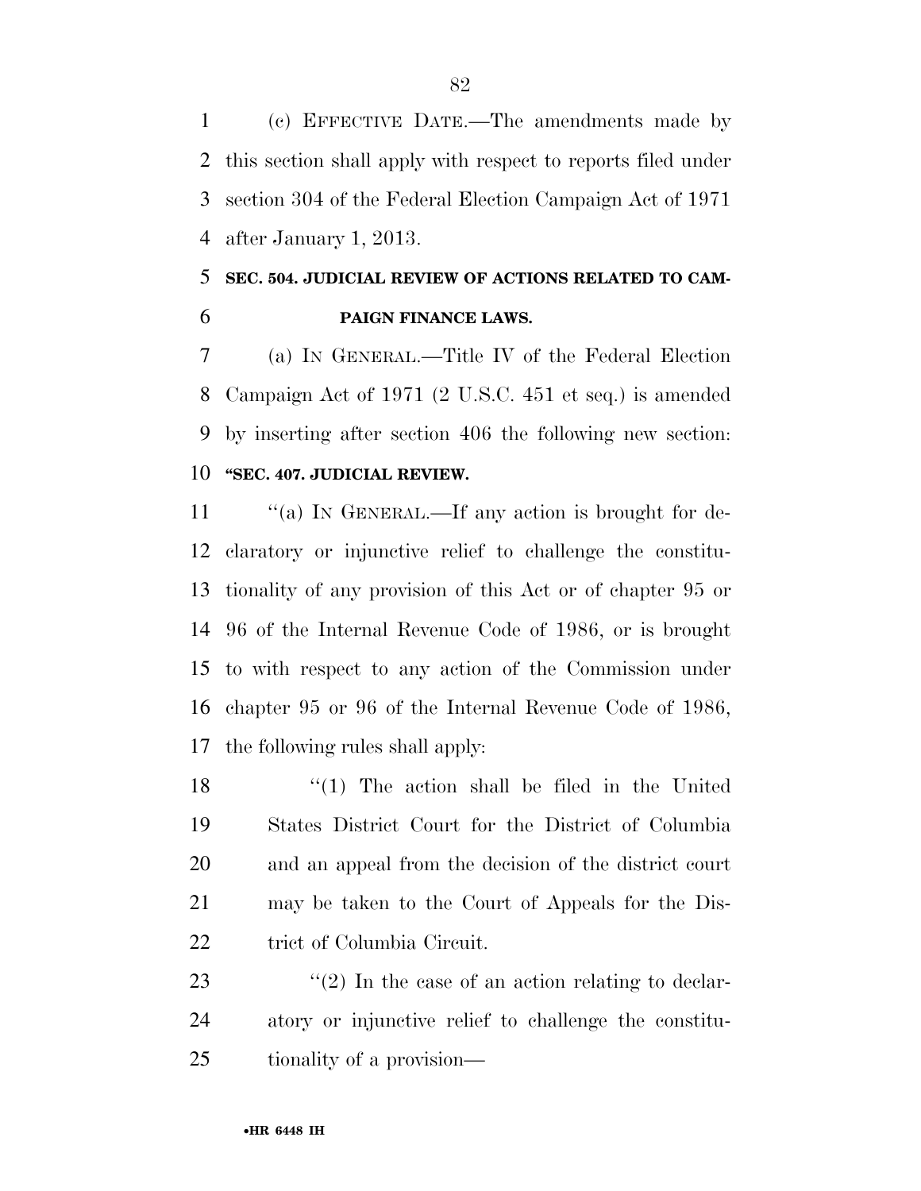(c) EFFECTIVE DATE.—The amendments made by this section shall apply with respect to reports filed under section 304 of the Federal Election Campaign Act of 1971 after January 1, 2013.

**SEC. 504. JUDICIAL REVIEW OF ACTIONS RELATED TO CAMPAIGN FINANCE LAWS.**

(a) IN GENERAL.—Title IV of the Federal Election Campaign Act of 1971 (2 U.S.C. 451 et seq.) is amended by inserting after section 406 the following new section:

**"SEC. 407. JUDICIAL REVIEW.**

"(a) IN GENERAL.—If any action is brought for declaratory or injunctive relief to challenge the constitutionality of any provision of this Act or of chapter 95 or 96 of the Internal Revenue Code of 1986, or is brought to with respect to any action of the Commission under chapter 95 or 96 of the Internal Revenue Code of 1986, the following rules shall apply:

"(1) The action shall be filed in the United States District Court for the District of Columbia and an appeal from the decision of the district court may be taken to the Court of Appeals for the District of Columbia Circuit.

"(2) In the case of an action relating to declaratory or injunctive relief to challenge the constitutionality of a provision—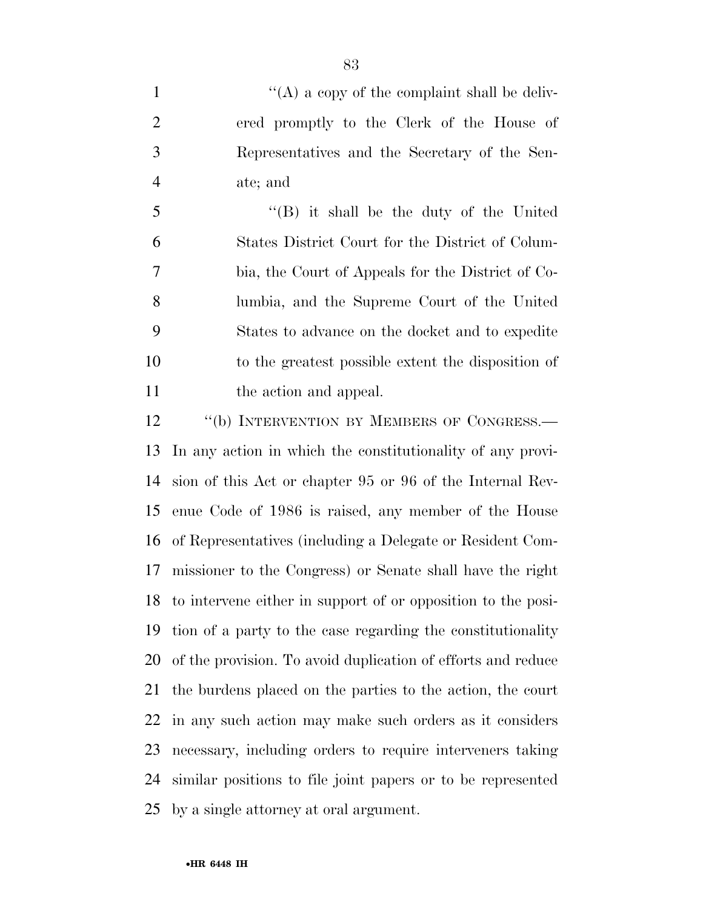''(A) a copy of the complaint shall be delivered promptly to the Clerk of the House of Representatives and the Secretary of the Senate; and

''(B) it shall be the duty of the United States District Court for the District of Columbia, the Court of Appeals for the District of Columbia, and the Supreme Court of the United States to advance on the docket and to expedite to the greatest possible extent the disposition of the action and appeal.

''(b) INTERVENTION BY MEMBERS OF CONGRESS.—In any action in which the constitutionality of any provision of this Act or chapter 95 or 96 of the Internal Revenue Code of 1986 is raised, any member of the House of Representatives (including a Delegate or Resident Commissioner to the Congress) or Senate shall have the right to intervene either in support of or opposition to the position of a party to the case regarding the constitutionality of the provision. To avoid duplication of efforts and reduce the burdens placed on the parties to the action, the court in any such action may make such orders as it considers necessary, including orders to require interveners taking similar positions to file joint papers or to be represented by a single attorney at oral argument.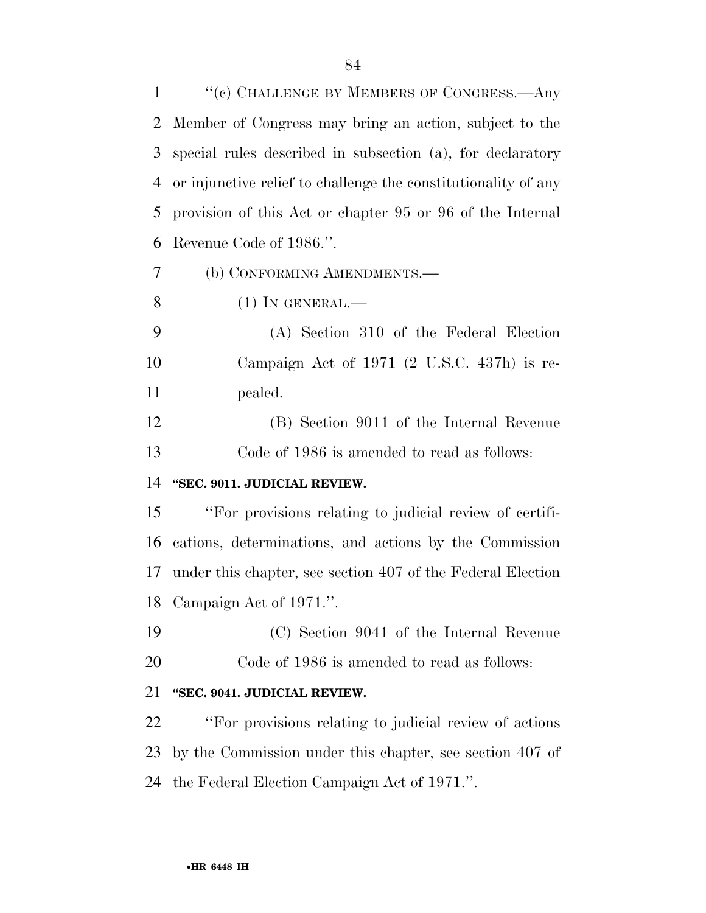''(c) CHALLENGE BY MEMBERS OF CONGRESS.—Any Member of Congress may bring an action, subject to the special rules described in subsection (a), for declaratory or injunctive relief to challenge the constitutionality of any provision of this Act or chapter 95 or 96 of the Internal Revenue Code of 1986.''.

(b) CONFORMING AMENDMENTS.—

(1) IN GENERAL.—

(A) Section 310 of the Federal Election Campaign Act of 1971 (2 U.S.C. 437h) is repealed.

(B) Section 9011 of the Internal Revenue Code of 1986 is amended to read as follows:

**''SEC. 9011. JUDICIAL REVIEW.**

''For provisions relating to judicial review of certifications, determinations, and actions by the Commission under this chapter, see section 407 of the Federal Election Campaign Act of 1971.''.

(C) Section 9041 of the Internal Revenue Code of 1986 is amended to read as follows:

**''SEC. 9041. JUDICIAL REVIEW.**

''For provisions relating to judicial review of actions by the Commission under this chapter, see section 407 of the Federal Election Campaign Act of 1971.''.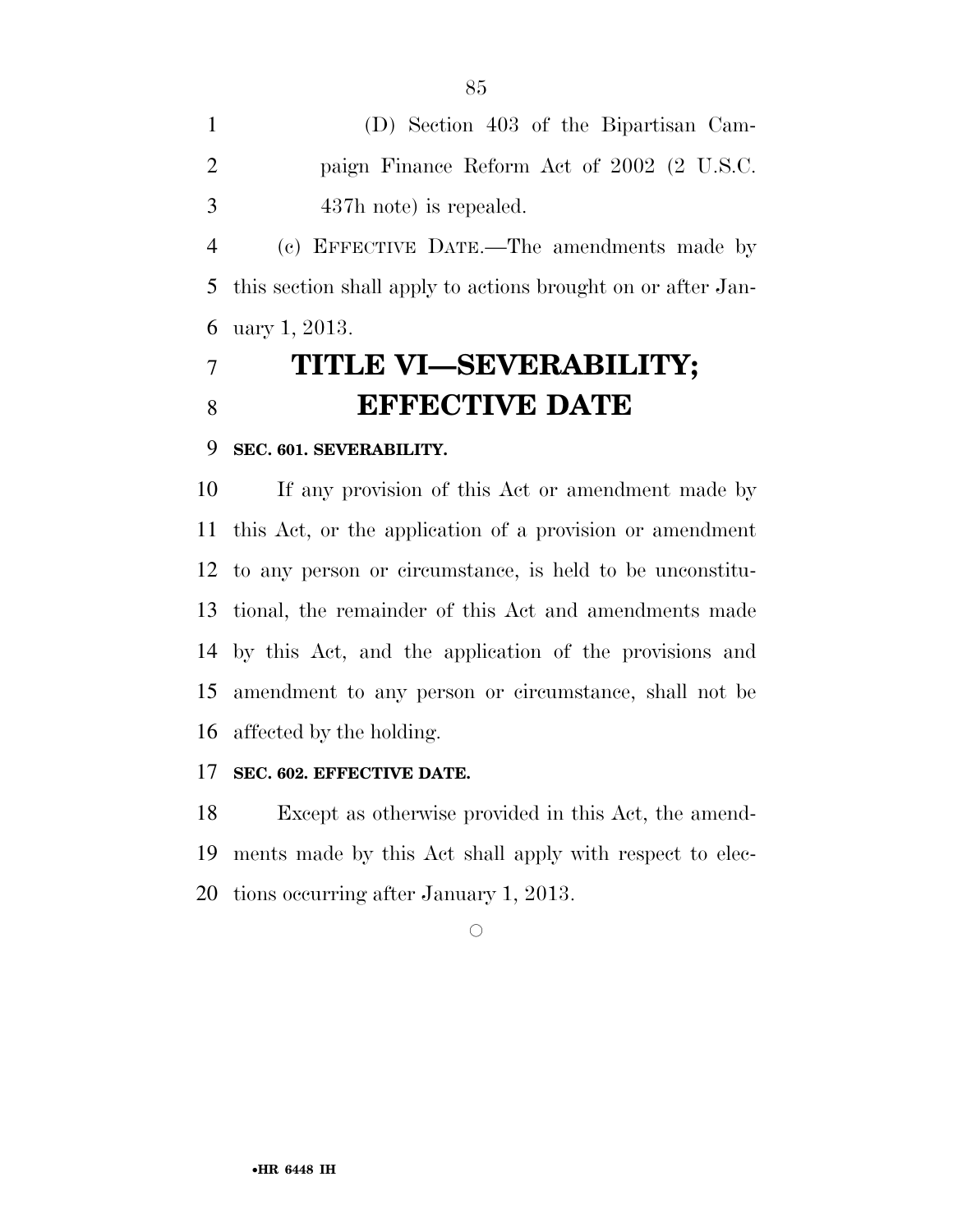(D) Section 403 of the Bipartisan Campaign Finance Reform Act of 2002 (2 U.S.C. 437h note) is repealed.

(c) EFFECTIVE DATE.—The amendments made by this section shall apply to actions brought on or after January 1, 2013.

# TITLE VI—SEVERABILITY; EFFECTIVE DATE

**SEC. 601. SEVERABILITY.**

If any provision of this Act or amendment made by this Act, or the application of a provision or amendment to any person or circumstance, is held to be unconstitutional, the remainder of this Act and amendments made by this Act, and the application of the provisions and amendment to any person or circumstance, shall not be affected by the holding.

**SEC. 602. EFFECTIVE DATE.**

Except as otherwise provided in this Act, the amendments made by this Act shall apply with respect to elections occurring after January 1, 2013.

○